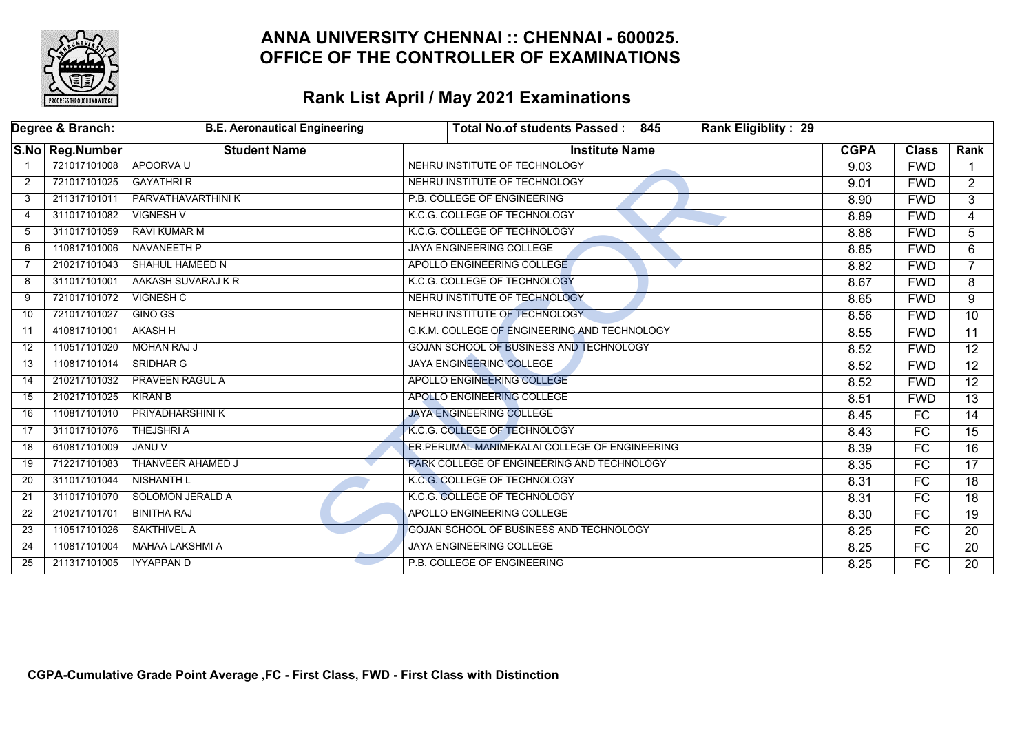# ANNA UNIVERSITY CHENNAI :: CHENNAI - 600025.
# OFFICE OF THE CONTROLLER OF EXAMINATIONS

## Rank List April / May 2021 Examinations

| Degree & Branch: | B.E. Aeronautical Engineering | Total No.of students Passed : 845 | Rank Eligiblity : 29 | | | |
|---|---|---|---|---|---|---|
| **S.No** | **Reg.Number** | **Student Name** | **Institute Name** | **CGPA** | **Class** | **Rank** |
| 1 | 721017101008 | APOORVA U | NEHRU INSTITUTE OF TECHNOLOGY | 9.03 | FWD | 1 |
| 2 | 721017101025 | GAYATHRI R | NEHRU INSTITUTE OF TECHNOLOGY | 9.01 | FWD | 2 |
| 3 | 211317101011 | PARVATHAVARTHINI K | P.B. COLLEGE OF ENGINEERING | 8.90 | FWD | 3 |
| 4 | 311017101082 | VIGNESH V | K.C.G. COLLEGE OF TECHNOLOGY | 8.89 | FWD | 4 |
| 5 | 311017101059 | RAVI KUMAR M | K.C.G. COLLEGE OF TECHNOLOGY | 8.88 | FWD | 5 |
| 6 | 110817101006 | NAVANEETH P | JAYA ENGINEERING COLLEGE | 8.85 | FWD | 6 |
| 7 | 210217101043 | SHAHUL HAMEED N | APOLLO ENGINEERING COLLEGE | 8.82 | FWD | 7 |
| 8 | 311017101001 | AAKASH SUVARAJ K R | K.C.G. COLLEGE OF TECHNOLOGY | 8.67 | FWD | 8 |
| 9 | 721017101072 | VIGNESH C | NEHRU INSTITUTE OF TECHNOLOGY | 8.65 | FWD | 9 |
| 10 | 721017101027 | GINO GS | NEHRU INSTITUTE OF TECHNOLOGY | 8.56 | FWD | 10 |
| 11 | 410817101001 | AKASH H | G.K.M. COLLEGE OF ENGINEERING AND TECHNOLOGY | 8.55 | FWD | 11 |
| 12 | 110517101020 | MOHAN RAJ J | GOJAN SCHOOL OF BUSINESS AND TECHNOLOGY | 8.52 | FWD | 12 |
| 13 | 110817101014 | SRIDHAR G | JAYA ENGINEERING COLLEGE | 8.52 | FWD | 12 |
| 14 | 210217101032 | PRAVEEN RAGUL A | APOLLO ENGINEERING COLLEGE | 8.52 | FWD | 12 |
| 15 | 210217101025 | KIRAN B | APOLLO ENGINEERING COLLEGE | 8.51 | FWD | 13 |
| 16 | 110817101010 | PRIYADHARSHINI K | JAYA ENGINEERING COLLEGE | 8.45 | FC | 14 |
| 17 | 311017101076 | THEJSHRI A | K.C.G. COLLEGE OF TECHNOLOGY | 8.43 | FC | 15 |
| 18 | 610817101009 | JANU V | ER.PERUMAL MANIMEKALAI COLLEGE OF ENGINEERING | 8.39 | FC | 16 |
| 19 | 712217101083 | THANVEER AHAMED J | PARK COLLEGE OF ENGINEERING AND TECHNOLOGY | 8.35 | FC | 17 |
| 20 | 311017101044 | NISHANTH L | K.C.G. COLLEGE OF TECHNOLOGY | 8.31 | FC | 18 |
| 21 | 311017101070 | SOLOMON JERALD A | K.C.G. COLLEGE OF TECHNOLOGY | 8.31 | FC | 18 |
| 22 | 210217101701 | BINITHA RAJ | APOLLO ENGINEERING COLLEGE | 8.30 | FC | 19 |
| 23 | 110517101026 | SAKTHIVEL A | GOJAN SCHOOL OF BUSINESS AND TECHNOLOGY | 8.25 | FC | 20 |
| 24 | 110817101004 | MAHAA LAKSHMI A | JAYA ENGINEERING COLLEGE | 8.25 | FC | 20 |
| 25 | 211317101005 | IYYAPPAN D | P.B. COLLEGE OF ENGINEERING | 8.25 | FC | 20 |

**CGPA-Cumulative Grade Point Average ,FC - First Class, FWD - First Class with Distinction**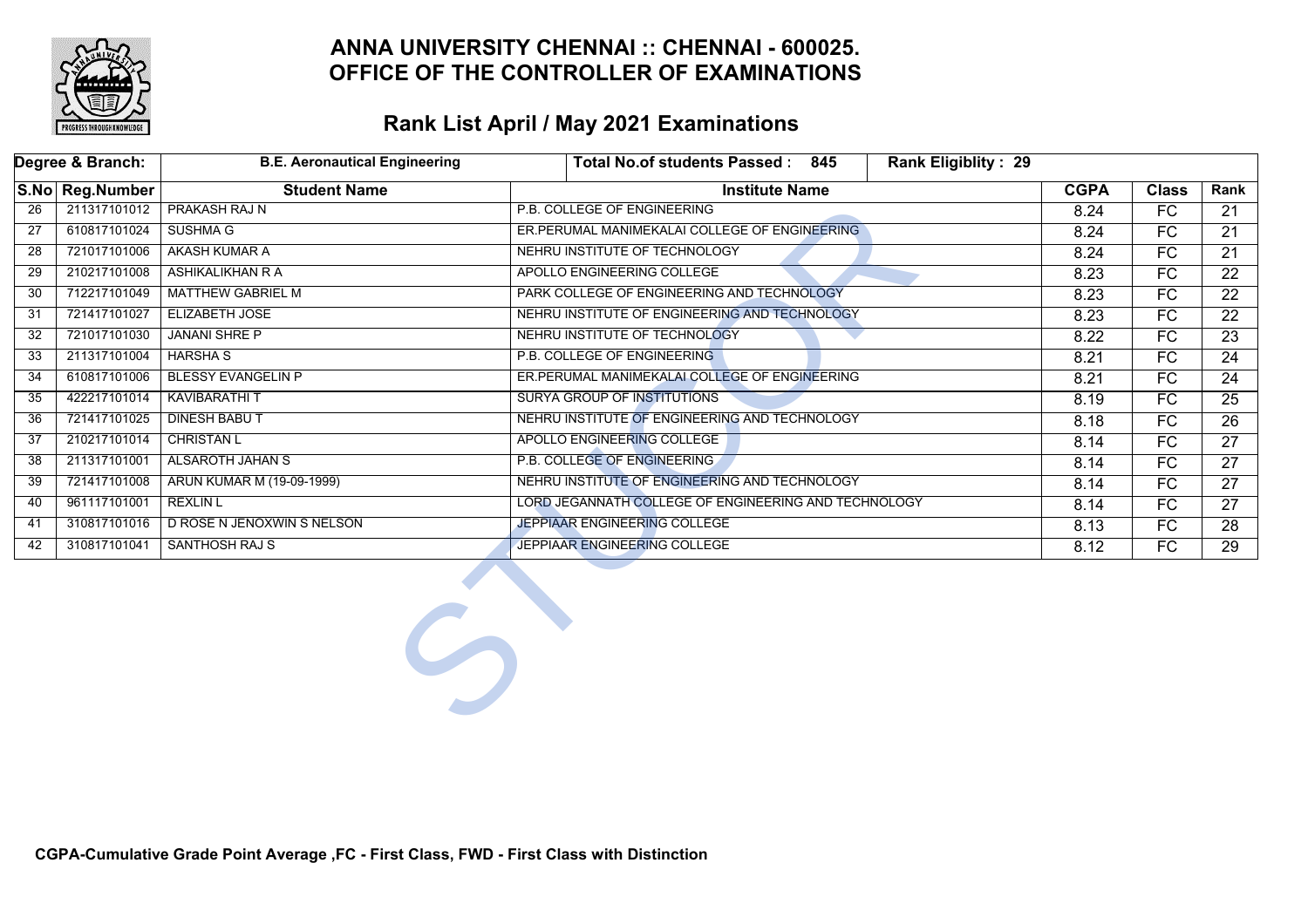# ANNA UNIVERSITY CHENNAI :: CHENNAI - 600025.
## OFFICE OF THE CONTROLLER OF EXAMINATIONS

### Rank List April / May 2021 Examinations

| Degree & Branch: | | B.E. Aeronautical Engineering | Total No.of students Passed : 845 | Rank Eligiblity : 29 | | |
|---|---|---|---|---|---|---|
| **S.No** | **Reg.Number** | **Student Name** | **Institute Name** | **CGPA** | **Class** | **Rank** |
| 26 | 211317101012 | PRAKASH RAJ N | P.B. COLLEGE OF ENGINEERING | 8.24 | FC | 21 |
| 27 | 610817101024 | SUSHMA G | ER.PERUMAL MANIMEKALAI COLLEGE OF ENGINEERING | 8.24 | FC | 21 |
| 28 | 721017101006 | AKASH KUMAR A | NEHRU INSTITUTE OF TECHNOLOGY | 8.24 | FC | 21 |
| 29 | 210217101008 | ASHIKALIKHAN R A | APOLLO ENGINEERING COLLEGE | 8.23 | FC | 22 |
| 30 | 712217101049 | MATTHEW GABRIEL M | PARK COLLEGE OF ENGINEERING AND TECHNOLOGY | 8.23 | FC | 22 |
| 31 | 721417101027 | ELIZABETH JOSE | NEHRU INSTITUTE OF ENGINEERING AND TECHNOLOGY | 8.23 | FC | 22 |
| 32 | 721017101030 | JANANI SHRE P | NEHRU INSTITUTE OF TECHNOLOGY | 8.22 | FC | 23 |
| 33 | 211317101004 | HARSHA S | P.B. COLLEGE OF ENGINEERING | 8.21 | FC | 24 |
| 34 | 610817101006 | BLESSY EVANGELIN P | ER.PERUMAL MANIMEKALAI COLLEGE OF ENGINEERING | 8.21 | FC | 24 |
| 35 | 422217101014 | KAVIBARATHI T | SURYA GROUP OF INSTITUTIONS | 8.19 | FC | 25 |
| 36 | 721417101025 | DINESH BABU T | NEHRU INSTITUTE OF ENGINEERING AND TECHNOLOGY | 8.18 | FC | 26 |
| 37 | 210217101014 | CHRISTAN L | APOLLO ENGINEERING COLLEGE | 8.14 | FC | 27 |
| 38 | 211317101001 | ALSAROTH JAHAN S | P.B. COLLEGE OF ENGINEERING | 8.14 | FC | 27 |
| 39 | 721417101008 | ARUN KUMAR M (19-09-1999) | NEHRU INSTITUTE OF ENGINEERING AND TECHNOLOGY | 8.14 | FC | 27 |
| 40 | 961117101001 | REXLIN L | LORD JEGANNATH COLLEGE OF ENGINEERING AND TECHNOLOGY | 8.14 | FC | 27 |
| 41 | 310817101016 | D ROSE N JENOXWIN S NELSON | JEPPIAAR ENGINEERING COLLEGE | 8.13 | FC | 28 |
| 42 | 310817101041 | SANTHOSH RAJ S | JEPPIAAR ENGINEERING COLLEGE | 8.12 | FC | 29 |

**CGPA-Cumulative Grade Point Average ,FC - First Class, FWD - First Class with Distinction**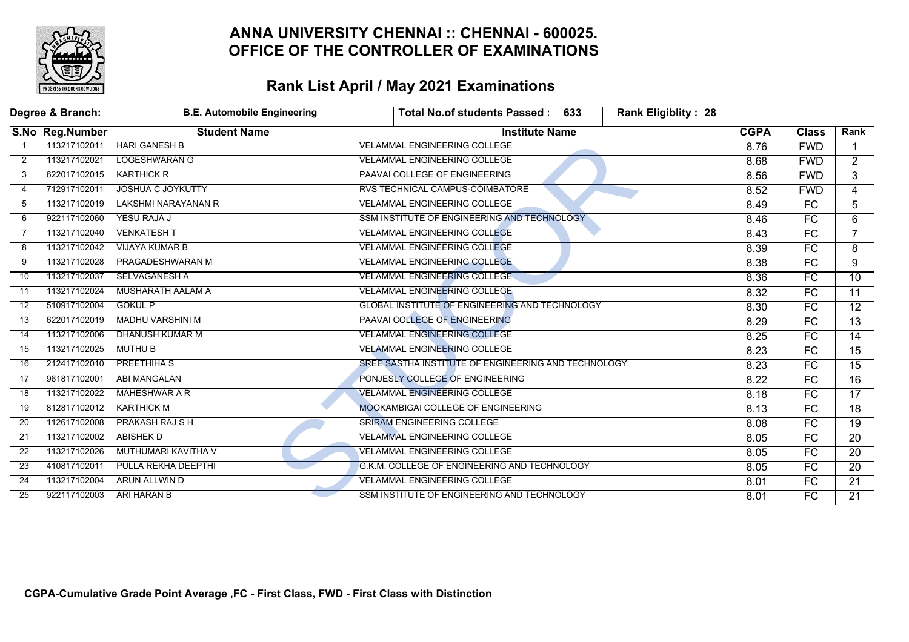# ANNA UNIVERSITY CHENNAI :: CHENNAI - 600025.
# OFFICE OF THE CONTROLLER OF EXAMINATIONS

## Rank List April / May 2021 Examinations

| Degree & Branch: | | B.E. Automobile Engineering | Total No.of students Passed : 633 | Rank Eligiblity : 28 | | |
|---|---|---|---|---|---|---|
| **S.No** | **Reg.Number** | **Student Name** | **Institute Name** | **CGPA** | **Class** | **Rank** |
| 1 | 113217102011 | HARI GANESH B | VELAMMAL ENGINEERING COLLEGE | 8.76 | FWD | 1 |
| 2 | 113217102021 | LOGESHWARAN G | VELAMMAL ENGINEERING COLLEGE | 8.68 | FWD | 2 |
| 3 | 622017102015 | KARTHICK R | PAAVAI COLLEGE OF ENGINEERING | 8.56 | FWD | 3 |
| 4 | 712917102011 | JOSHUA C JOYKUTTY | RVS TECHNICAL CAMPUS-COIMBATORE | 8.52 | FWD | 4 |
| 5 | 113217102019 | LAKSHMI NARAYANAN R | VELAMMAL ENGINEERING COLLEGE | 8.49 | FC | 5 |
| 6 | 922117102060 | YESU RAJA J | SSM INSTITUTE OF ENGINEERING AND TECHNOLOGY | 8.46 | FC | 6 |
| 7 | 113217102040 | VENKATESH T | VELAMMAL ENGINEERING COLLEGE | 8.43 | FC | 7 |
| 8 | 113217102042 | VIJAYA KUMAR B | VELAMMAL ENGINEERING COLLEGE | 8.39 | FC | 8 |
| 9 | 113217102028 | PRAGADESHWARAN M | VELAMMAL ENGINEERING COLLEGE | 8.38 | FC | 9 |
| 10 | 113217102037 | SELVAGANESH A | VELAMMAL ENGINEERING COLLEGE | 8.36 | FC | 10 |
| 11 | 113217102024 | MUSHARATH AALAM A | VELAMMAL ENGINEERING COLLEGE | 8.32 | FC | 11 |
| 12 | 510917102004 | GOKUL P | GLOBAL INSTITUTE OF ENGINEERING AND TECHNOLOGY | 8.30 | FC | 12 |
| 13 | 622017102019 | MADHU VARSHINI M | PAAVAI COLLEGE OF ENGINEERING | 8.29 | FC | 13 |
| 14 | 113217102006 | DHANUSH KUMAR M | VELAMMAL ENGINEERING COLLEGE | 8.25 | FC | 14 |
| 15 | 113217102025 | MUTHU B | VELAMMAL ENGINEERING COLLEGE | 8.23 | FC | 15 |
| 16 | 212417102010 | PREETHIHA S | SREE SASTHA INSTITUTE OF ENGINEERING AND TECHNOLOGY | 8.23 | FC | 15 |
| 17 | 961817102001 | ABI MANGALAN | PONJESLY COLLEGE OF ENGINEERING | 8.22 | FC | 16 |
| 18 | 113217102022 | MAHESHWAR A R | VELAMMAL ENGINEERING COLLEGE | 8.18 | FC | 17 |
| 19 | 812817102012 | KARTHICK M | MOOKAMBIGAI COLLEGE OF ENGINEERING | 8.13 | FC | 18 |
| 20 | 112617102008 | PRAKASH RAJ S H | SRIRAM ENGINEERING COLLEGE | 8.08 | FC | 19 |
| 21 | 113217102002 | ABISHEK D | VELAMMAL ENGINEERING COLLEGE | 8.05 | FC | 20 |
| 22 | 113217102026 | MUTHUMARI KAVITHA V | VELAMMAL ENGINEERING COLLEGE | 8.05 | FC | 20 |
| 23 | 410817102011 | PULLA REKHA DEEPTHI | G.K.M. COLLEGE OF ENGINEERING AND TECHNOLOGY | 8.05 | FC | 20 |
| 24 | 113217102004 | ARUN ALLWIN D | VELAMMAL ENGINEERING COLLEGE | 8.01 | FC | 21 |
| 25 | 922117102003 | ARI HARAN B | SSM INSTITUTE OF ENGINEERING AND TECHNOLOGY | 8.01 | FC | 21 |

**CGPA-Cumulative Grade Point Average ,FC - First Class, FWD - First Class with Distinction**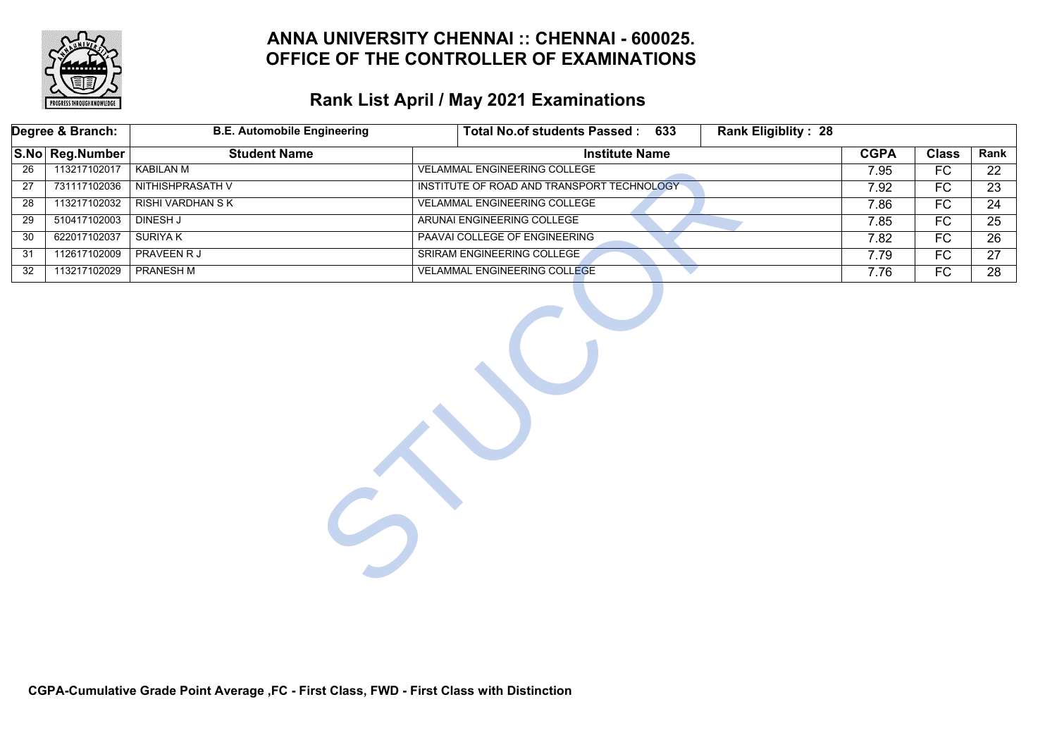# ANNA UNIVERSITY CHENNAI :: CHENNAI - 600025.
# OFFICE OF THE CONTROLLER OF EXAMINATIONS

## Rank List April / May 2021 Examinations

| Degree & Branch: | | B.E. Automobile Engineering | Total No.of students Passed : 633 | Rank Eligiblity : 28 | | |
|---|---|---|---|---|---|---|
| **S.No** | **Reg.Number** | **Student Name** | **Institute Name** | **CGPA** | **Class** | **Rank** |
| 26 | 113217102017 | KABILAN M | VELAMMAL ENGINEERING COLLEGE | 7.95 | FC | 22 |
| 27 | 731117102036 | NITHISHPRASATH V | INSTITUTE OF ROAD AND TRANSPORT TECHNOLOGY | 7.92 | FC | 23 |
| 28 | 113217102032 | RISHI VARDHAN S K | VELAMMAL ENGINEERING COLLEGE | 7.86 | FC | 24 |
| 29 | 510417102003 | DINESH J | ARUNAI ENGINEERING COLLEGE | 7.85 | FC | 25 |
| 30 | 622017102037 | SURIYA K | PAAVAI COLLEGE OF ENGINEERING | 7.82 | FC | 26 |
| 31 | 112617102009 | PRAVEEN R J | SRIRAM ENGINEERING COLLEGE | 7.79 | FC | 27 |
| 32 | 113217102029 | PRANESH M | VELAMMAL ENGINEERING COLLEGE | 7.76 | FC | 28 |

**CGPA-Cumulative Grade Point Average ,FC - First Class, FWD - First Class with Distinction**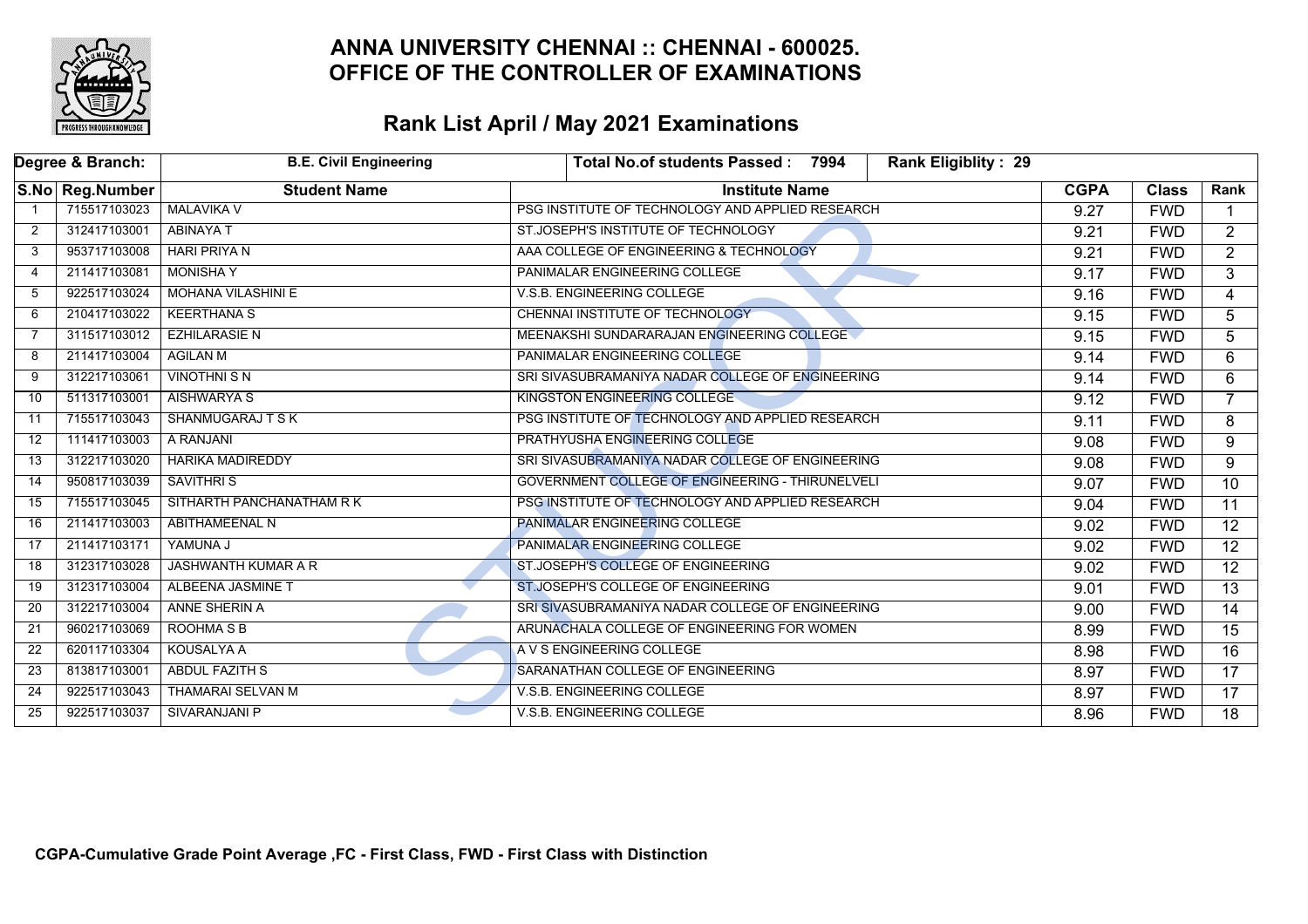# ANNA UNIVERSITY CHENNAI :: CHENNAI - 600025.
# OFFICE OF THE CONTROLLER OF EXAMINATIONS

## Rank List April / May 2021 Examinations

| Degree & Branch: | | B.E. Civil Engineering | Total No.of students Passed : 7994 | Rank Eligiblity : 29 | | |
|---|---|---|---|---|---|---|
| **S.No** | **Reg.Number** | **Student Name** | **Institute Name** | **CGPA** | **Class** | **Rank** |
| 1 | 715517103023 | MALAVIKA V | PSG INSTITUTE OF TECHNOLOGY AND APPLIED RESEARCH | 9.27 | FWD | 1 |
| 2 | 312417103001 | ABINAYA T | ST.JOSEPH'S INSTITUTE OF TECHNOLOGY | 9.21 | FWD | 2 |
| 3 | 953717103008 | HARI PRIYA N | AAA COLLEGE OF ENGINEERING & TECHNOLOGY | 9.21 | FWD | 2 |
| 4 | 211417103081 | MONISHA Y | PANIMALAR ENGINEERING COLLEGE | 9.17 | FWD | 3 |
| 5 | 922517103024 | MOHANA VILASHINI E | V.S.B. ENGINEERING COLLEGE | 9.16 | FWD | 4 |
| 6 | 210417103022 | KEERTHANA S | CHENNAI INSTITUTE OF TECHNOLOGY | 9.15 | FWD | 5 |
| 7 | 311517103012 | EZHILARASIE N | MEENAKSHI SUNDARARAJAN ENGINEERING COLLEGE | 9.15 | FWD | 5 |
| 8 | 211417103004 | AGILAN M | PANIMALAR ENGINEERING COLLEGE | 9.14 | FWD | 6 |
| 9 | 312217103061 | VINOTHNI S N | SRI SIVASUBRAMANIYA NADAR COLLEGE OF ENGINEERING | 9.14 | FWD | 6 |
| 10 | 511317103001 | AISHWARYA S | KINGSTON ENGINEERING COLLEGE | 9.12 | FWD | 7 |
| 11 | 715517103043 | SHANMUGARAJ T S K | PSG INSTITUTE OF TECHNOLOGY AND APPLIED RESEARCH | 9.11 | FWD | 8 |
| 12 | 111417103003 | A RANJANI | PRATHYUSHA ENGINEERING COLLEGE | 9.08 | FWD | 9 |
| 13 | 312217103020 | HARIKA MADIREDDY | SRI SIVASUBRAMANIYA NADAR COLLEGE OF ENGINEERING | 9.08 | FWD | 9 |
| 14 | 950817103039 | SAVITHRI S | GOVERNMENT COLLEGE OF ENGINEERING - THIRUNELVELI | 9.07 | FWD | 10 |
| 15 | 715517103045 | SITHARTH PANCHANATHAM R K | PSG INSTITUTE OF TECHNOLOGY AND APPLIED RESEARCH | 9.04 | FWD | 11 |
| 16 | 211417103003 | ABITHAMEENAL N | PANIMALAR ENGINEERING COLLEGE | 9.02 | FWD | 12 |
| 17 | 211417103171 | YAMUNA J | PANIMALAR ENGINEERING COLLEGE | 9.02 | FWD | 12 |
| 18 | 312317103028 | JASHWANTH KUMAR A R | ST.JOSEPH'S COLLEGE OF ENGINEERING | 9.02 | FWD | 12 |
| 19 | 312317103004 | ALBEENA JASMINE T | ST.JOSEPH'S COLLEGE OF ENGINEERING | 9.01 | FWD | 13 |
| 20 | 312217103004 | ANNE SHERIN A | SRI SIVASUBRAMANIYA NADAR COLLEGE OF ENGINEERING | 9.00 | FWD | 14 |
| 21 | 960217103069 | ROOHMA S B | ARUNACHALA COLLEGE OF ENGINEERING FOR WOMEN | 8.99 | FWD | 15 |
| 22 | 620117103304 | KOUSALYA A | A V S ENGINEERING COLLEGE | 8.98 | FWD | 16 |
| 23 | 813817103001 | ABDUL FAZITH S | SARANATHAN COLLEGE OF ENGINEERING | 8.97 | FWD | 17 |
| 24 | 922517103043 | THAMARAI SELVAN M | V.S.B. ENGINEERING COLLEGE | 8.97 | FWD | 17 |
| 25 | 922517103037 | SIVARANJANI P | V.S.B. ENGINEERING COLLEGE | 8.96 | FWD | 18 |

**CGPA-Cumulative Grade Point Average ,FC - First Class, FWD - First Class with Distinction**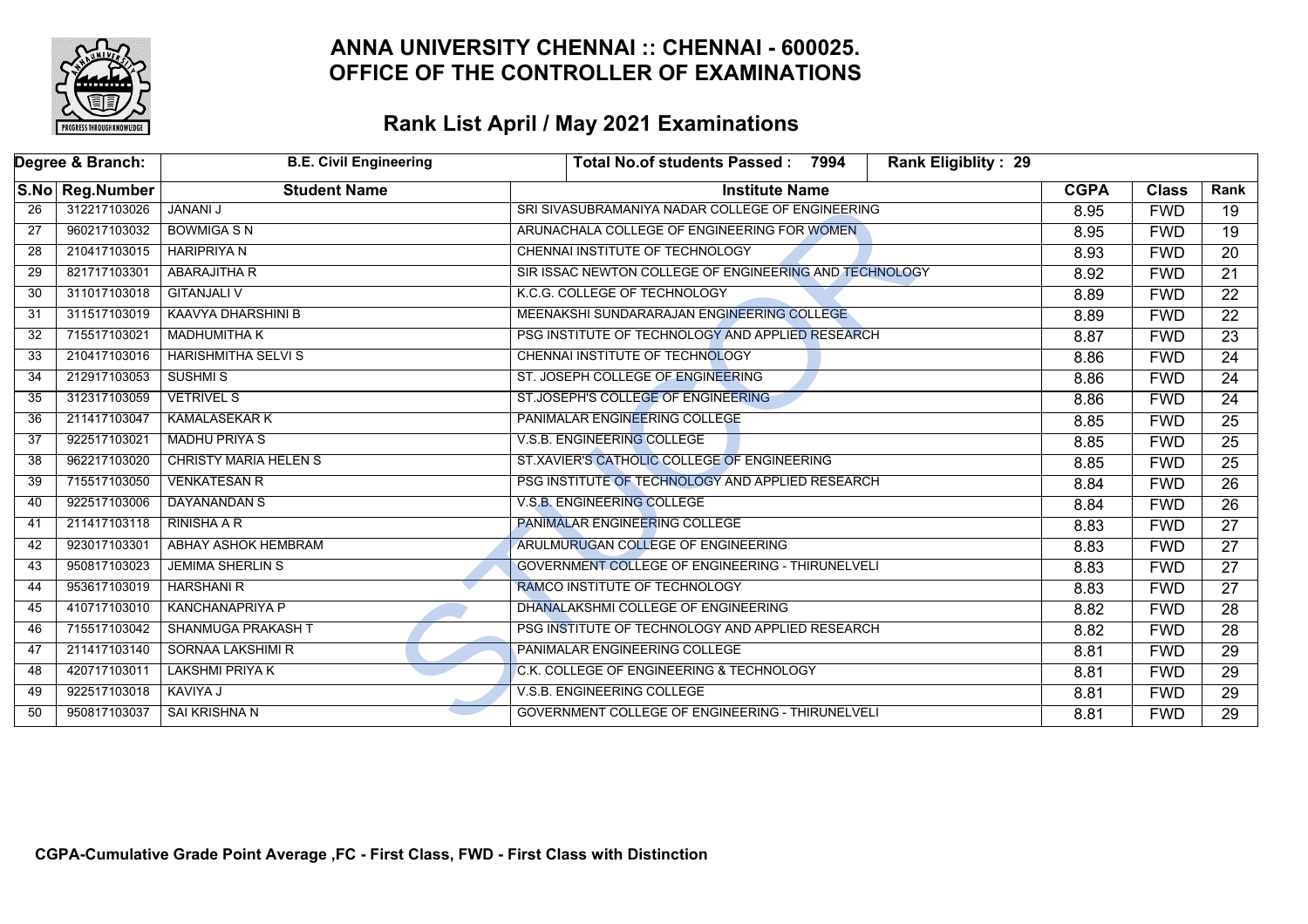## ANNA UNIVERSITY CHENNAI :: CHENNAI - 600025.
## OFFICE OF THE CONTROLLER OF EXAMINATIONS

## Rank List April / May 2021 Examinations

| Degree & Branch: | | B.E. Civil Engineering | Total No.of students Passed : 7994 | Rank Eligiblity : 29 | | |
|---|---|---|---|---|---|---|
| **S.No** | **Reg.Number** | **Student Name** | **Institute Name** | **CGPA** | **Class** | **Rank** |
| 26 | 312217103026 | JANANI J | SRI SIVASUBRAMANIYA NADAR COLLEGE OF ENGINEERING | 8.95 | FWD | 19 |
| 27 | 960217103032 | BOWMIGA S N | ARUNACHALA COLLEGE OF ENGINEERING FOR WOMEN | 8.95 | FWD | 19 |
| 28 | 210417103015 | HARIPRIYA N | CHENNAI INSTITUTE OF TECHNOLOGY | 8.93 | FWD | 20 |
| 29 | 821717103301 | ABARAJITHA R | SIR ISSAC NEWTON COLLEGE OF ENGINEERING AND TECHNOLOGY | 8.92 | FWD | 21 |
| 30 | 311017103018 | GITANJALI V | K.C.G. COLLEGE OF TECHNOLOGY | 8.89 | FWD | 22 |
| 31 | 311517103019 | KAAVYA DHARSHINI B | MEENAKSHI SUNDARARAJAN ENGINEERING COLLEGE | 8.89 | FWD | 22 |
| 32 | 715517103021 | MADHUMITHA K | PSG INSTITUTE OF TECHNOLOGY AND APPLIED RESEARCH | 8.87 | FWD | 23 |
| 33 | 210417103016 | HARISHMITHA SELVI S | CHENNAI INSTITUTE OF TECHNOLOGY | 8.86 | FWD | 24 |
| 34 | 212917103053 | SUSHMI S | ST. JOSEPH COLLEGE OF ENGINEERING | 8.86 | FWD | 24 |
| 35 | 312317103059 | VETRIVEL S | ST.JOSEPH'S COLLEGE OF ENGINEERING | 8.86 | FWD | 24 |
| 36 | 211417103047 | KAMALASEKAR K | PANIMALAR ENGINEERING COLLEGE | 8.85 | FWD | 25 |
| 37 | 922517103021 | MADHU PRIYA S | V.S.B. ENGINEERING COLLEGE | 8.85 | FWD | 25 |
| 38 | 962217103020 | CHRISTY MARIA HELEN S | ST.XAVIER'S CATHOLIC COLLEGE OF ENGINEERING | 8.85 | FWD | 25 |
| 39 | 715517103050 | VENKATESAN R | PSG INSTITUTE OF TECHNOLOGY AND APPLIED RESEARCH | 8.84 | FWD | 26 |
| 40 | 922517103006 | DAYANANDAN S | V.S.B. ENGINEERING COLLEGE | 8.84 | FWD | 26 |
| 41 | 211417103118 | RINISHA A R | PANIMALAR ENGINEERING COLLEGE | 8.83 | FWD | 27 |
| 42 | 923017103301 | ABHAY ASHOK HEMBRAM | ARULMURUGAN COLLEGE OF ENGINEERING | 8.83 | FWD | 27 |
| 43 | 950817103023 | JEMIMA SHERLIN S | GOVERNMENT COLLEGE OF ENGINEERING - THIRUNELVELI | 8.83 | FWD | 27 |
| 44 | 953617103019 | HARSHANI R | RAMCO INSTITUTE OF TECHNOLOGY | 8.83 | FWD | 27 |
| 45 | 410717103010 | KANCHANAPRIYA P | DHANALAKSHMI COLLEGE OF ENGINEERING | 8.82 | FWD | 28 |
| 46 | 715517103042 | SHANMUGA PRAKASH T | PSG INSTITUTE OF TECHNOLOGY AND APPLIED RESEARCH | 8.82 | FWD | 28 |
| 47 | 211417103140 | SORNAA LAKSHIMI R | PANIMALAR ENGINEERING COLLEGE | 8.81 | FWD | 29 |
| 48 | 420717103011 | LAKSHMI PRIYA K | C.K. COLLEGE OF ENGINEERING & TECHNOLOGY | 8.81 | FWD | 29 |
| 49 | 922517103018 | KAVIYA J | V.S.B. ENGINEERING COLLEGE | 8.81 | FWD | 29 |
| 50 | 950817103037 | SAI KRISHNA N | GOVERNMENT COLLEGE OF ENGINEERING - THIRUNELVELI | 8.81 | FWD | 29 |

**CGPA-Cumulative Grade Point Average ,FC - First Class, FWD - First Class with Distinction**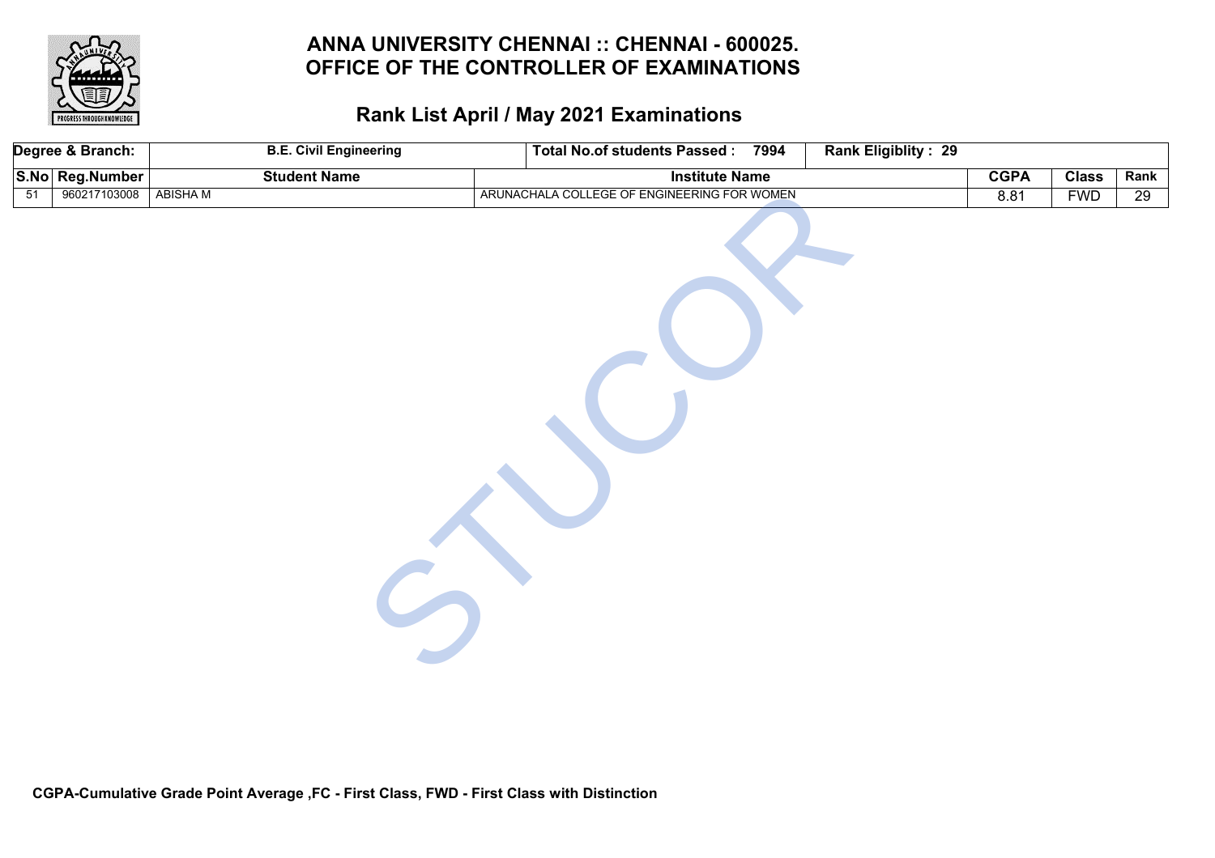# ANNA UNIVERSITY CHENNAI :: CHENNAI - 600025.
# OFFICE OF THE CONTROLLER OF EXAMINATIONS

## Rank List April / May 2021 Examinations

| Degree & Branch: | B.E. Civil Engineering | | Total No.of students Passed : 7994 | Rank Eligiblity : 29 | | |
|---|---|---|---|---|---|---|
| **S.No** | **Reg.Number** | **Student Name** | **Institute Name** | **CGPA** | **Class** | **Rank** |
| 51 | 960217103008 | ABISHA M | ARUNACHALA COLLEGE OF ENGINEERING FOR WOMEN | 8.81 | FWD | 29 |

**CGPA-Cumulative Grade Point Average ,FC - First Class, FWD - First Class with Distinction**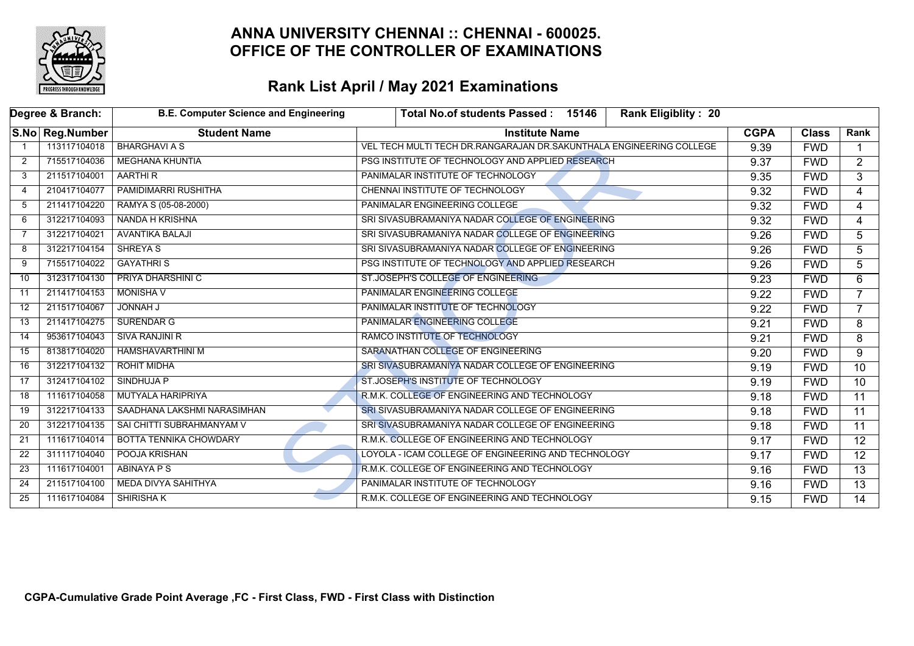# ANNA UNIVERSITY CHENNAI :: CHENNAI - 600025.
# OFFICE OF THE CONTROLLER OF EXAMINATIONS

## Rank List April / May 2021 Examinations

| Degree & Branch: | B.E. Computer Science and Engineering | Total No.of students Passed : 15146 | Rank Eligiblity : 20 | | | |
|---|---|---|---|---|---|---|
| **S.No** | **Reg.Number** | **Student Name** | **Institute Name** | **CGPA** | **Class** | **Rank** |
| 1 | 113117104018 | BHARGHAVI A S | VEL TECH MULTI TECH DR.RANGARAJAN DR.SAKUNTHALA ENGINEERING COLLEGE | 9.39 | FWD | 1 |
| 2 | 715517104036 | MEGHANA KHUNTIA | PSG INSTITUTE OF TECHNOLOGY AND APPLIED RESEARCH | 9.37 | FWD | 2 |
| 3 | 211517104001 | AARTHI R | PANIMALAR INSTITUTE OF TECHNOLOGY | 9.35 | FWD | 3 |
| 4 | 210417104077 | PAMIDIMARRI RUSHITHA | CHENNAI INSTITUTE OF TECHNOLOGY | 9.32 | FWD | 4 |
| 5 | 211417104220 | RAMYA S (05-08-2000) | PANIMALAR ENGINEERING COLLEGE | 9.32 | FWD | 4 |
| 6 | 312217104093 | NANDA H KRISHNA | SRI SIVASUBRAMANIYA NADAR COLLEGE OF ENGINEERING | 9.32 | FWD | 4 |
| 7 | 312217104021 | AVANTIKA BALAJI | SRI SIVASUBRAMANIYA NADAR COLLEGE OF ENGINEERING | 9.26 | FWD | 5 |
| 8 | 312217104154 | SHREYA S | SRI SIVASUBRAMANIYA NADAR COLLEGE OF ENGINEERING | 9.26 | FWD | 5 |
| 9 | 715517104022 | GAYATHRI S | PSG INSTITUTE OF TECHNOLOGY AND APPLIED RESEARCH | 9.26 | FWD | 5 |
| 10 | 312317104130 | PRIYA DHARSHINI C | ST.JOSEPH'S COLLEGE OF ENGINEERING | 9.23 | FWD | 6 |
| 11 | 211417104153 | MONISHA V | PANIMALAR ENGINEERING COLLEGE | 9.22 | FWD | 7 |
| 12 | 211517104067 | JONNAH J | PANIMALAR INSTITUTE OF TECHNOLOGY | 9.22 | FWD | 7 |
| 13 | 211417104275 | SURENDAR G | PANIMALAR ENGINEERING COLLEGE | 9.21 | FWD | 8 |
| 14 | 953617104043 | SIVA RANJINI R | RAMCO INSTITUTE OF TECHNOLOGY | 9.21 | FWD | 8 |
| 15 | 813817104020 | HAMSHAVARTHINI M | SARANATHAN COLLEGE OF ENGINEERING | 9.20 | FWD | 9 |
| 16 | 312217104132 | ROHIT MIDHA | SRI SIVASUBRAMANIYA NADAR COLLEGE OF ENGINEERING | 9.19 | FWD | 10 |
| 17 | 312417104102 | SINDHUJA P | ST.JOSEPH'S INSTITUTE OF TECHNOLOGY | 9.19 | FWD | 10 |
| 18 | 111617104058 | MUTYALA HARIPRIYA | R.M.K. COLLEGE OF ENGINEERING AND TECHNOLOGY | 9.18 | FWD | 11 |
| 19 | 312217104133 | SAADHANA LAKSHMI NARASIMHAN | SRI SIVASUBRAMANIYA NADAR COLLEGE OF ENGINEERING | 9.18 | FWD | 11 |
| 20 | 312217104135 | SAI CHITTI SUBRAHMANYAM V | SRI SIVASUBRAMANIYA NADAR COLLEGE OF ENGINEERING | 9.18 | FWD | 11 |
| 21 | 111617104014 | BOTTA TENNIKA CHOWDARY | R.M.K. COLLEGE OF ENGINEERING AND TECHNOLOGY | 9.17 | FWD | 12 |
| 22 | 311117104040 | POOJA KRISHAN | LOYOLA - ICAM COLLEGE OF ENGINEERING AND TECHNOLOGY | 9.17 | FWD | 12 |
| 23 | 111617104001 | ABINAYA P S | R.M.K. COLLEGE OF ENGINEERING AND TECHNOLOGY | 9.16 | FWD | 13 |
| 24 | 211517104100 | MEDA DIVYA SAHITHYA | PANIMALAR INSTITUTE OF TECHNOLOGY | 9.16 | FWD | 13 |
| 25 | 111617104084 | SHIRISHA K | R.M.K. COLLEGE OF ENGINEERING AND TECHNOLOGY | 9.15 | FWD | 14 |

**CGPA-Cumulative Grade Point Average ,FC - First Class, FWD - First Class with Distinction**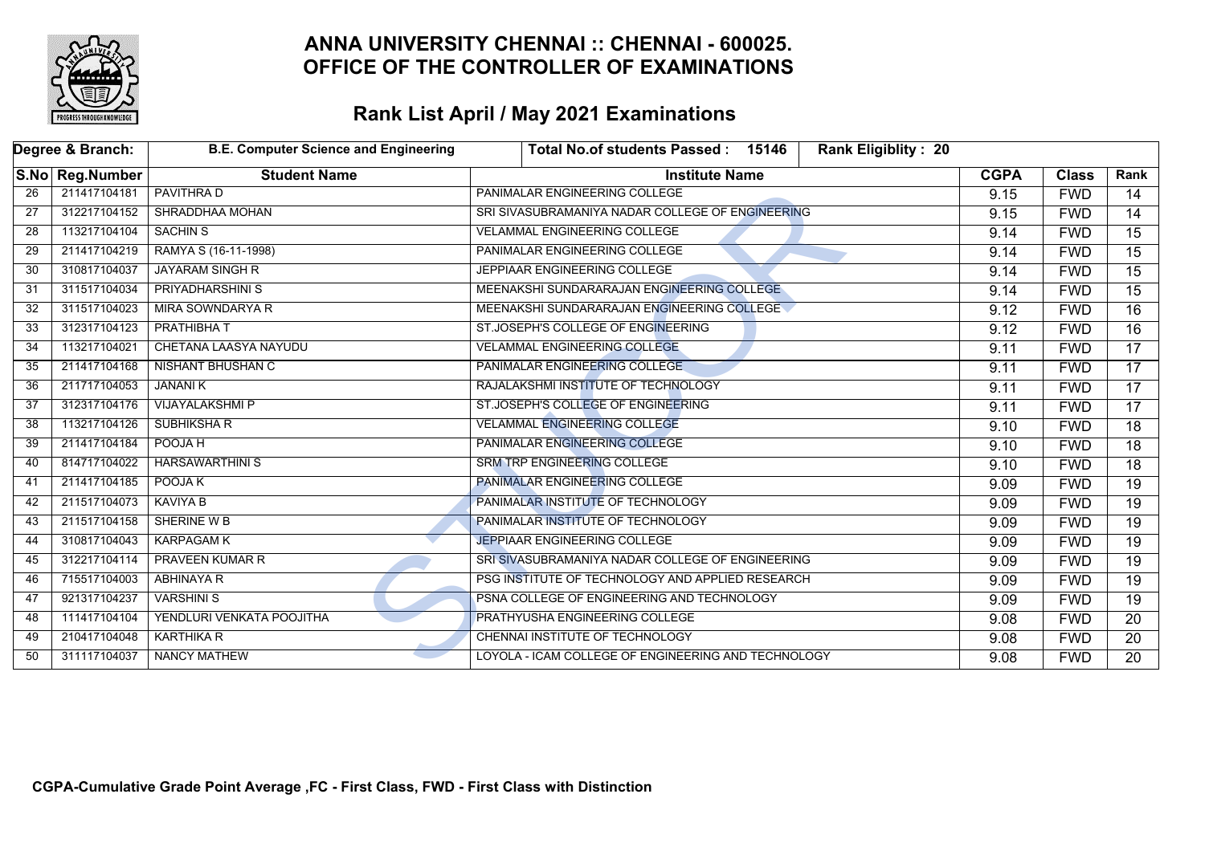# ANNA UNIVERSITY CHENNAI :: CHENNAI - 600025.
# OFFICE OF THE CONTROLLER OF EXAMINATIONS

## Rank List April / May 2021 Examinations

| Degree & Branch: | B.E. Computer Science and Engineering | Total No.of students Passed : 15146 | Rank Eligiblity : 20 | | | |
|---|---|---|---|---|---|---|
| **S.No** | **Reg.Number** | **Student Name** | **Institute Name** | **CGPA** | **Class** | **Rank** |
| 26 | 211417104181 | PAVITHRA D | PANIMALAR ENGINEERING COLLEGE | 9.15 | FWD | 14 |
| 27 | 312217104152 | SHRADDHAA MOHAN | SRI SIVASUBRAMANIYA NADAR COLLEGE OF ENGINEERING | 9.15 | FWD | 14 |
| 28 | 113217104104 | SACHIN S | VELAMMAL ENGINEERING COLLEGE | 9.14 | FWD | 15 |
| 29 | 211417104219 | RAMYA S (16-11-1998) | PANIMALAR ENGINEERING COLLEGE | 9.14 | FWD | 15 |
| 30 | 310817104037 | JAYARAM SINGH R | JEPPIAAR ENGINEERING COLLEGE | 9.14 | FWD | 15 |
| 31 | 311517104034 | PRIYADHARSHINI S | MEENAKSHI SUNDARARAJAN ENGINEERING COLLEGE | 9.14 | FWD | 15 |
| 32 | 311517104023 | MIRA SOWNDARYA R | MEENAKSHI SUNDARARAJAN ENGINEERING COLLEGE | 9.12 | FWD | 16 |
| 33 | 312317104123 | PRATHIBHA T | ST.JOSEPH'S COLLEGE OF ENGINEERING | 9.12 | FWD | 16 |
| 34 | 113217104021 | CHETANA LAASYA NAYUDU | VELAMMAL ENGINEERING COLLEGE | 9.11 | FWD | 17 |
| 35 | 211417104168 | NISHANT BHUSHAN C | PANIMALAR ENGINEERING COLLEGE | 9.11 | FWD | 17 |
| 36 | 211717104053 | JANANI K | RAJALAKSHMI INSTITUTE OF TECHNOLOGY | 9.11 | FWD | 17 |
| 37 | 312317104176 | VIJAYALAKSHMI P | ST.JOSEPH'S COLLEGE OF ENGINEERING | 9.11 | FWD | 17 |
| 38 | 113217104126 | SUBHIKSHA R | VELAMMAL ENGINEERING COLLEGE | 9.10 | FWD | 18 |
| 39 | 211417104184 | POOJA H | PANIMALAR ENGINEERING COLLEGE | 9.10 | FWD | 18 |
| 40 | 814717104022 | HARSAWARTHINI S | SRM TRP ENGINEERING COLLEGE | 9.10 | FWD | 18 |
| 41 | 211417104185 | POOJA K | PANIMALAR ENGINEERING COLLEGE | 9.09 | FWD | 19 |
| 42 | 211517104073 | KAVIYA B | PANIMALAR INSTITUTE OF TECHNOLOGY | 9.09 | FWD | 19 |
| 43 | 211517104158 | SHERINE W B | PANIMALAR INSTITUTE OF TECHNOLOGY | 9.09 | FWD | 19 |
| 44 | 310817104043 | KARPAGAM K | JEPPIAAR ENGINEERING COLLEGE | 9.09 | FWD | 19 |
| 45 | 312217104114 | PRAVEEN KUMAR R | SRI SIVASUBRAMANIYA NADAR COLLEGE OF ENGINEERING | 9.09 | FWD | 19 |
| 46 | 715517104003 | ABHINAYA R | PSG INSTITUTE OF TECHNOLOGY AND APPLIED RESEARCH | 9.09 | FWD | 19 |
| 47 | 921317104237 | VARSHINI S | PSNA COLLEGE OF ENGINEERING AND TECHNOLOGY | 9.09 | FWD | 19 |
| 48 | 111417104104 | YENDLURI VENKATA POOJITHA | PRATHYUSHA ENGINEERING COLLEGE | 9.08 | FWD | 20 |
| 49 | 210417104048 | KARTHIKA R | CHENNAI INSTITUTE OF TECHNOLOGY | 9.08 | FWD | 20 |
| 50 | 311117104037 | NANCY MATHEW | LOYOLA - ICAM COLLEGE OF ENGINEERING AND TECHNOLOGY | 9.08 | FWD | 20 |

**CGPA-Cumulative Grade Point Average ,FC - First Class, FWD - First Class with Distinction**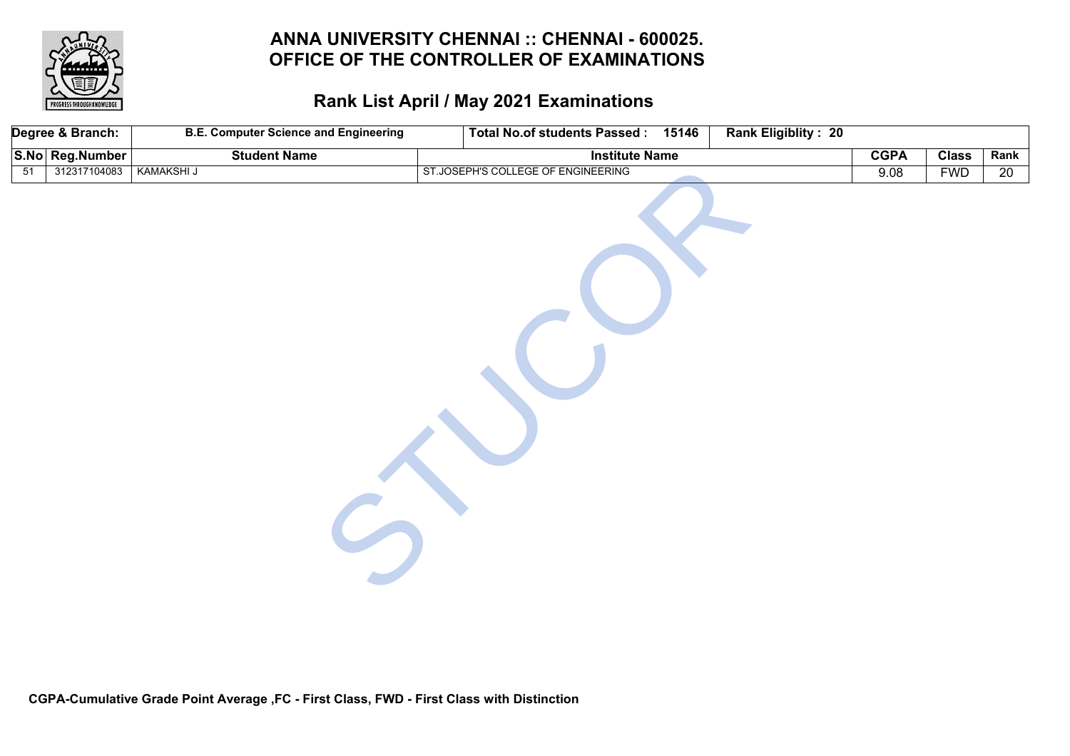# ANNA UNIVERSITY CHENNAI :: CHENNAI - 600025.
# OFFICE OF THE CONTROLLER OF EXAMINATIONS

## Rank List April / May 2021 Examinations

| Degree & Branch: | B.E. Computer Science and Engineering | Total No.of students Passed : 15146 | Rank Eligiblity : 20 | | | |
|---|---|---|---|---|---|---|
| **S.No** | **Reg.Number** | **Student Name** | **Institute Name** | **CGPA** | **Class** | **Rank** |
| 51 | 312317104083 | KAMAKSHI J | ST.JOSEPH'S COLLEGE OF ENGINEERING | 9.08 | FWD | 20 |

**CGPA-Cumulative Grade Point Average ,FC - First Class, FWD - First Class with Distinction**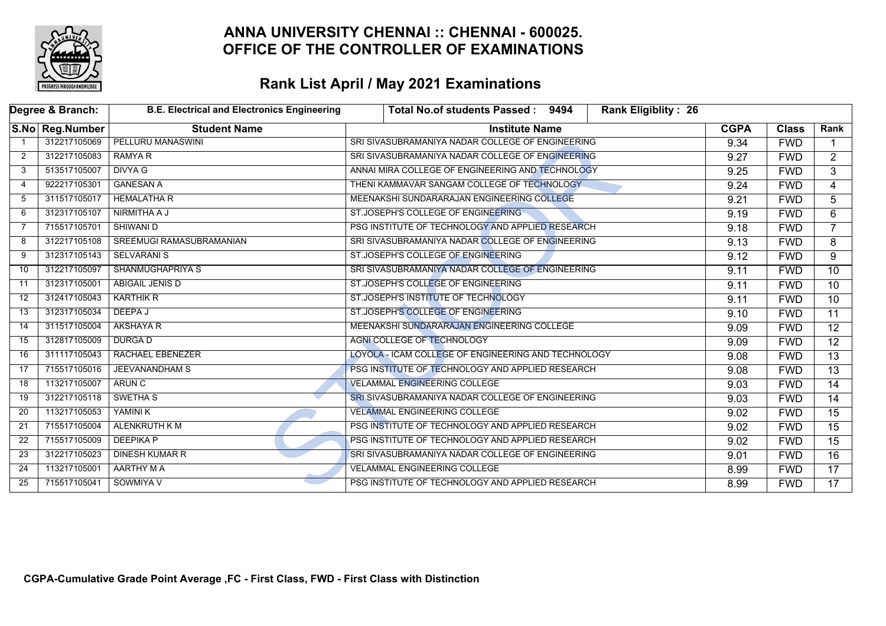# ANNA UNIVERSITY CHENNAI :: CHENNAI - 600025.
# OFFICE OF THE CONTROLLER OF EXAMINATIONS

## Rank List April / May 2021 Examinations

| Degree & Branch: | B.E. Electrical and Electronics Engineering | Total No.of students Passed : 9494 | Rank Eligiblity : 26 | | |
|---|---|---|---|---|---|

| S.No | Reg.Number | Student Name | Institute Name | CGPA | Class | Rank |
|---|---|---|---|---|---|---|
| 1 | 312217105069 | PELLURU MANASWINI | SRI SIVASUBRAMANIYA NADAR COLLEGE OF ENGINEERING | 9.34 | FWD | 1 |
| 2 | 312217105083 | RAMYA R | SRI SIVASUBRAMANIYA NADAR COLLEGE OF ENGINEERING | 9.27 | FWD | 2 |
| 3 | 513517105007 | DIVYA G | ANNAI MIRA COLLEGE OF ENGINEERING AND TECHNOLOGY | 9.25 | FWD | 3 |
| 4 | 922217105301 | GANESAN A | THENI KAMMAVAR SANGAM COLLEGE OF TECHNOLOGY | 9.24 | FWD | 4 |
| 5 | 311517105017 | HEMALATHA R | MEENAKSHI SUNDARARAJAN ENGINEERING COLLEGE | 9.21 | FWD | 5 |
| 6 | 312317105107 | NIRMITHA A J | ST.JOSEPH'S COLLEGE OF ENGINEERING | 9.19 | FWD | 6 |
| 7 | 715517105701 | SHIWANI D | PSG INSTITUTE OF TECHNOLOGY AND APPLIED RESEARCH | 9.18 | FWD | 7 |
| 8 | 312217105108 | SREEMUGI RAMASUBRAMANIAN | SRI SIVASUBRAMANIYA NADAR COLLEGE OF ENGINEERING | 9.13 | FWD | 8 |
| 9 | 312317105143 | SELVARANI S | ST.JOSEPH'S COLLEGE OF ENGINEERING | 9.12 | FWD | 9 |
| 10 | 312217105097 | SHANMUGHAPRIYA S | SRI SIVASUBRAMANIYA NADAR COLLEGE OF ENGINEERING | 9.11 | FWD | 10 |
| 11 | 312317105001 | ABIGAIL JENIS D | ST.JOSEPH'S COLLEGE OF ENGINEERING | 9.11 | FWD | 10 |
| 12 | 312417105043 | KARTHIK R | ST.JOSEPH'S INSTITUTE OF TECHNOLOGY | 9.11 | FWD | 10 |
| 13 | 312317105034 | DEEPA J | ST.JOSEPH'S COLLEGE OF ENGINEERING | 9.10 | FWD | 11 |
| 14 | 311517105004 | AKSHAYA R | MEENAKSHI SUNDARARAJAN ENGINEERING COLLEGE | 9.09 | FWD | 12 |
| 15 | 312817105009 | DURGA D | AGNI COLLEGE OF TECHNOLOGY | 9.09 | FWD | 12 |
| 16 | 311117105043 | RACHAEL EBENEZER | LOYOLA - ICAM COLLEGE OF ENGINEERING AND TECHNOLOGY | 9.08 | FWD | 13 |
| 17 | 715517105016 | JEEVANANDHAM S | PSG INSTITUTE OF TECHNOLOGY AND APPLIED RESEARCH | 9.08 | FWD | 13 |
| 18 | 113217105007 | ARUN C | VELAMMAL ENGINEERING COLLEGE | 9.03 | FWD | 14 |
| 19 | 312217105118 | SWETHA S | SRI SIVASUBRAMANIYA NADAR COLLEGE OF ENGINEERING | 9.03 | FWD | 14 |
| 20 | 113217105053 | YAMINI K | VELAMMAL ENGINEERING COLLEGE | 9.02 | FWD | 15 |
| 21 | 715517105004 | ALENKRUTH K M | PSG INSTITUTE OF TECHNOLOGY AND APPLIED RESEARCH | 9.02 | FWD | 15 |
| 22 | 715517105009 | DEEPIKA P | PSG INSTITUTE OF TECHNOLOGY AND APPLIED RESEARCH | 9.02 | FWD | 15 |
| 23 | 312217105023 | DINESH KUMAR R | SRI SIVASUBRAMANIYA NADAR COLLEGE OF ENGINEERING | 9.01 | FWD | 16 |
| 24 | 113217105001 | AARTHY M A | VELAMMAL ENGINEERING COLLEGE | 8.99 | FWD | 17 |
| 25 | 715517105041 | SOWMIYA V | PSG INSTITUTE OF TECHNOLOGY AND APPLIED RESEARCH | 8.99 | FWD | 17 |

**CGPA-Cumulative Grade Point Average ,FC - First Class, FWD - First Class with Distinction**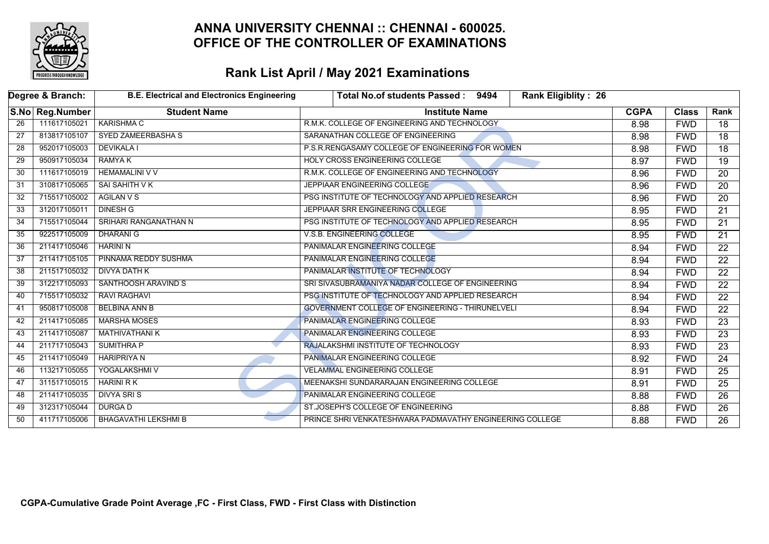# ANNA UNIVERSITY CHENNAI :: CHENNAI - 600025.
# OFFICE OF THE CONTROLLER OF EXAMINATIONS

## Rank List April / May 2021 Examinations

| Degree & Branch: | | B.E. Electrical and Electronics Engineering | Total No.of students Passed : 9494 | Rank Eligiblity : 26 | | |
|---|---|---|---|---|---|---|
| S.No | Reg.Number | Student Name | Institute Name | CGPA | Class | Rank |
| 26 | 111617105021 | KARISHMA C | R.M.K. COLLEGE OF ENGINEERING AND TECHNOLOGY | 8.98 | FWD | 18 |
| 27 | 813817105107 | SYED ZAMEERBASHA S | SARANATHAN COLLEGE OF ENGINEERING | 8.98 | FWD | 18 |
| 28 | 952017105003 | DEVIKALA I | P.S.R.RENGASAMY COLLEGE OF ENGINEERING FOR WOMEN | 8.98 | FWD | 18 |
| 29 | 950917105034 | RAMYA K | HOLY CROSS ENGINEERING COLLEGE | 8.97 | FWD | 19 |
| 30 | 111617105019 | HEMAMALINI V V | R.M.K. COLLEGE OF ENGINEERING AND TECHNOLOGY | 8.96 | FWD | 20 |
| 31 | 310817105065 | SAI SAHITH V K | JEPPIAAR ENGINEERING COLLEGE | 8.96 | FWD | 20 |
| 32 | 715517105002 | AGILAN V S | PSG INSTITUTE OF TECHNOLOGY AND APPLIED RESEARCH | 8.96 | FWD | 20 |
| 33 | 312017105011 | DINESH G | JEPPIAAR SRR ENGINEERING COLLEGE | 8.95 | FWD | 21 |
| 34 | 715517105044 | SRIHARI RANGANATHAN N | PSG INSTITUTE OF TECHNOLOGY AND APPLIED RESEARCH | 8.95 | FWD | 21 |
| 35 | 922517105009 | DHARANI G | V.S.B. ENGINEERING COLLEGE | 8.95 | FWD | 21 |
| 36 | 211417105046 | HARINI N | PANIMALAR ENGINEERING COLLEGE | 8.94 | FWD | 22 |
| 37 | 211417105105 | PINNAMA REDDY SUSHMA | PANIMALAR ENGINEERING COLLEGE | 8.94 | FWD | 22 |
| 38 | 211517105032 | DIVYA DATH K | PANIMALAR INSTITUTE OF TECHNOLOGY | 8.94 | FWD | 22 |
| 39 | 312217105093 | SANTHOOSH ARAVIND S | SRI SIVASUBRAMANIYA NADAR COLLEGE OF ENGINEERING | 8.94 | FWD | 22 |
| 40 | 715517105032 | RAVI RAGHAVI | PSG INSTITUTE OF TECHNOLOGY AND APPLIED RESEARCH | 8.94 | FWD | 22 |
| 41 | 950817105008 | BELBINA ANN B | GOVERNMENT COLLEGE OF ENGINEERING - THIRUNELVELI | 8.94 | FWD | 22 |
| 42 | 211417105085 | MARSHA MOSES | PANIMALAR ENGINEERING COLLEGE | 8.93 | FWD | 23 |
| 43 | 211417105087 | MATHIVATHANI K | PANIMALAR ENGINEERING COLLEGE | 8.93 | FWD | 23 |
| 44 | 211717105043 | SUMITHRA P | RAJALAKSHMI INSTITUTE OF TECHNOLOGY | 8.93 | FWD | 23 |
| 45 | 211417105049 | HARIPRIYA N | PANIMALAR ENGINEERING COLLEGE | 8.92 | FWD | 24 |
| 46 | 113217105055 | YOGALAKSHMI V | VELAMMAL ENGINEERING COLLEGE | 8.91 | FWD | 25 |
| 47 | 311517105015 | HARINI R K | MEENAKSHI SUNDARARAJAN ENGINEERING COLLEGE | 8.91 | FWD | 25 |
| 48 | 211417105035 | DIVYA SRI S | PANIMALAR ENGINEERING COLLEGE | 8.88 | FWD | 26 |
| 49 | 312317105044 | DURGA D | ST.JOSEPH'S COLLEGE OF ENGINEERING | 8.88 | FWD | 26 |
| 50 | 411717105006 | BHAGAVATHI LEKSHMI B | PRINCE SHRI VENKATESHWARA PADMAVATHY ENGINEERING COLLEGE | 8.88 | FWD | 26 |

**CGPA-Cumulative Grade Point Average ,FC - First Class, FWD - First Class with Distinction**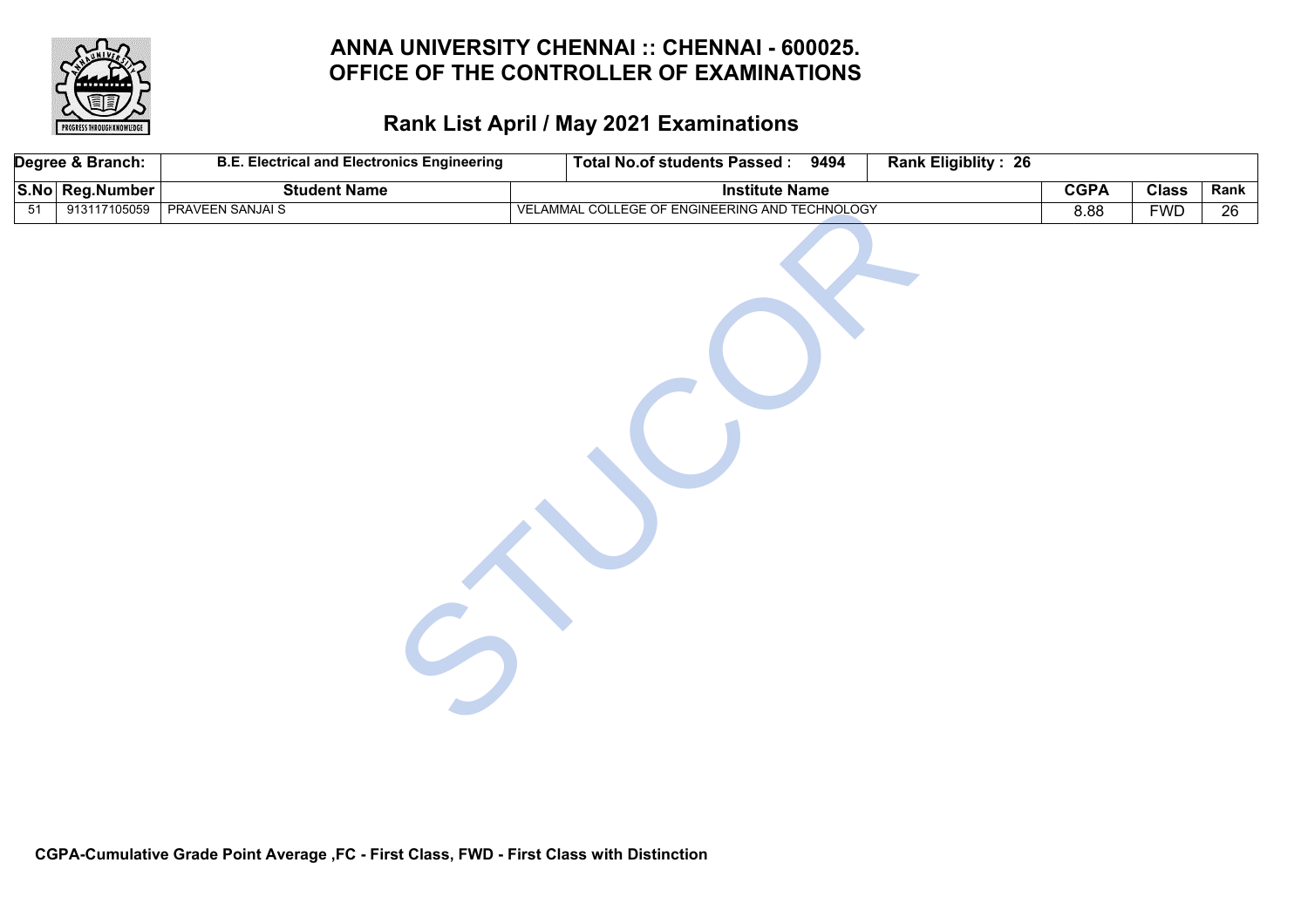# ANNA UNIVERSITY CHENNAI :: CHENNAI - 600025.
# OFFICE OF THE CONTROLLER OF EXAMINATIONS

## Rank List April / May 2021 Examinations

| Degree & Branch: | B.E. Electrical and Electronics Engineering | | Total No.of students Passed : 9494 | Rank Eligiblity : 26 | | |
|---|---|---|---|---|---|---|
| **S.No** | **Reg.Number** | **Student Name** | **Institute Name** | **CGPA** | **Class** | **Rank** |
| 51 | 913117105059 | PRAVEEN SANJAI S | VELAMMAL COLLEGE OF ENGINEERING AND TECHNOLOGY | 8.88 | FWD | 26 |

**CGPA-Cumulative Grade Point Average ,FC - First Class, FWD - First Class with Distinction**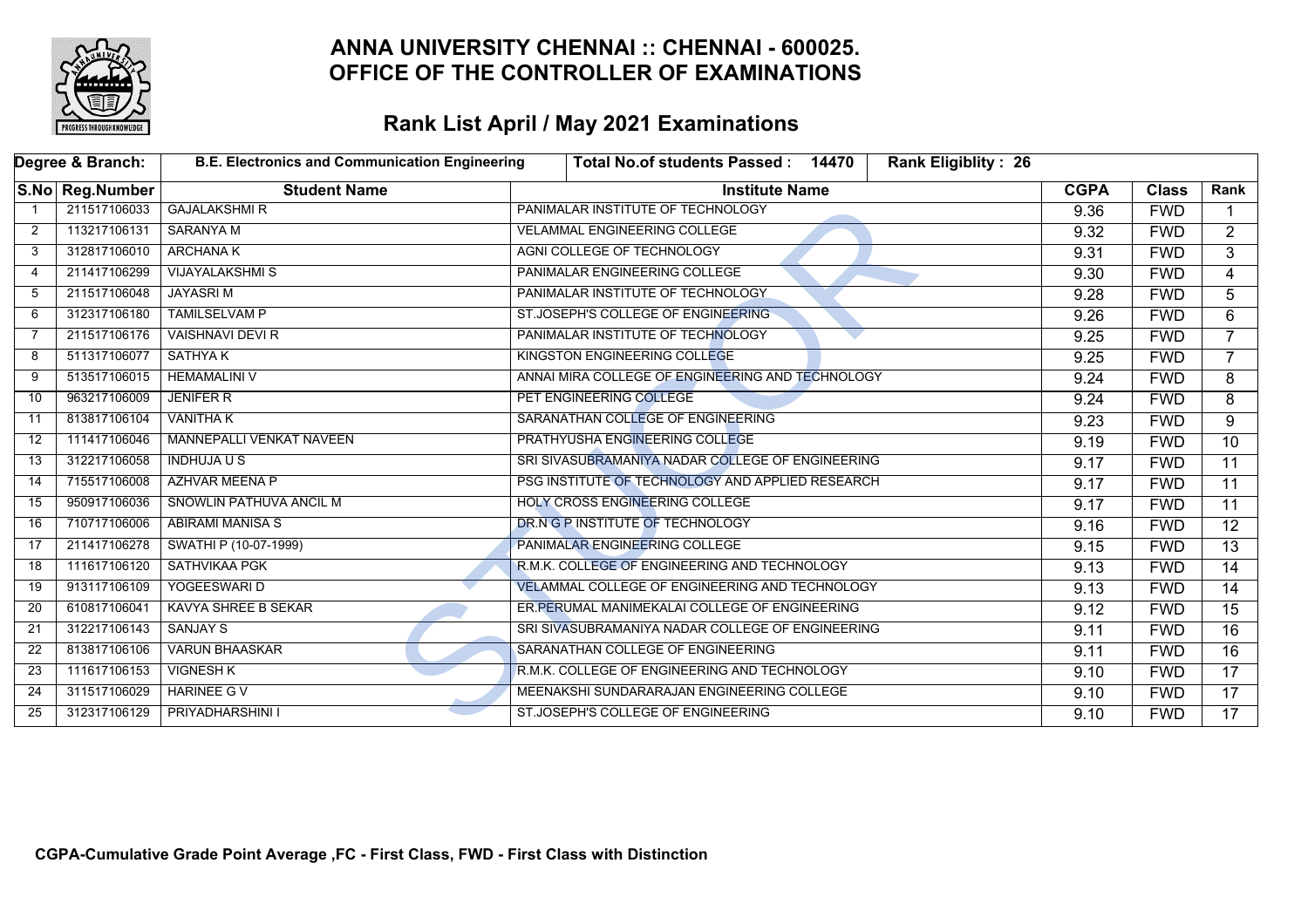# ANNA UNIVERSITY CHENNAI :: CHENNAI - 600025.
# OFFICE OF THE CONTROLLER OF EXAMINATIONS

## Rank List April / May 2021 Examinations

| Degree & Branch: | B.E. Electronics and Communication Engineering | Total No.of students Passed : 14470 | Rank Eligiblity : 26 | | | |
|---|---|---|---|---|---|---|
| **S.No** | **Reg.Number** | **Student Name** | **Institute Name** | **CGPA** | **Class** | **Rank** |
| 1 | 211517106033 | GAJALAKSHMI R | PANIMALAR INSTITUTE OF TECHNOLOGY | 9.36 | FWD | 1 |
| 2 | 113217106131 | SARANYA M | VELAMMAL ENGINEERING COLLEGE | 9.32 | FWD | 2 |
| 3 | 312817106010 | ARCHANA K | AGNI COLLEGE OF TECHNOLOGY | 9.31 | FWD | 3 |
| 4 | 211417106299 | VIJAYALAKSHMI S | PANIMALAR ENGINEERING COLLEGE | 9.30 | FWD | 4 |
| 5 | 211517106048 | JAYASRI M | PANIMALAR INSTITUTE OF TECHNOLOGY | 9.28 | FWD | 5 |
| 6 | 312317106180 | TAMILSELVAM P | ST.JOSEPH'S COLLEGE OF ENGINEERING | 9.26 | FWD | 6 |
| 7 | 211517106176 | VAISHNAVI DEVI R | PANIMALAR INSTITUTE OF TECHNOLOGY | 9.25 | FWD | 7 |
| 8 | 511317106077 | SATHYA K | KINGSTON ENGINEERING COLLEGE | 9.25 | FWD | 7 |
| 9 | 513517106015 | HEMAMALINI V | ANNAI MIRA COLLEGE OF ENGINEERING AND TECHNOLOGY | 9.24 | FWD | 8 |
| 10 | 963217106009 | JENIFER R | PET ENGINEERING COLLEGE | 9.24 | FWD | 8 |
| 11 | 813817106104 | VANITHA K | SARANATHAN COLLEGE OF ENGINEERING | 9.23 | FWD | 9 |
| 12 | 111417106046 | MANNEPALLI VENKAT NAVEEN | PRATHYUSHA ENGINEERING COLLEGE | 9.19 | FWD | 10 |
| 13 | 312217106058 | INDHUJA U S | SRI SIVASUBRAMANIYA NADAR COLLEGE OF ENGINEERING | 9.17 | FWD | 11 |
| 14 | 715517106008 | AZHVAR MEENA P | PSG INSTITUTE OF TECHNOLOGY AND APPLIED RESEARCH | 9.17 | FWD | 11 |
| 15 | 950917106036 | SNOWLIN PATHUVA ANCIL M | HOLY CROSS ENGINEERING COLLEGE | 9.17 | FWD | 11 |
| 16 | 710717106006 | ABIRAMI MANISA S | DR.N G P INSTITUTE OF TECHNOLOGY | 9.16 | FWD | 12 |
| 17 | 211417106278 | SWATHI P (10-07-1999) | PANIMALAR ENGINEERING COLLEGE | 9.15 | FWD | 13 |
| 18 | 111617106120 | SATHVIKAA PGK | R.M.K. COLLEGE OF ENGINEERING AND TECHNOLOGY | 9.13 | FWD | 14 |
| 19 | 913117106109 | YOGEESWARI D | VELAMMAL COLLEGE OF ENGINEERING AND TECHNOLOGY | 9.13 | FWD | 14 |
| 20 | 610817106041 | KAVYA SHREE B SEKAR | ER.PERUMAL MANIMEKALAI COLLEGE OF ENGINEERING | 9.12 | FWD | 15 |
| 21 | 312217106143 | SANJAY S | SRI SIVASUBRAMANIYA NADAR COLLEGE OF ENGINEERING | 9.11 | FWD | 16 |
| 22 | 813817106106 | VARUN BHAASKAR | SARANATHAN COLLEGE OF ENGINEERING | 9.11 | FWD | 16 |
| 23 | 111617106153 | VIGNESH K | R.M.K. COLLEGE OF ENGINEERING AND TECHNOLOGY | 9.10 | FWD | 17 |
| 24 | 311517106029 | HARINEE G V | MEENAKSHI SUNDARARAJAN ENGINEERING COLLEGE | 9.10 | FWD | 17 |
| 25 | 312317106129 | PRIYADHARSHINI I | ST.JOSEPH'S COLLEGE OF ENGINEERING | 9.10 | FWD | 17 |

**CGPA-Cumulative Grade Point Average ,FC - First Class, FWD - First Class with Distinction**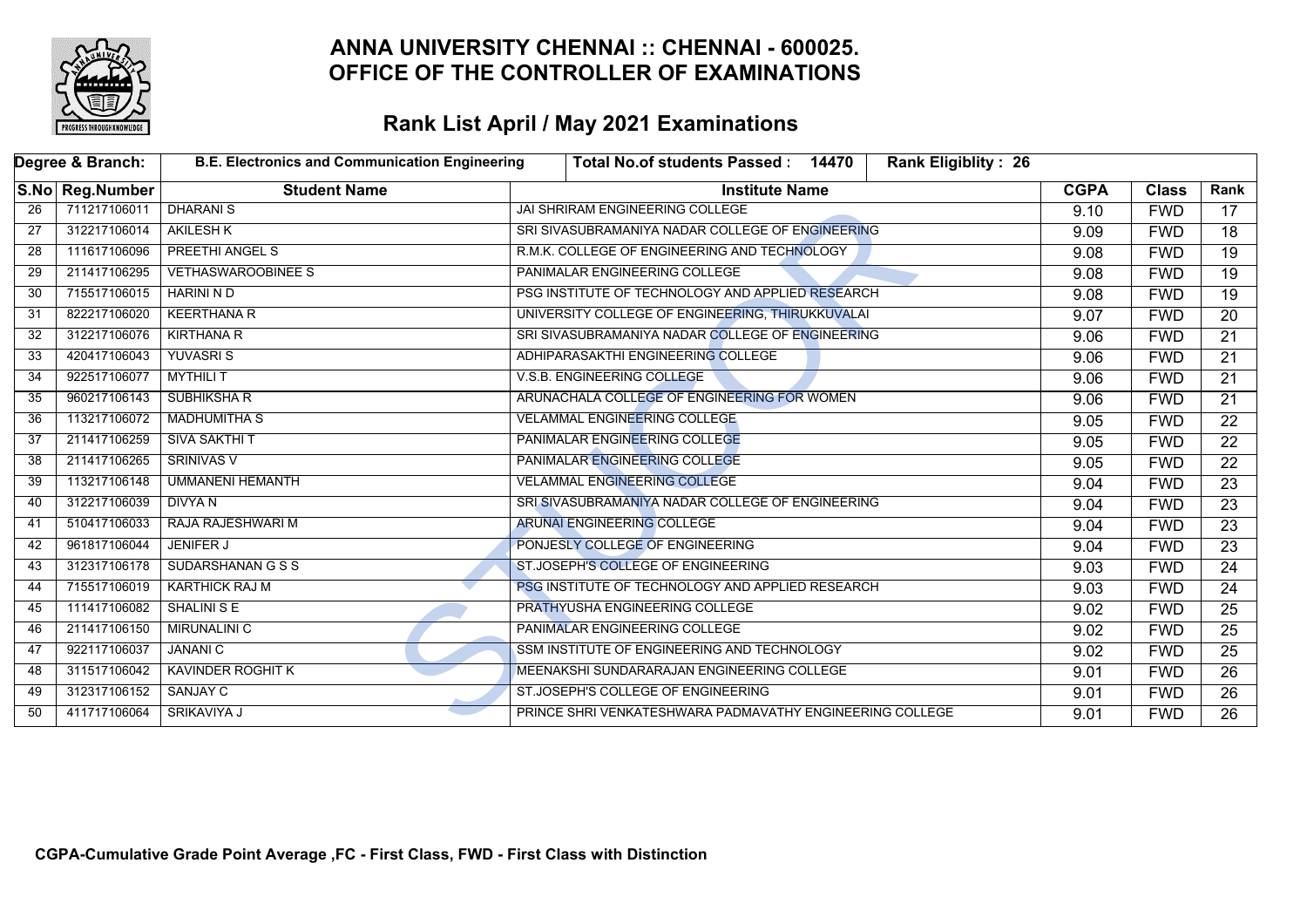# ANNA UNIVERSITY CHENNAI :: CHENNAI - 600025.
# OFFICE OF THE CONTROLLER OF EXAMINATIONS

## Rank List April / May 2021 Examinations

| Degree & Branch: | B.E. Electronics and Communication Engineering | Total No.of students Passed : 14470 | Rank Eligiblity : 26 | | | |
|---|---|---|---|---|---|---|
| **S.No** | **Reg.Number** | **Student Name** | **Institute Name** | **CGPA** | **Class** | **Rank** |
| 26 | 711217106011 | DHARANI S | JAI SHRIRAM ENGINEERING COLLEGE | 9.10 | FWD | 17 |
| 27 | 312217106014 | AKILESH K | SRI SIVASUBRAMANIYA NADAR COLLEGE OF ENGINEERING | 9.09 | FWD | 18 |
| 28 | 111617106096 | PREETHI ANGEL S | R.M.K. COLLEGE OF ENGINEERING AND TECHNOLOGY | 9.08 | FWD | 19 |
| 29 | 211417106295 | VETHASWAROOBINEE S | PANIMALAR ENGINEERING COLLEGE | 9.08 | FWD | 19 |
| 30 | 715517106015 | HARINI N D | PSG INSTITUTE OF TECHNOLOGY AND APPLIED RESEARCH | 9.08 | FWD | 19 |
| 31 | 822217106020 | KEERTHANA R | UNIVERSITY COLLEGE OF ENGINEERING, THIRUKKUVALAI | 9.07 | FWD | 20 |
| 32 | 312217106076 | KIRTHANA R | SRI SIVASUBRAMANIYA NADAR COLLEGE OF ENGINEERING | 9.06 | FWD | 21 |
| 33 | 420417106043 | YUVASRI S | ADHIPARASAKTHI ENGINEERING COLLEGE | 9.06 | FWD | 21 |
| 34 | 922517106077 | MYTHILI T | V.S.B. ENGINEERING COLLEGE | 9.06 | FWD | 21 |
| 35 | 960217106143 | SUBHIKSHA R | ARUNACHALA COLLEGE OF ENGINEERING FOR WOMEN | 9.06 | FWD | 21 |
| 36 | 113217106072 | MADHUMITHA S | VELAMMAL ENGINEERING COLLEGE | 9.05 | FWD | 22 |
| 37 | 211417106259 | SIVA SAKTHI T | PANIMALAR ENGINEERING COLLEGE | 9.05 | FWD | 22 |
| 38 | 211417106265 | SRINIVAS V | PANIMALAR ENGINEERING COLLEGE | 9.05 | FWD | 22 |
| 39 | 113217106148 | UMMANENI HEMANTH | VELAMMAL ENGINEERING COLLEGE | 9.04 | FWD | 23 |
| 40 | 312217106039 | DIVYA N | SRI SIVASUBRAMANIYA NADAR COLLEGE OF ENGINEERING | 9.04 | FWD | 23 |
| 41 | 510417106033 | RAJA RAJESHWARI M | ARUNAI ENGINEERING COLLEGE | 9.04 | FWD | 23 |
| 42 | 961817106044 | JENIFER J | PONJESLY COLLEGE OF ENGINEERING | 9.04 | FWD | 23 |
| 43 | 312317106178 | SUDARSHANAN G S S | ST.JOSEPH'S COLLEGE OF ENGINEERING | 9.03 | FWD | 24 |
| 44 | 715517106019 | KARTHICK RAJ M | PSG INSTITUTE OF TECHNOLOGY AND APPLIED RESEARCH | 9.03 | FWD | 24 |
| 45 | 111417106082 | SHALINI S E | PRATHYUSHA ENGINEERING COLLEGE | 9.02 | FWD | 25 |
| 46 | 211417106150 | MIRUNALINI C | PANIMALAR ENGINEERING COLLEGE | 9.02 | FWD | 25 |
| 47 | 922117106037 | JANANI C | SSM INSTITUTE OF ENGINEERING AND TECHNOLOGY | 9.02 | FWD | 25 |
| 48 | 311517106042 | KAVINDER ROGHIT K | MEENAKSHI SUNDARARAJAN ENGINEERING COLLEGE | 9.01 | FWD | 26 |
| 49 | 312317106152 | SANJAY C | ST.JOSEPH'S COLLEGE OF ENGINEERING | 9.01 | FWD | 26 |
| 50 | 411717106064 | SRIKAVIYA J | PRINCE SHRI VENKATESHWARA PADMAVATHY ENGINEERING COLLEGE | 9.01 | FWD | 26 |

**CGPA-Cumulative Grade Point Average ,FC - First Class, FWD - First Class with Distinction**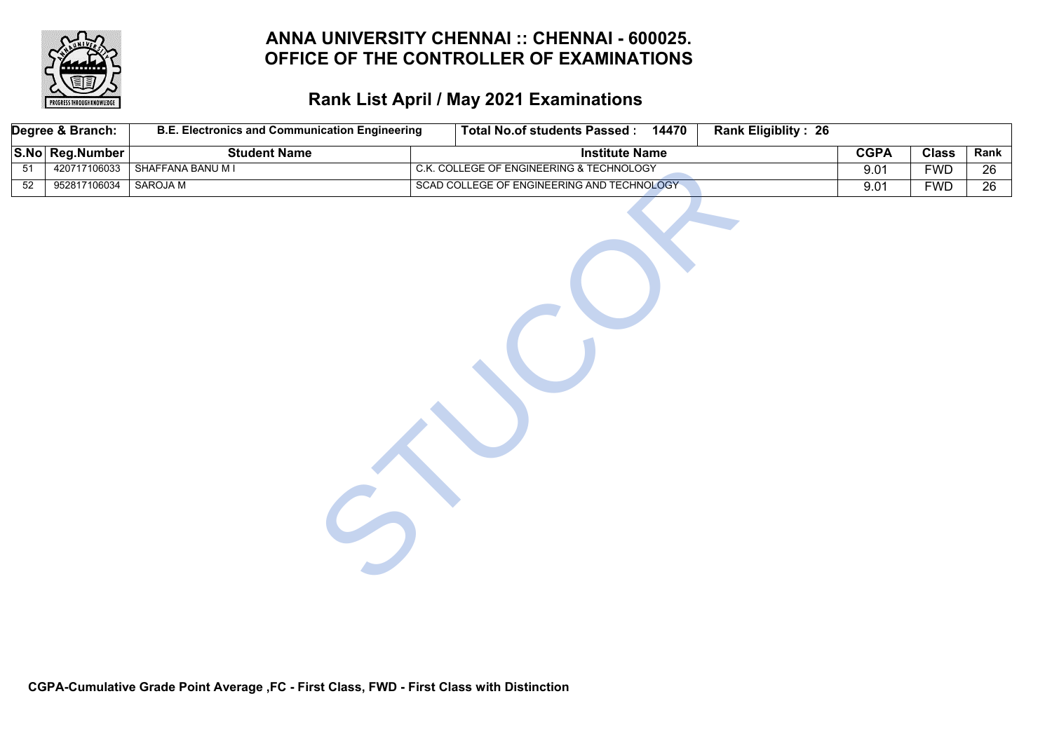# ANNA UNIVERSITY CHENNAI :: CHENNAI - 600025.
# OFFICE OF THE CONTROLLER OF EXAMINATIONS

## Rank List April / May 2021 Examinations

| Degree & Branch: | B.E. Electronics and Communication Engineering | Total No.of students Passed : 14470 | Rank Eligiblity : 26 | | | |
|---|---|---|---|---|---|---|
| **S.No** | **Reg.Number** | **Student Name** | **Institute Name** | **CGPA** | **Class** | **Rank** |
| 51 | 420717106033 | SHAFFANA BANU M I | C.K. COLLEGE OF ENGINEERING & TECHNOLOGY | 9.01 | FWD | 26 |
| 52 | 952817106034 | SAROJA M | SCAD COLLEGE OF ENGINEERING AND TECHNOLOGY | 9.01 | FWD | 26 |

**CGPA-Cumulative Grade Point Average ,FC - First Class, FWD - First Class with Distinction**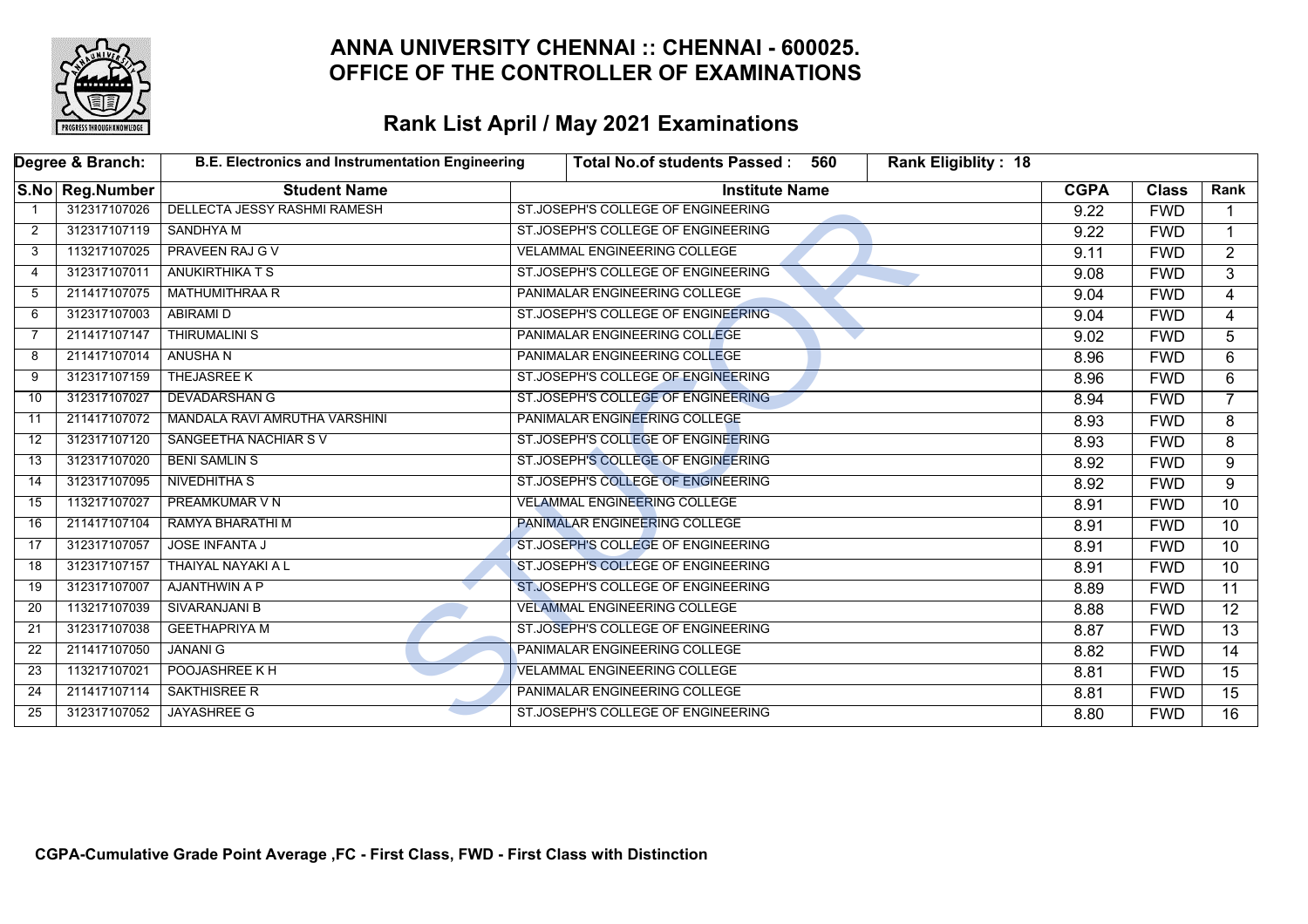# ANNA UNIVERSITY CHENNAI :: CHENNAI - 600025.
# OFFICE OF THE CONTROLLER OF EXAMINATIONS

## Rank List April / May 2021 Examinations

| Degree & Branch: | B.E. Electronics and Instrumentation Engineering | Total No.of students Passed : 560 | Rank Eligiblity : 18 | | | |
|---|---|---|---|---|---|---|
| **S.No** | **Reg.Number** | **Student Name** | **Institute Name** | **CGPA** | **Class** | **Rank** |
| 1 | 312317107026 | DELLECTA JESSY RASHMI RAMESH | ST.JOSEPH'S COLLEGE OF ENGINEERING | 9.22 | FWD | 1 |
| 2 | 312317107119 | SANDHYA M | ST.JOSEPH'S COLLEGE OF ENGINEERING | 9.22 | FWD | 1 |
| 3 | 113217107025 | PRAVEEN RAJ G V | VELAMMAL ENGINEERING COLLEGE | 9.11 | FWD | 2 |
| 4 | 312317107011 | ANUKIRTHIKA T S | ST.JOSEPH'S COLLEGE OF ENGINEERING | 9.08 | FWD | 3 |
| 5 | 211417107075 | MATHUMITHRAA R | PANIMALAR ENGINEERING COLLEGE | 9.04 | FWD | 4 |
| 6 | 312317107003 | ABIRAMI D | ST.JOSEPH'S COLLEGE OF ENGINEERING | 9.04 | FWD | 4 |
| 7 | 211417107147 | THIRUMALINI S | PANIMALAR ENGINEERING COLLEGE | 9.02 | FWD | 5 |
| 8 | 211417107014 | ANUSHA N | PANIMALAR ENGINEERING COLLEGE | 8.96 | FWD | 6 |
| 9 | 312317107159 | THEJASREE K | ST.JOSEPH'S COLLEGE OF ENGINEERING | 8.96 | FWD | 6 |
| 10 | 312317107027 | DEVADARSHAN G | ST.JOSEPH'S COLLEGE OF ENGINEERING | 8.94 | FWD | 7 |
| 11 | 211417107072 | MANDALA RAVI AMRUTHA VARSHINI | PANIMALAR ENGINEERING COLLEGE | 8.93 | FWD | 8 |
| 12 | 312317107120 | SANGEETHA NACHIAR S V | ST.JOSEPH'S COLLEGE OF ENGINEERING | 8.93 | FWD | 8 |
| 13 | 312317107020 | BENI SAMLIN S | ST.JOSEPH'S COLLEGE OF ENGINEERING | 8.92 | FWD | 9 |
| 14 | 312317107095 | NIVEDHITHA S | ST.JOSEPH'S COLLEGE OF ENGINEERING | 8.92 | FWD | 9 |
| 15 | 113217107027 | PREAMKUMAR V N | VELAMMAL ENGINEERING COLLEGE | 8.91 | FWD | 10 |
| 16 | 211417107104 | RAMYA BHARATHI M | PANIMALAR ENGINEERING COLLEGE | 8.91 | FWD | 10 |
| 17 | 312317107057 | JOSE INFANTA J | ST.JOSEPH'S COLLEGE OF ENGINEERING | 8.91 | FWD | 10 |
| 18 | 312317107157 | THAIYAL NAYAKI A L | ST.JOSEPH'S COLLEGE OF ENGINEERING | 8.91 | FWD | 10 |
| 19 | 312317107007 | AJANTHWIN A P | ST.JOSEPH'S COLLEGE OF ENGINEERING | 8.89 | FWD | 11 |
| 20 | 113217107039 | SIVARANJANI B | VELAMMAL ENGINEERING COLLEGE | 8.88 | FWD | 12 |
| 21 | 312317107038 | GEETHAPRIYA M | ST.JOSEPH'S COLLEGE OF ENGINEERING | 8.87 | FWD | 13 |
| 22 | 211417107050 | JANANI G | PANIMALAR ENGINEERING COLLEGE | 8.82 | FWD | 14 |
| 23 | 113217107021 | POOJASHREE K H | VELAMMAL ENGINEERING COLLEGE | 8.81 | FWD | 15 |
| 24 | 211417107114 | SAKTHISREE R | PANIMALAR ENGINEERING COLLEGE | 8.81 | FWD | 15 |
| 25 | 312317107052 | JAYASHREE G | ST.JOSEPH'S COLLEGE OF ENGINEERING | 8.80 | FWD | 16 |

**CGPA-Cumulative Grade Point Average ,FC - First Class, FWD - First Class with Distinction**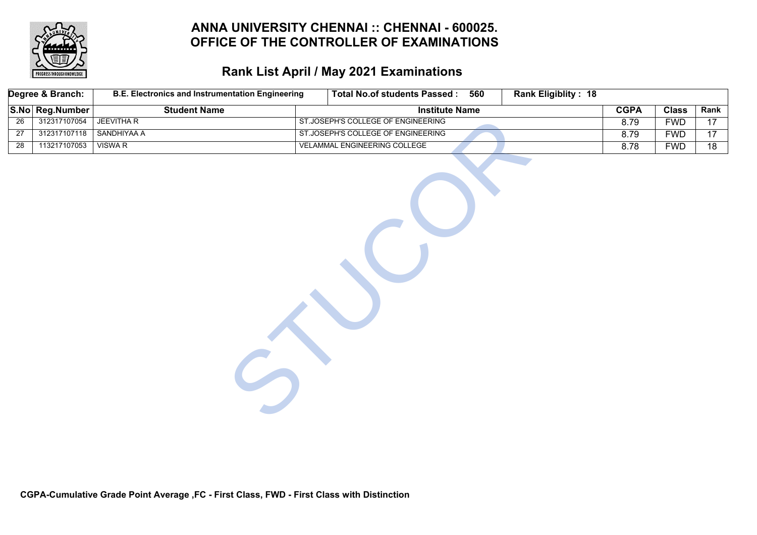# ANNA UNIVERSITY CHENNAI :: CHENNAI - 600025.
# OFFICE OF THE CONTROLLER OF EXAMINATIONS

## Rank List April / May 2021 Examinations

| Degree & Branch: | B.E. Electronics and Instrumentation Engineering | Total No.of students Passed : 560 | Rank Eligiblity : 18 | | | |
|---|---|---|---|---|---|---|
| **S.No** | **Reg.Number** | **Student Name** | **Institute Name** | **CGPA** | **Class** | **Rank** |
| 26 | 312317107054 | JEEVITHA R | ST.JOSEPH'S COLLEGE OF ENGINEERING | 8.79 | FWD | 17 |
| 27 | 312317107118 | SANDHIYAA A | ST.JOSEPH'S COLLEGE OF ENGINEERING | 8.79 | FWD | 17 |
| 28 | 113217107053 | VISWA R | VELAMMAL ENGINEERING COLLEGE | 8.78 | FWD | 18 |

**CGPA-Cumulative Grade Point Average ,FC - First Class, FWD - First Class with Distinction**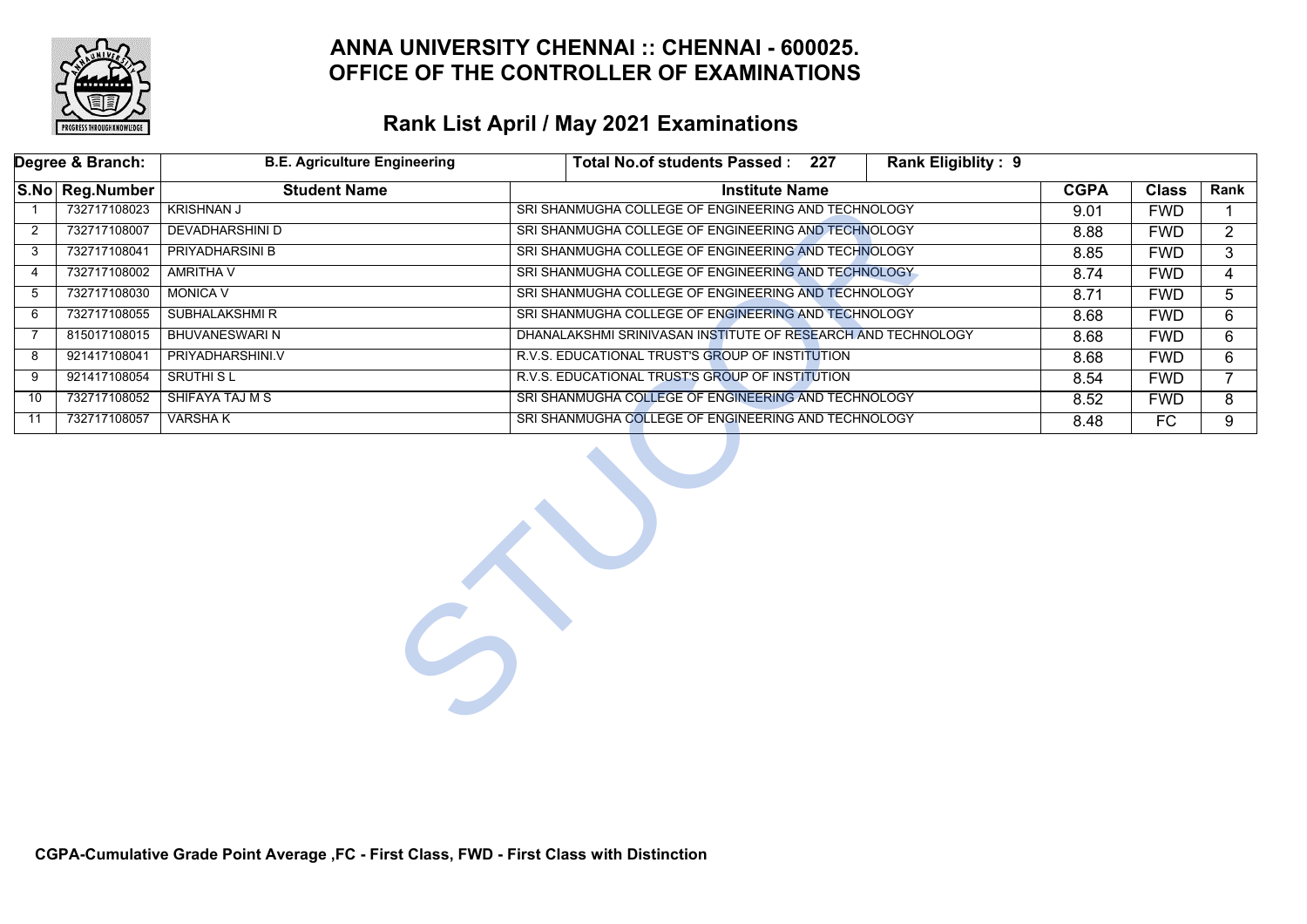# ANNA UNIVERSITY CHENNAI :: CHENNAI - 600025.
# OFFICE OF THE CONTROLLER OF EXAMINATIONS

## Rank List April / May 2021 Examinations

| Degree & Branch: | B.E. Agriculture Engineering | Total No.of students Passed : 227 | Rank Eligiblity : 9 | | | |
|---|---|---|---|---|---|---|
| **S.No** | **Reg.Number** | **Student Name** | **Institute Name** | **CGPA** | **Class** | **Rank** |
| 1 | 732717108023 | KRISHNAN J | SRI SHANMUGHA COLLEGE OF ENGINEERING AND TECHNOLOGY | 9.01 | FWD | 1 |
| 2 | 732717108007 | DEVADHARSHINI D | SRI SHANMUGHA COLLEGE OF ENGINEERING AND TECHNOLOGY | 8.88 | FWD | 2 |
| 3 | 732717108041 | PRIYADHARSINI B | SRI SHANMUGHA COLLEGE OF ENGINEERING AND TECHNOLOGY | 8.85 | FWD | 3 |
| 4 | 732717108002 | AMRITHA V | SRI SHANMUGHA COLLEGE OF ENGINEERING AND TECHNOLOGY | 8.74 | FWD | 4 |
| 5 | 732717108030 | MONICA V | SRI SHANMUGHA COLLEGE OF ENGINEERING AND TECHNOLOGY | 8.71 | FWD | 5 |
| 6 | 732717108055 | SUBHALAKSHMI R | SRI SHANMUGHA COLLEGE OF ENGINEERING AND TECHNOLOGY | 8.68 | FWD | 6 |
| 7 | 815017108015 | BHUVANESWARI N | DHANALAKSHMI SRINIVASAN INSTITUTE OF RESEARCH AND TECHNOLOGY | 8.68 | FWD | 6 |
| 8 | 921417108041 | PRIYADHARSHINI.V | R.V.S. EDUCATIONAL TRUST'S GROUP OF INSTITUTION | 8.68 | FWD | 6 |
| 9 | 921417108054 | SRUTHI S L | R.V.S. EDUCATIONAL TRUST'S GROUP OF INSTITUTION | 8.54 | FWD | 7 |
| 10 | 732717108052 | SHIFAYA TAJ M S | SRI SHANMUGHA COLLEGE OF ENGINEERING AND TECHNOLOGY | 8.52 | FWD | 8 |
| 11 | 732717108057 | VARSHA K | SRI SHANMUGHA COLLEGE OF ENGINEERING AND TECHNOLOGY | 8.48 | FC | 9 |

**CGPA-Cumulative Grade Point Average ,FC - First Class, FWD - First Class with Distinction**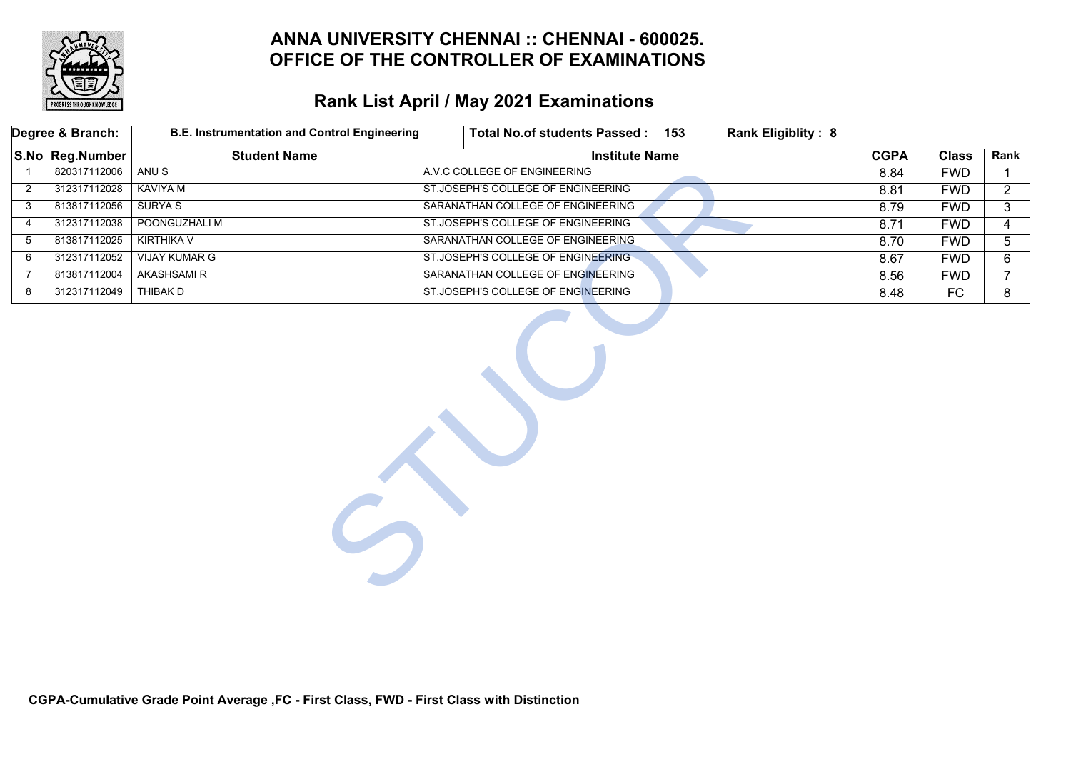# ANNA UNIVERSITY CHENNAI :: CHENNAI - 600025.
# OFFICE OF THE CONTROLLER OF EXAMINATIONS

## Rank List April / May 2021 Examinations

| Degree & Branch: | B.E. Instrumentation and Control Engineering | Total No.of students Passed : 153 | Rank Eligiblity : 8 | | | |
|---|---|---|---|---|---|---|
| **S.No** | **Reg.Number** | **Student Name** | **Institute Name** | **CGPA** | **Class** | **Rank** |
| 1 | 820317112006 | ANU S | A.V.C COLLEGE OF ENGINEERING | 8.84 | FWD | 1 |
| 2 | 312317112028 | KAVIYA M | ST.JOSEPH'S COLLEGE OF ENGINEERING | 8.81 | FWD | 2 |
| 3 | 813817112056 | SURYA S | SARANATHAN COLLEGE OF ENGINEERING | 8.79 | FWD | 3 |
| 4 | 312317112038 | POONGUZHALI M | ST.JOSEPH'S COLLEGE OF ENGINEERING | 8.71 | FWD | 4 |
| 5 | 813817112025 | KIRTHIKA V | SARANATHAN COLLEGE OF ENGINEERING | 8.70 | FWD | 5 |
| 6 | 312317112052 | VIJAY KUMAR G | ST.JOSEPH'S COLLEGE OF ENGINEERING | 8.67 | FWD | 6 |
| 7 | 813817112004 | AKASHSAMI R | SARANATHAN COLLEGE OF ENGINEERING | 8.56 | FWD | 7 |
| 8 | 312317112049 | THIBAK D | ST.JOSEPH'S COLLEGE OF ENGINEERING | 8.48 | FC | 8 |

**CGPA-Cumulative Grade Point Average ,FC - First Class, FWD - First Class with Distinction**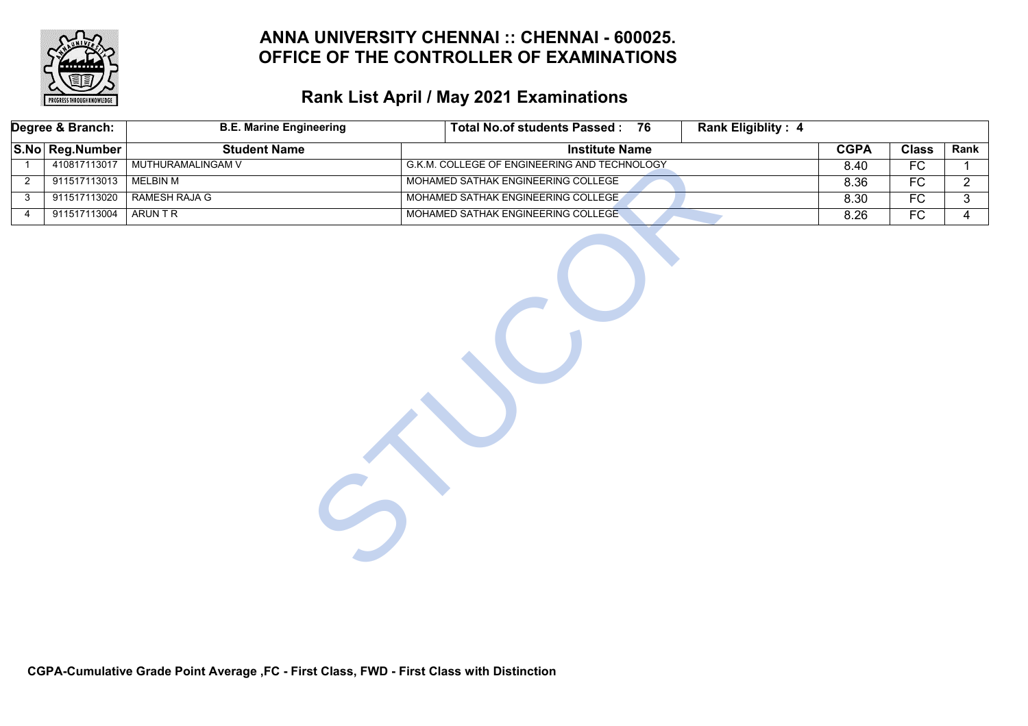# ANNA UNIVERSITY CHENNAI :: CHENNAI - 600025.
# OFFICE OF THE CONTROLLER OF EXAMINATIONS

## Rank List April / May 2021 Examinations

| Degree & Branch: | B.E. Marine Engineering | Total No.of students Passed : 76 | Rank Eligiblity : 4 | | | |
|---|---|---|---|---|---|---|
| **S.No** | **Reg.Number** | **Student Name** | **Institute Name** | **CGPA** | **Class** | **Rank** |
| 1 | 410817113017 | MUTHURAMALINGAM V | G.K.M. COLLEGE OF ENGINEERING AND TECHNOLOGY | 8.40 | FC | 1 |
| 2 | 911517113013 | MELBIN M | MOHAMED SATHAK ENGINEERING COLLEGE | 8.36 | FC | 2 |
| 3 | 911517113020 | RAMESH RAJA G | MOHAMED SATHAK ENGINEERING COLLEGE | 8.30 | FC | 3 |
| 4 | 911517113004 | ARUN T R | MOHAMED SATHAK ENGINEERING COLLEGE | 8.26 | FC | 4 |

**CGPA-Cumulative Grade Point Average ,FC - First Class, FWD - First Class with Distinction**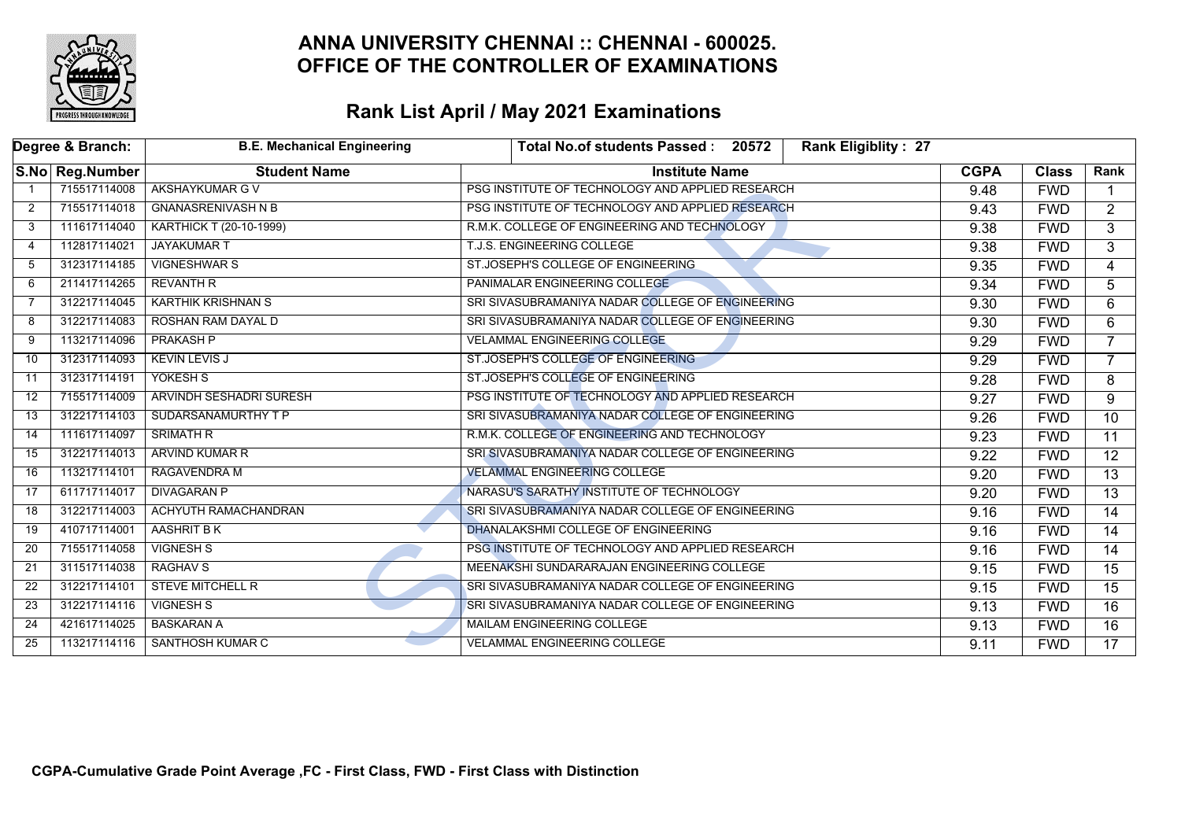# ANNA UNIVERSITY CHENNAI :: CHENNAI - 600025.
# OFFICE OF THE CONTROLLER OF EXAMINATIONS

## Rank List April / May 2021 Examinations

| Degree & Branch: | | B.E. Mechanical Engineering | Total No.of students Passed : 20572 | Rank Eligiblity : 27 | | |
|---|---|---|---|---|---|---|
| **S.No** | **Reg.Number** | **Student Name** | **Institute Name** | **CGPA** | **Class** | **Rank** |
| 1 | 715517114008 | AKSHAYKUMAR G V | PSG INSTITUTE OF TECHNOLOGY AND APPLIED RESEARCH | 9.48 | FWD | 1 |
| 2 | 715517114018 | GNANASRENIVASH N B | PSG INSTITUTE OF TECHNOLOGY AND APPLIED RESEARCH | 9.43 | FWD | 2 |
| 3 | 111617114040 | KARTHICK T (20-10-1999) | R.M.K. COLLEGE OF ENGINEERING AND TECHNOLOGY | 9.38 | FWD | 3 |
| 4 | 112817114021 | JAYAKUMAR T | T.J.S. ENGINEERING COLLEGE | 9.38 | FWD | 3 |
| 5 | 312317114185 | VIGNESHWAR S | ST.JOSEPH'S COLLEGE OF ENGINEERING | 9.35 | FWD | 4 |
| 6 | 211417114265 | REVANTH R | PANIMALAR ENGINEERING COLLEGE | 9.34 | FWD | 5 |
| 7 | 312217114045 | KARTHIK KRISHNAN S | SRI SIVASUBRAMANIYA NADAR COLLEGE OF ENGINEERING | 9.30 | FWD | 6 |
| 8 | 312217114083 | ROSHAN RAM DAYAL D | SRI SIVASUBRAMANIYA NADAR COLLEGE OF ENGINEERING | 9.30 | FWD | 6 |
| 9 | 113217114096 | PRAKASH P | VELAMMAL ENGINEERING COLLEGE | 9.29 | FWD | 7 |
| 10 | 312317114093 | KEVIN LEVIS J | ST.JOSEPH'S COLLEGE OF ENGINEERING | 9.29 | FWD | 7 |
| 11 | 312317114191 | YOKESH S | ST.JOSEPH'S COLLEGE OF ENGINEERING | 9.28 | FWD | 8 |
| 12 | 715517114009 | ARVINDH SESHADRI SURESH | PSG INSTITUTE OF TECHNOLOGY AND APPLIED RESEARCH | 9.27 | FWD | 9 |
| 13 | 312217114103 | SUDARSANAMURTHY T P | SRI SIVASUBRAMANIYA NADAR COLLEGE OF ENGINEERING | 9.26 | FWD | 10 |
| 14 | 111617114097 | SRIMATH R | R.M.K. COLLEGE OF ENGINEERING AND TECHNOLOGY | 9.23 | FWD | 11 |
| 15 | 312217114013 | ARVIND KUMAR R | SRI SIVASUBRAMANIYA NADAR COLLEGE OF ENGINEERING | 9.22 | FWD | 12 |
| 16 | 113217114101 | RAGAVENDRA M | VELAMMAL ENGINEERING COLLEGE | 9.20 | FWD | 13 |
| 17 | 611717114017 | DIVAGARAN P | NARASU'S SARATHY INSTITUTE OF TECHNOLOGY | 9.20 | FWD | 13 |
| 18 | 312217114003 | ACHYUTH RAMACHANDRAN | SRI SIVASUBRAMANIYA NADAR COLLEGE OF ENGINEERING | 9.16 | FWD | 14 |
| 19 | 410717114001 | AASHRIT B K | DHANALAKSHMI COLLEGE OF ENGINEERING | 9.16 | FWD | 14 |
| 20 | 715517114058 | VIGNESH S | PSG INSTITUTE OF TECHNOLOGY AND APPLIED RESEARCH | 9.16 | FWD | 14 |
| 21 | 311517114038 | RAGHAV S | MEENAKSHI SUNDARARAJAN ENGINEERING COLLEGE | 9.15 | FWD | 15 |
| 22 | 312217114101 | STEVE MITCHELL R | SRI SIVASUBRAMANIYA NADAR COLLEGE OF ENGINEERING | 9.15 | FWD | 15 |
| 23 | 312217114116 | VIGNESH S | SRI SIVASUBRAMANIYA NADAR COLLEGE OF ENGINEERING | 9.13 | FWD | 16 |
| 24 | 421617114025 | BASKARAN A | MAILAM ENGINEERING COLLEGE | 9.13 | FWD | 16 |
| 25 | 113217114116 | SANTHOSH KUMAR C | VELAMMAL ENGINEERING COLLEGE | 9.11 | FWD | 17 |

**CGPA-Cumulative Grade Point Average ,FC - First Class, FWD - First Class with Distinction**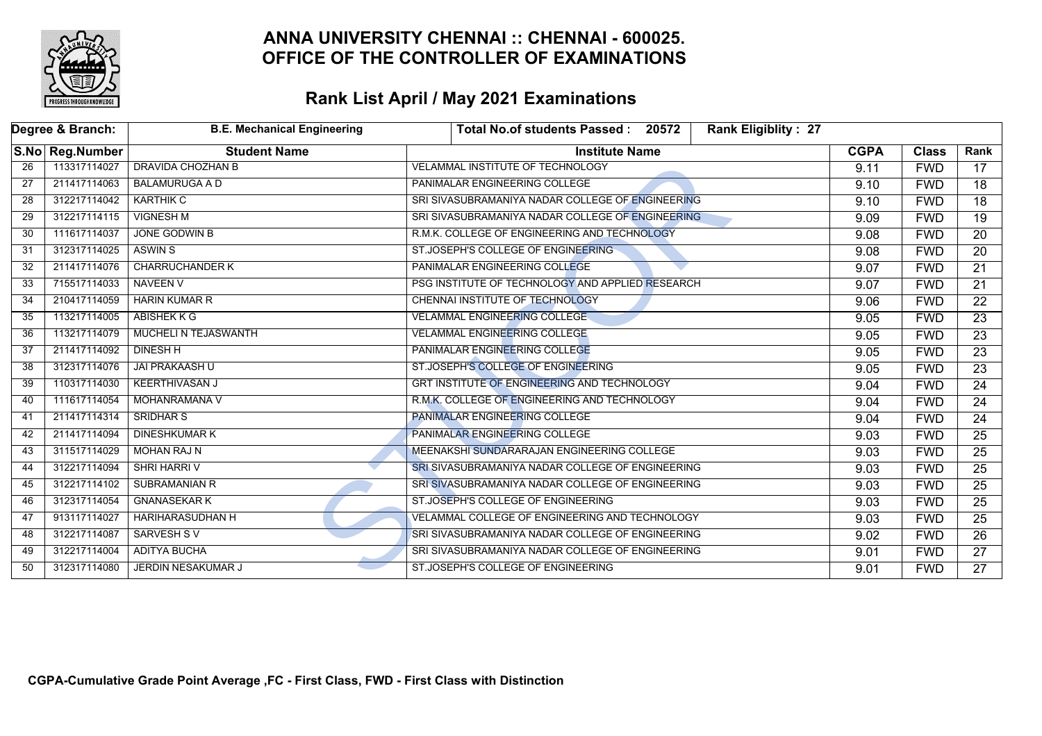# ANNA UNIVERSITY CHENNAI :: CHENNAI - 600025.
# OFFICE OF THE CONTROLLER OF EXAMINATIONS

## Rank List April / May 2021 Examinations

| Degree & Branch: | | B.E. Mechanical Engineering | Total No.of students Passed : 20572 | Rank Eligiblity : 27 | | |
|---|---|---|---|---|---|---|
| **S.No** | **Reg.Number** | **Student Name** | **Institute Name** | **CGPA** | **Class** | **Rank** |
| 26 | 113317114027 | DRAVIDA CHOZHAN B | VELAMMAL INSTITUTE OF TECHNOLOGY | 9.11 | FWD | 17 |
| 27 | 211417114063 | BALAMURUGA A D | PANIMALAR ENGINEERING COLLEGE | 9.10 | FWD | 18 |
| 28 | 312217114042 | KARTHIK C | SRI SIVASUBRAMANIYA NADAR COLLEGE OF ENGINEERING | 9.10 | FWD | 18 |
| 29 | 312217114115 | VIGNESH M | SRI SIVASUBRAMANIYA NADAR COLLEGE OF ENGINEERING | 9.09 | FWD | 19 |
| 30 | 111617114037 | JONE GODWIN B | R.M.K. COLLEGE OF ENGINEERING AND TECHNOLOGY | 9.08 | FWD | 20 |
| 31 | 312317114025 | ASWIN S | ST.JOSEPH'S COLLEGE OF ENGINEERING | 9.08 | FWD | 20 |
| 32 | 211417114076 | CHARRUCHANDER K | PANIMALAR ENGINEERING COLLEGE | 9.07 | FWD | 21 |
| 33 | 715517114033 | NAVEEN V | PSG INSTITUTE OF TECHNOLOGY AND APPLIED RESEARCH | 9.07 | FWD | 21 |
| 34 | 210417114059 | HARIN KUMAR R | CHENNAI INSTITUTE OF TECHNOLOGY | 9.06 | FWD | 22 |
| 35 | 113217114005 | ABISHEK K G | VELAMMAL ENGINEERING COLLEGE | 9.05 | FWD | 23 |
| 36 | 113217114079 | MUCHELI N TEJASWANTH | VELAMMAL ENGINEERING COLLEGE | 9.05 | FWD | 23 |
| 37 | 211417114092 | DINESH H | PANIMALAR ENGINEERING COLLEGE | 9.05 | FWD | 23 |
| 38 | 312317114076 | JAI PRAKAASH U | ST.JOSEPH'S COLLEGE OF ENGINEERING | 9.05 | FWD | 23 |
| 39 | 110317114030 | KEERTHIVASAN J | GRT INSTITUTE OF ENGINEERING AND TECHNOLOGY | 9.04 | FWD | 24 |
| 40 | 111617114054 | MOHANRAMANA V | R.M.K. COLLEGE OF ENGINEERING AND TECHNOLOGY | 9.04 | FWD | 24 |
| 41 | 211417114314 | SRIDHAR S | PANIMALAR ENGINEERING COLLEGE | 9.04 | FWD | 24 |
| 42 | 211417114094 | DINESHKUMAR K | PANIMALAR ENGINEERING COLLEGE | 9.03 | FWD | 25 |
| 43 | 311517114029 | MOHAN RAJ N | MEENAKSHI SUNDARARAJAN ENGINEERING COLLEGE | 9.03 | FWD | 25 |
| 44 | 312217114094 | SHRI HARRI V | SRI SIVASUBRAMANIYA NADAR COLLEGE OF ENGINEERING | 9.03 | FWD | 25 |
| 45 | 312217114102 | SUBRAMANIAN R | SRI SIVASUBRAMANIYA NADAR COLLEGE OF ENGINEERING | 9.03 | FWD | 25 |
| 46 | 312317114054 | GNANASEKAR K | ST.JOSEPH'S COLLEGE OF ENGINEERING | 9.03 | FWD | 25 |
| 47 | 913117114027 | HARIHARASUDHAN H | VELAMMAL COLLEGE OF ENGINEERING AND TECHNOLOGY | 9.03 | FWD | 25 |
| 48 | 312217114087 | SARVESH S V | SRI SIVASUBRAMANIYA NADAR COLLEGE OF ENGINEERING | 9.02 | FWD | 26 |
| 49 | 312217114004 | ADITYA BUCHA | SRI SIVASUBRAMANIYA NADAR COLLEGE OF ENGINEERING | 9.01 | FWD | 27 |
| 50 | 312317114080 | JERDIN NESAKUMAR J | ST.JOSEPH'S COLLEGE OF ENGINEERING | 9.01 | FWD | 27 |

**CGPA-Cumulative Grade Point Average ,FC - First Class, FWD - First Class with Distinction**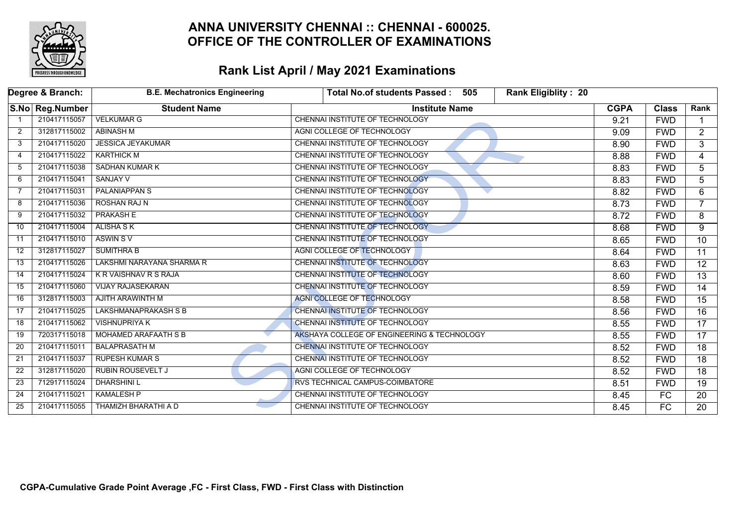# ANNA UNIVERSITY CHENNAI :: CHENNAI - 600025.
# OFFICE OF THE CONTROLLER OF EXAMINATIONS

## Rank List April / May 2021 Examinations

| Degree & Branch: | | B.E. Mechatronics Engineering | Total No.of students Passed : 505 | Rank Eligiblity : 20 | | |
|---|---|---|---|---|---|---|
| **S.No** | **Reg.Number** | **Student Name** | **Institute Name** | **CGPA** | **Class** | **Rank** |
| 1 | 210417115057 | VELKUMAR G | CHENNAI INSTITUTE OF TECHNOLOGY | 9.21 | FWD | 1 |
| 2 | 312817115002 | ABINASH M | AGNI COLLEGE OF TECHNOLOGY | 9.09 | FWD | 2 |
| 3 | 210417115020 | JESSICA JEYAKUMAR | CHENNAI INSTITUTE OF TECHNOLOGY | 8.90 | FWD | 3 |
| 4 | 210417115022 | KARTHICK M | CHENNAI INSTITUTE OF TECHNOLOGY | 8.88 | FWD | 4 |
| 5 | 210417115038 | SADHAN KUMAR K | CHENNAI INSTITUTE OF TECHNOLOGY | 8.83 | FWD | 5 |
| 6 | 210417115041 | SANJAY V | CHENNAI INSTITUTE OF TECHNOLOGY | 8.83 | FWD | 5 |
| 7 | 210417115031 | PALANIAPPAN S | CHENNAI INSTITUTE OF TECHNOLOGY | 8.82 | FWD | 6 |
| 8 | 210417115036 | ROSHAN RAJ N | CHENNAI INSTITUTE OF TECHNOLOGY | 8.73 | FWD | 7 |
| 9 | 210417115032 | PRAKASH E | CHENNAI INSTITUTE OF TECHNOLOGY | 8.72 | FWD | 8 |
| 10 | 210417115004 | ALISHA S K | CHENNAI INSTITUTE OF TECHNOLOGY | 8.68 | FWD | 9 |
| 11 | 210417115010 | ASWIN S V | CHENNAI INSTITUTE OF TECHNOLOGY | 8.65 | FWD | 10 |
| 12 | 312817115027 | SUMITHRA B | AGNI COLLEGE OF TECHNOLOGY | 8.64 | FWD | 11 |
| 13 | 210417115026 | LAKSHMI NARAYANA SHARMA R | CHENNAI INSTITUTE OF TECHNOLOGY | 8.63 | FWD | 12 |
| 14 | 210417115024 | K R VAISHNAV R S RAJA | CHENNAI INSTITUTE OF TECHNOLOGY | 8.60 | FWD | 13 |
| 15 | 210417115060 | VIJAY RAJASEKARAN | CHENNAI INSTITUTE OF TECHNOLOGY | 8.59 | FWD | 14 |
| 16 | 312817115003 | AJITH ARAWINTH M | AGNI COLLEGE OF TECHNOLOGY | 8.58 | FWD | 15 |
| 17 | 210417115025 | LAKSHMANAPRAKASH S B | CHENNAI INSTITUTE OF TECHNOLOGY | 8.56 | FWD | 16 |
| 18 | 210417115062 | VISHNUPRIYA K | CHENNAI INSTITUTE OF TECHNOLOGY | 8.55 | FWD | 17 |
| 19 | 720317115018 | MOHAMED ARAFAATH S B | AKSHAYA COLLEGE OF ENGINEERING & TECHNOLOGY | 8.55 | FWD | 17 |
| 20 | 210417115011 | BALAPRASATH M | CHENNAI INSTITUTE OF TECHNOLOGY | 8.52 | FWD | 18 |
| 21 | 210417115037 | RUPESH KUMAR S | CHENNAI INSTITUTE OF TECHNOLOGY | 8.52 | FWD | 18 |
| 22 | 312817115020 | RUBIN ROUSEVELT J | AGNI COLLEGE OF TECHNOLOGY | 8.52 | FWD | 18 |
| 23 | 712917115024 | DHARSHINI L | RVS TECHNICAL CAMPUS-COIMBATORE | 8.51 | FWD | 19 |
| 24 | 210417115021 | KAMALESH P | CHENNAI INSTITUTE OF TECHNOLOGY | 8.45 | FC | 20 |
| 25 | 210417115055 | THAMIZH BHARATHI A D | CHENNAI INSTITUTE OF TECHNOLOGY | 8.45 | FC | 20 |

**CGPA-Cumulative Grade Point Average ,FC - First Class, FWD - First Class with Distinction**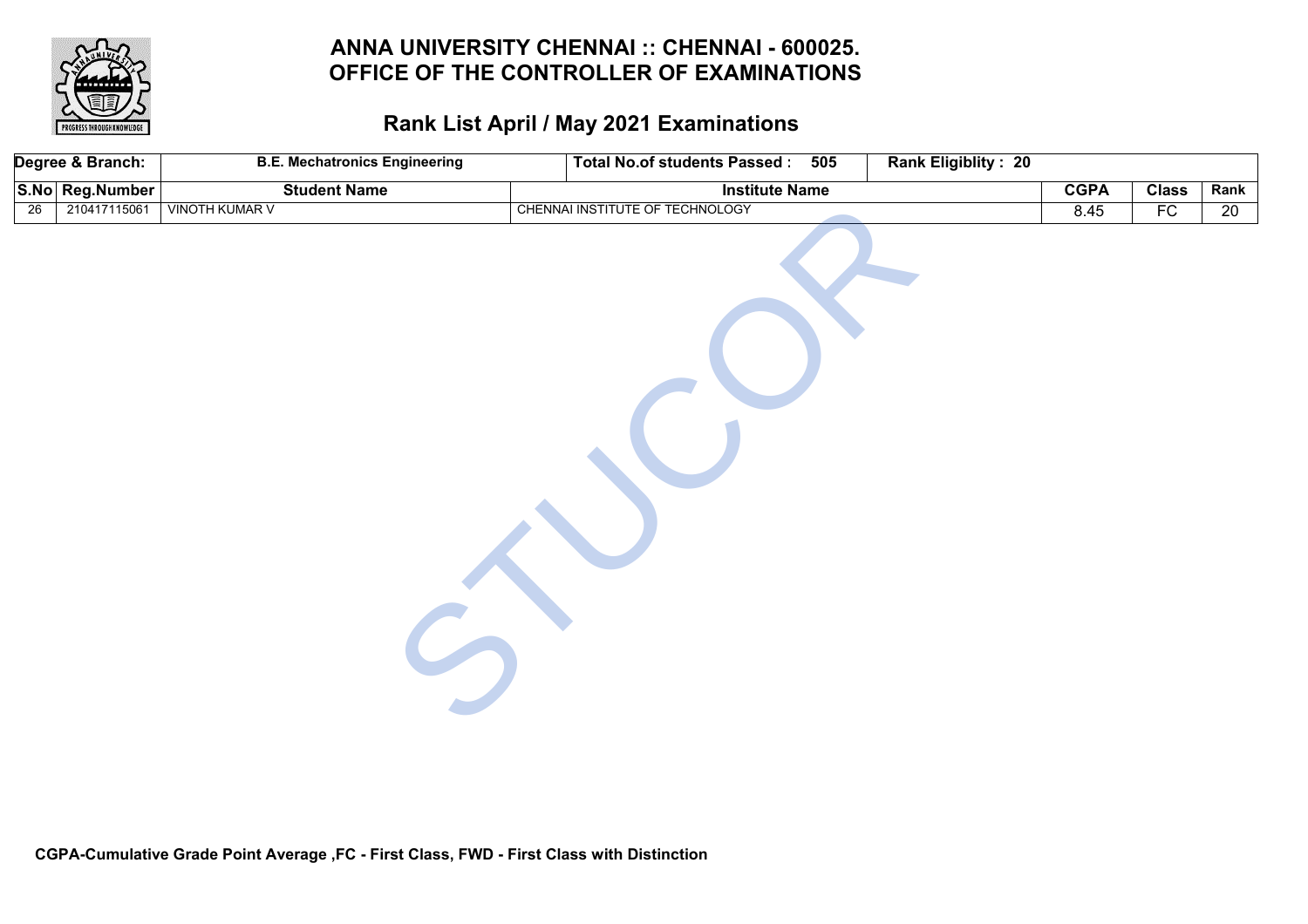# ANNA UNIVERSITY CHENNAI :: CHENNAI - 600025.
# OFFICE OF THE CONTROLLER OF EXAMINATIONS

## Rank List April / May 2021 Examinations

| Degree & Branch: | B.E. Mechatronics Engineering | Total No.of students Passed : 505 | Rank Eligiblity : 20 | | | |
|---|---|---|---|---|---|---|
| **S.No** | **Reg.Number** | **Student Name** | **Institute Name** | **CGPA** | **Class** | **Rank** |
| 26 | 210417115061 | VINOTH KUMAR V | CHENNAI INSTITUTE OF TECHNOLOGY | 8.45 | FC | 20 |

**CGPA-Cumulative Grade Point Average ,FC - First Class, FWD - First Class with Distinction**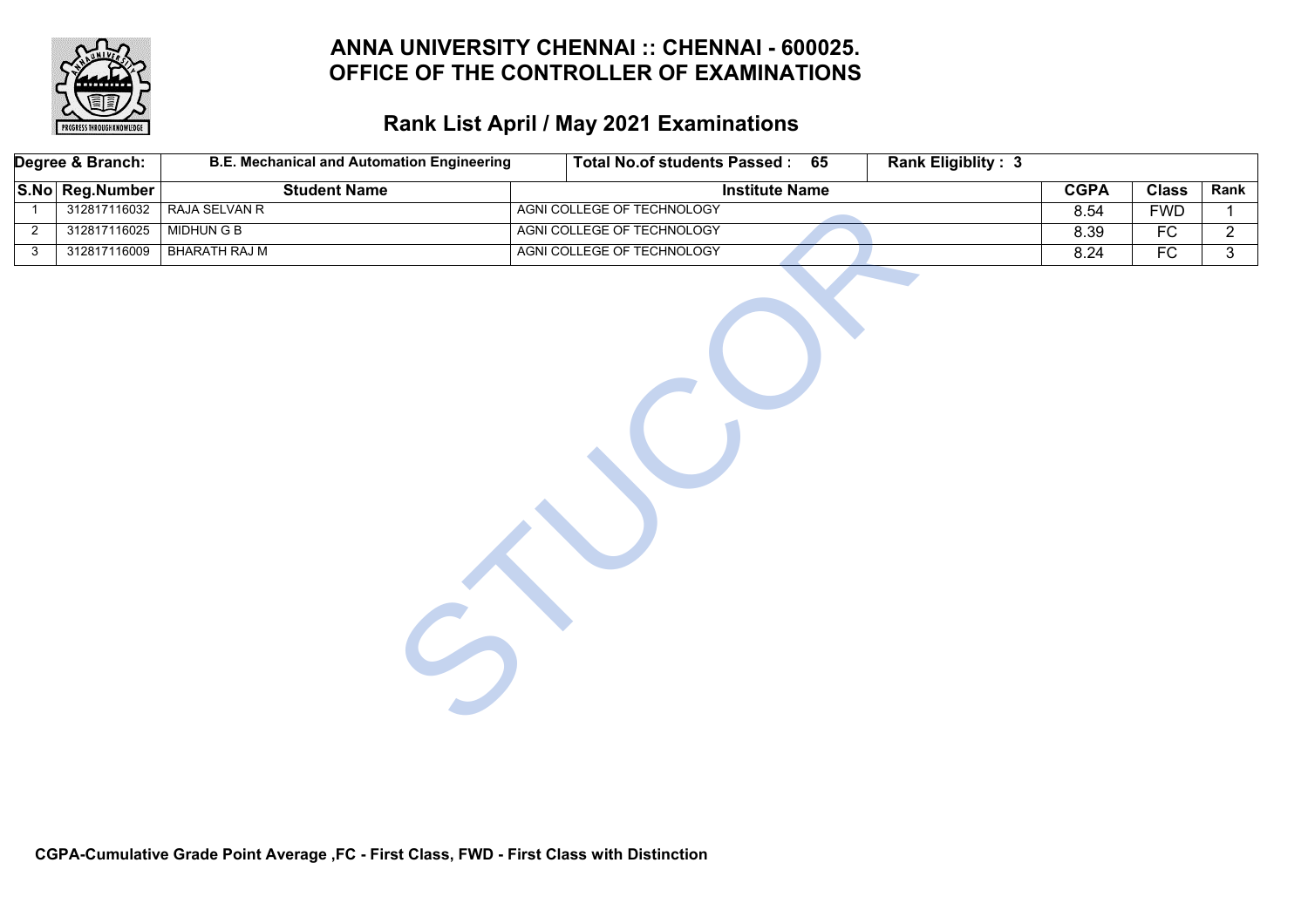# ANNA UNIVERSITY CHENNAI :: CHENNAI - 600025.
# OFFICE OF THE CONTROLLER OF EXAMINATIONS

## Rank List April / May 2021 Examinations

| Degree & Branch: | B.E. Mechanical and Automation Engineering | Total No.of students Passed : 65 | Rank Eligiblity : 3 | | | |
|---|---|---|---|---|---|---|
| **S.No** | **Reg.Number** | **Student Name** | **Institute Name** | **CGPA** | **Class** | **Rank** |
| 1 | 312817116032 | RAJA SELVAN R | AGNI COLLEGE OF TECHNOLOGY | 8.54 | FWD | 1 |
| 2 | 312817116025 | MIDHUN G B | AGNI COLLEGE OF TECHNOLOGY | 8.39 | FC | 2 |
| 3 | 312817116009 | BHARATH RAJ M | AGNI COLLEGE OF TECHNOLOGY | 8.24 | FC | 3 |

**CGPA-Cumulative Grade Point Average ,FC - First Class, FWD - First Class with Distinction**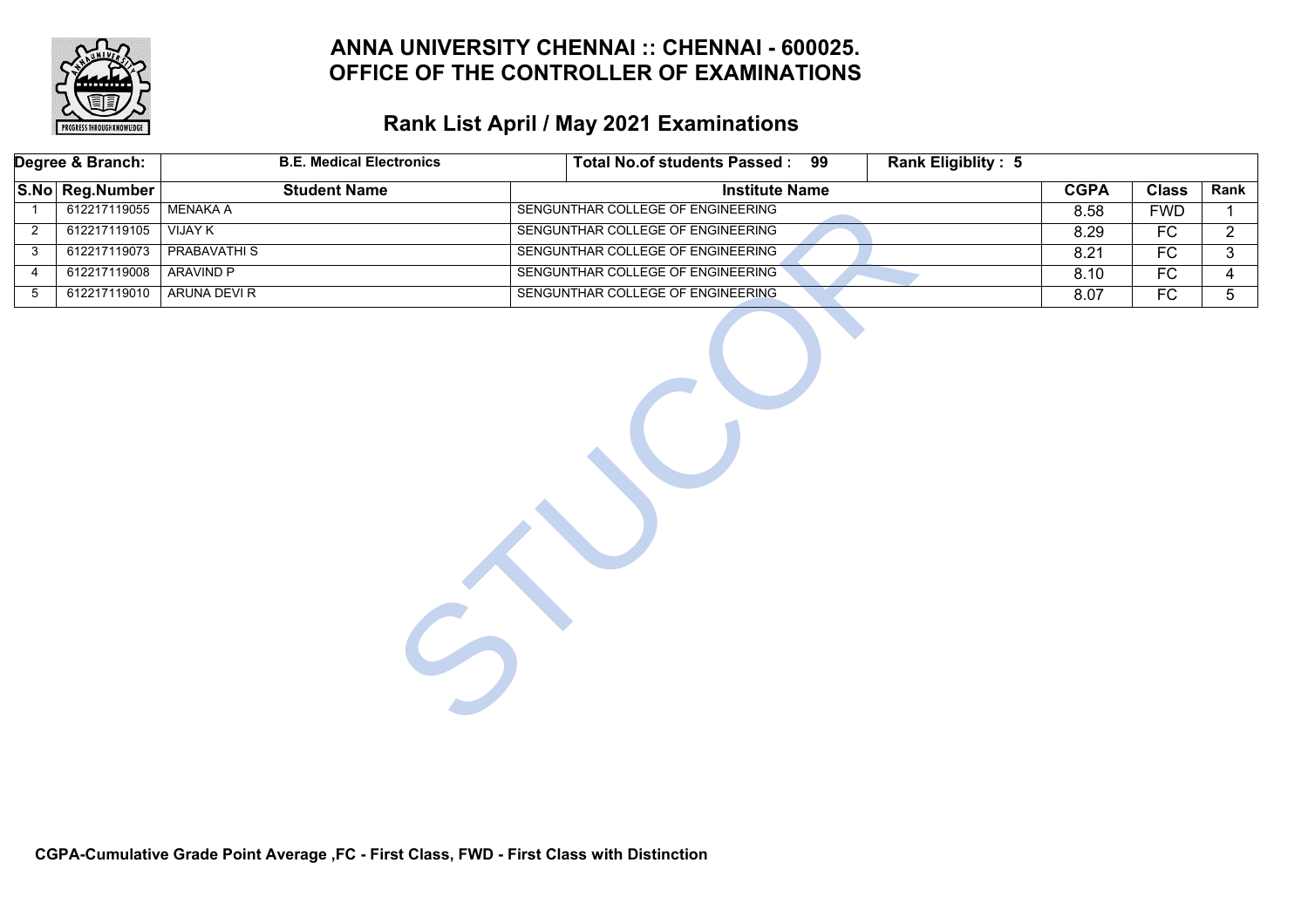# ANNA UNIVERSITY CHENNAI :: CHENNAI - 600025.
# OFFICE OF THE CONTROLLER OF EXAMINATIONS

## Rank List April / May 2021 Examinations

| Degree & Branch: | B.E. Medical Electronics | | Total No.of students Passed : 99 | Rank Eligiblity : 5 | | |
|---|---|---|---|---|---|---|
| **S.No** | **Reg.Number** | **Student Name** | **Institute Name** | **CGPA** | **Class** | **Rank** |
| 1 | 612217119055 | MENAKA A | SENGUNTHAR COLLEGE OF ENGINEERING | 8.58 | FWD | 1 |
| 2 | 612217119105 | VIJAY K | SENGUNTHAR COLLEGE OF ENGINEERING | 8.29 | FC | 2 |
| 3 | 612217119073 | PRABAVATHI S | SENGUNTHAR COLLEGE OF ENGINEERING | 8.21 | FC | 3 |
| 4 | 612217119008 | ARAVIND P | SENGUNTHAR COLLEGE OF ENGINEERING | 8.10 | FC | 4 |
| 5 | 612217119010 | ARUNA DEVI R | SENGUNTHAR COLLEGE OF ENGINEERING | 8.07 | FC | 5 |

**CGPA-Cumulative Grade Point Average ,FC - First Class, FWD - First Class with Distinction**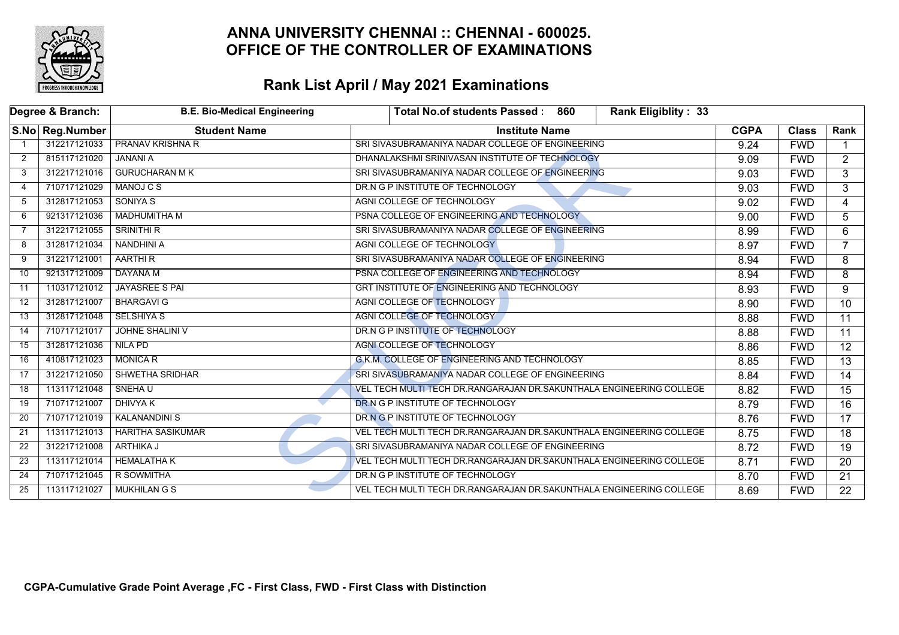# ANNA UNIVERSITY CHENNAI :: CHENNAI - 600025.
# OFFICE OF THE CONTROLLER OF EXAMINATIONS

## Rank List April / May 2021 Examinations

| Degree & Branch: | B.E. Bio-Medical Engineering | Total No.of students Passed : 860 | Rank Eligiblity : 33 | | | |
|---|---|---|---|---|---|---|
| **S.No** | **Reg.Number** | **Student Name** | **Institute Name** | **CGPA** | **Class** | **Rank** |
| 1 | 312217121033 | PRANAV KRISHNA R | SRI SIVASUBRAMANIYA NADAR COLLEGE OF ENGINEERING | 9.24 | FWD | 1 |
| 2 | 815117121020 | JANANI A | DHANALAKSHMI SRINIVASAN INSTITUTE OF TECHNOLOGY | 9.09 | FWD | 2 |
| 3 | 312217121016 | GURUCHARAN M K | SRI SIVASUBRAMANIYA NADAR COLLEGE OF ENGINEERING | 9.03 | FWD | 3 |
| 4 | 710717121029 | MANOJ C S | DR.N G P INSTITUTE OF TECHNOLOGY | 9.03 | FWD | 3 |
| 5 | 312817121053 | SONIYA S | AGNI COLLEGE OF TECHNOLOGY | 9.02 | FWD | 4 |
| 6 | 921317121036 | MADHUMITHA M | PSNA COLLEGE OF ENGINEERING AND TECHNOLOGY | 9.00 | FWD | 5 |
| 7 | 312217121055 | SRINITHI R | SRI SIVASUBRAMANIYA NADAR COLLEGE OF ENGINEERING | 8.99 | FWD | 6 |
| 8 | 312817121034 | NANDHINI A | AGNI COLLEGE OF TECHNOLOGY | 8.97 | FWD | 7 |
| 9 | 312217121001 | AARTHI R | SRI SIVASUBRAMANIYA NADAR COLLEGE OF ENGINEERING | 8.94 | FWD | 8 |
| 10 | 921317121009 | DAYANA M | PSNA COLLEGE OF ENGINEERING AND TECHNOLOGY | 8.94 | FWD | 8 |
| 11 | 110317121012 | JAYASREE S PAI | GRT INSTITUTE OF ENGINEERING AND TECHNOLOGY | 8.93 | FWD | 9 |
| 12 | 312817121007 | BHARGAVI G | AGNI COLLEGE OF TECHNOLOGY | 8.90 | FWD | 10 |
| 13 | 312817121048 | SELSHIYA S | AGNI COLLEGE OF TECHNOLOGY | 8.88 | FWD | 11 |
| 14 | 710717121017 | JOHNE SHALINI V | DR.N G P INSTITUTE OF TECHNOLOGY | 8.88 | FWD | 11 |
| 15 | 312817121036 | NILA PD | AGNI COLLEGE OF TECHNOLOGY | 8.86 | FWD | 12 |
| 16 | 410817121023 | MONICA R | G.K.M. COLLEGE OF ENGINEERING AND TECHNOLOGY | 8.85 | FWD | 13 |
| 17 | 312217121050 | SHWETHA SRIDHAR | SRI SIVASUBRAMANIYA NADAR COLLEGE OF ENGINEERING | 8.84 | FWD | 14 |
| 18 | 113117121048 | SNEHA U | VEL TECH MULTI TECH DR.RANGARAJAN DR.SAKUNTHALA ENGINEERING COLLEGE | 8.82 | FWD | 15 |
| 19 | 710717121007 | DHIVYA K | DR.N G P INSTITUTE OF TECHNOLOGY | 8.79 | FWD | 16 |
| 20 | 710717121019 | KALANANDINI S | DR.N G P INSTITUTE OF TECHNOLOGY | 8.76 | FWD | 17 |
| 21 | 113117121013 | HARITHA SASIKUMAR | VEL TECH MULTI TECH DR.RANGARAJAN DR.SAKUNTHALA ENGINEERING COLLEGE | 8.75 | FWD | 18 |
| 22 | 312217121008 | ARTHIKA J | SRI SIVASUBRAMANIYA NADAR COLLEGE OF ENGINEERING | 8.72 | FWD | 19 |
| 23 | 113117121014 | HEMALATHA K | VEL TECH MULTI TECH DR.RANGARAJAN DR.SAKUNTHALA ENGINEERING COLLEGE | 8.71 | FWD | 20 |
| 24 | 710717121045 | R SOWMITHA | DR.N G P INSTITUTE OF TECHNOLOGY | 8.70 | FWD | 21 |
| 25 | 113117121027 | MUKHILAN G S | VEL TECH MULTI TECH DR.RANGARAJAN DR.SAKUNTHALA ENGINEERING COLLEGE | 8.69 | FWD | 22 |

**CGPA-Cumulative Grade Point Average ,FC - First Class, FWD - First Class with Distinction**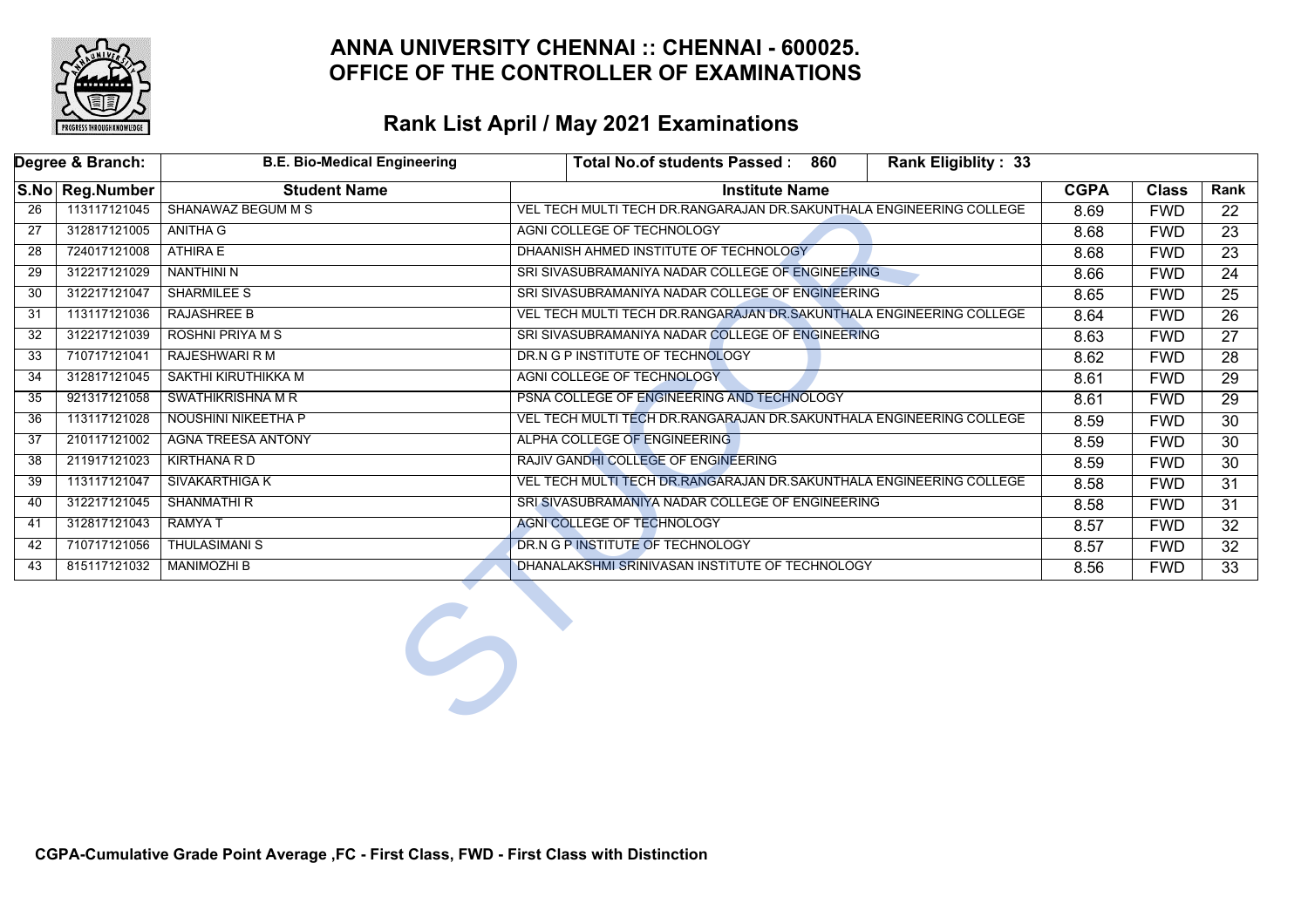# ANNA UNIVERSITY CHENNAI :: CHENNAI - 600025.
# OFFICE OF THE CONTROLLER OF EXAMINATIONS

## Rank List April / May 2021 Examinations

| Degree & Branch: | | B.E. Bio-Medical Engineering | Total No.of students Passed : 860 | Rank Eligiblity : 33 | | |
|---|---|---|---|---|---|---|
| **S.No** | **Reg.Number** | **Student Name** | **Institute Name** | **CGPA** | **Class** | **Rank** |
| 26 | 113117121045 | SHANAWAZ BEGUM M S | VEL TECH MULTI TECH DR.RANGARAJAN DR.SAKUNTHALA ENGINEERING COLLEGE | 8.69 | FWD | 22 |
| 27 | 312817121005 | ANITHA G | AGNI COLLEGE OF TECHNOLOGY | 8.68 | FWD | 23 |
| 28 | 724017121008 | ATHIRA E | DHAANISH AHMED INSTITUTE OF TECHNOLOGY | 8.68 | FWD | 23 |
| 29 | 312217121029 | NANTHINI N | SRI SIVASUBRAMANIYA NADAR COLLEGE OF ENGINEERING | 8.66 | FWD | 24 |
| 30 | 312217121047 | SHARMILEE S | SRI SIVASUBRAMANIYA NADAR COLLEGE OF ENGINEERING | 8.65 | FWD | 25 |
| 31 | 113117121036 | RAJASHREE B | VEL TECH MULTI TECH DR.RANGARAJAN DR.SAKUNTHALA ENGINEERING COLLEGE | 8.64 | FWD | 26 |
| 32 | 312217121039 | ROSHNI PRIYA M S | SRI SIVASUBRAMANIYA NADAR COLLEGE OF ENGINEERING | 8.63 | FWD | 27 |
| 33 | 710717121041 | RAJESHWARI R M | DR.N G P INSTITUTE OF TECHNOLOGY | 8.62 | FWD | 28 |
| 34 | 312817121045 | SAKTHI KIRUTHIKKA M | AGNI COLLEGE OF TECHNOLOGY | 8.61 | FWD | 29 |
| 35 | 921317121058 | SWATHIKRISHNA M R | PSNA COLLEGE OF ENGINEERING AND TECHNOLOGY | 8.61 | FWD | 29 |
| 36 | 113117121028 | NOUSHINI NIKEETHA P | VEL TECH MULTI TECH DR.RANGARAJAN DR.SAKUNTHALA ENGINEERING COLLEGE | 8.59 | FWD | 30 |
| 37 | 210117121002 | AGNA TREESA ANTONY | ALPHA COLLEGE OF ENGINEERING | 8.59 | FWD | 30 |
| 38 | 211917121023 | KIRTHANA R D | RAJIV GANDHI COLLEGE OF ENGINEERING | 8.59 | FWD | 30 |
| 39 | 113117121047 | SIVAKARTHIGA K | VEL TECH MULTI TECH DR.RANGARAJAN DR.SAKUNTHALA ENGINEERING COLLEGE | 8.58 | FWD | 31 |
| 40 | 312217121045 | SHANMATHI R | SRI SIVASUBRAMANIYA NADAR COLLEGE OF ENGINEERING | 8.58 | FWD | 31 |
| 41 | 312817121043 | RAMYA T | AGNI COLLEGE OF TECHNOLOGY | 8.57 | FWD | 32 |
| 42 | 710717121056 | THULASIMANI S | DR.N G P INSTITUTE OF TECHNOLOGY | 8.57 | FWD | 32 |
| 43 | 815117121032 | MANIMOZHI B | DHANALAKSHMI SRINIVASAN INSTITUTE OF TECHNOLOGY | 8.56 | FWD | 33 |

**CGPA-Cumulative Grade Point Average ,FC - First Class, FWD - First Class with Distinction**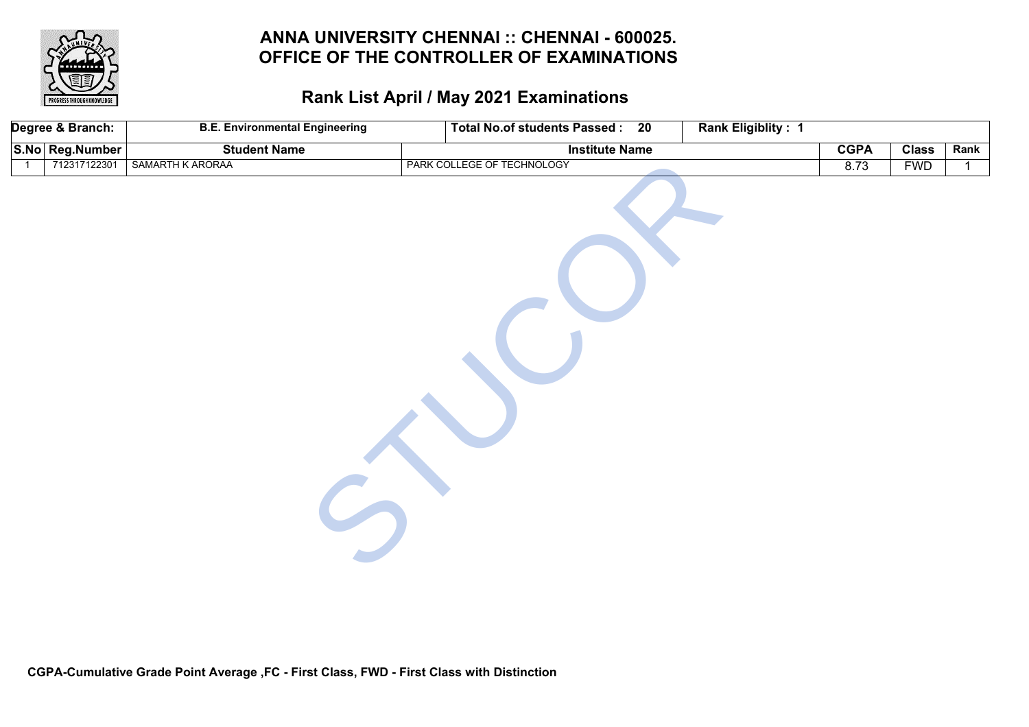# ANNA UNIVERSITY CHENNAI :: CHENNAI - 600025.
# OFFICE OF THE CONTROLLER OF EXAMINATIONS

## Rank List April / May 2021 Examinations

| Degree & Branch: | B.E. Environmental Engineering | Total No.of students Passed : 20 | Rank Eligiblity : 1 | | | |
|---|---|---|---|---|---|---|
| **S.No** | **Reg.Number** | **Student Name** | **Institute Name** | **CGPA** | **Class** | **Rank** |
| 1 | 712317122301 | SAMARTH K ARORAA | PARK COLLEGE OF TECHNOLOGY | 8.73 | FWD | 1 |

**CGPA-Cumulative Grade Point Average ,FC - First Class, FWD - First Class with Distinction**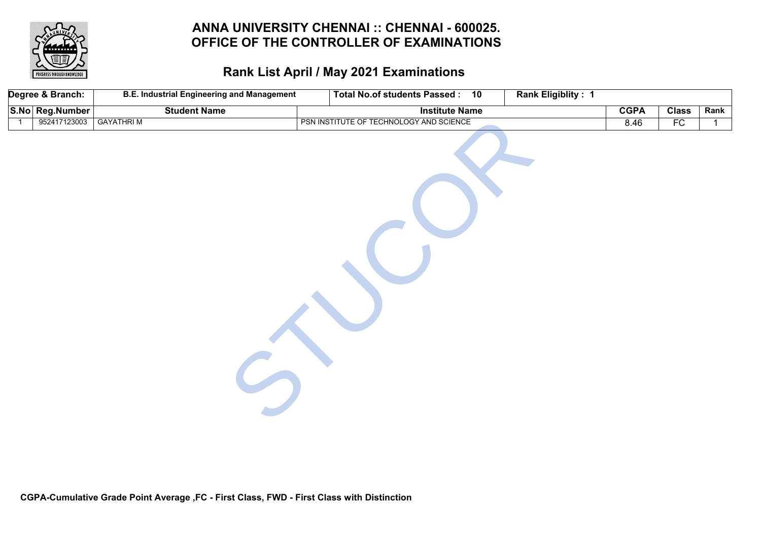# ANNA UNIVERSITY CHENNAI :: CHENNAI - 600025.
# OFFICE OF THE CONTROLLER OF EXAMINATIONS

## Rank List April / May 2021 Examinations

| Degree & Branch: | B.E. Industrial Engineering and Management | Total No.of students Passed : 10 | Rank Eligiblity : 1 | | | |
|---|---|---|---|---|---|---|
| **S.No** | **Reg.Number** | **Student Name** | **Institute Name** | **CGPA** | **Class** | **Rank** |
| 1 | 952417123003 | GAYATHRI M | PSN INSTITUTE OF TECHNOLOGY AND SCIENCE | 8.46 | FC | 1 |

**CGPA-Cumulative Grade Point Average ,FC - First Class, FWD - First Class with Distinction**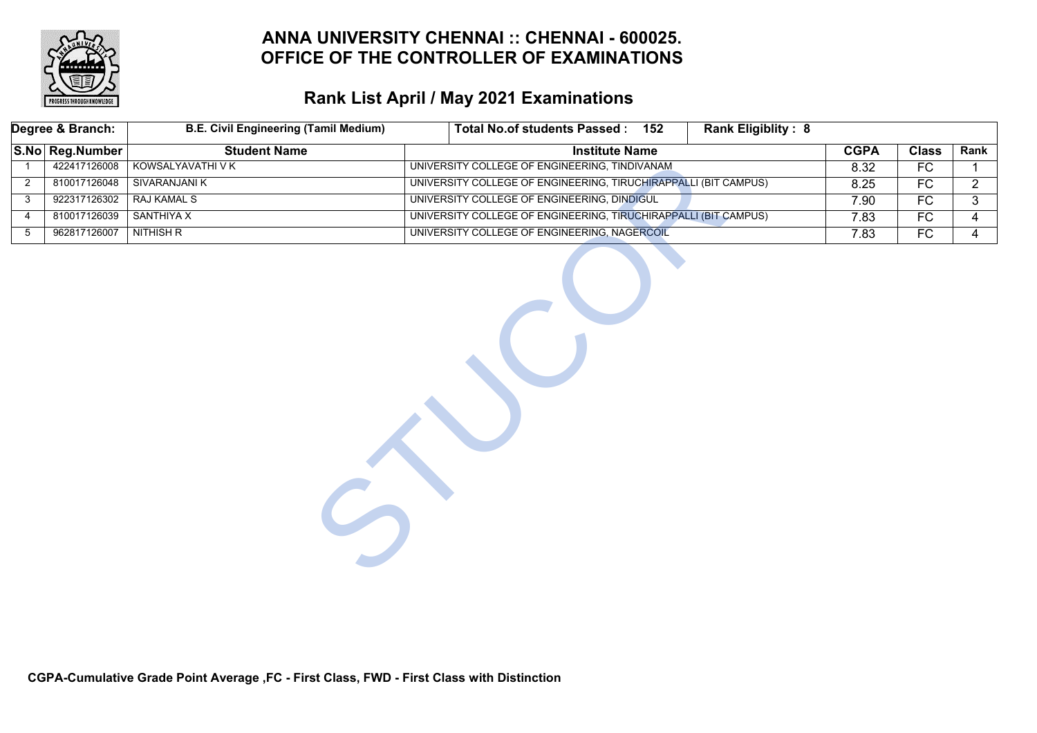# ANNA UNIVERSITY CHENNAI :: CHENNAI - 600025.
# OFFICE OF THE CONTROLLER OF EXAMINATIONS

## Rank List April / May 2021 Examinations

| Degree & Branch: | B.E. Civil Engineering (Tamil Medium) | Total No.of students Passed : 152 | Rank Eligiblity : 8 | | | |
|---|---|---|---|---|---|---|
| **S.No** | **Reg.Number** | **Student Name** | **Institute Name** | **CGPA** | **Class** | **Rank** |
| 1 | 422417126008 | KOWSALYAVATHI V K | UNIVERSITY COLLEGE OF ENGINEERING, TINDIVANAM | 8.32 | FC | 1 |
| 2 | 810017126048 | SIVARANJANI K | UNIVERSITY COLLEGE OF ENGINEERING, TIRUCHIRAPPALLI (BIT CAMPUS) | 8.25 | FC | 2 |
| 3 | 922317126302 | RAJ KAMAL S | UNIVERSITY COLLEGE OF ENGINEERING, DINDIGUL | 7.90 | FC | 3 |
| 4 | 810017126039 | SANTHIYA X | UNIVERSITY COLLEGE OF ENGINEERING, TIRUCHIRAPPALLI (BIT CAMPUS) | 7.83 | FC | 4 |
| 5 | 962817126007 | NITHISH R | UNIVERSITY COLLEGE OF ENGINEERING, NAGERCOIL | 7.83 | FC | 4 |

**CGPA-Cumulative Grade Point Average ,FC - First Class, FWD - First Class with Distinction**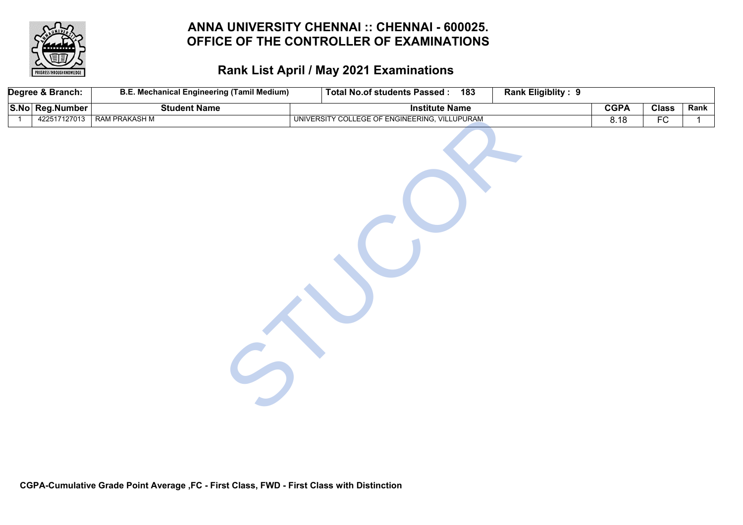# ANNA UNIVERSITY CHENNAI :: CHENNAI - 600025.
# OFFICE OF THE CONTROLLER OF EXAMINATIONS

## Rank List April / May 2021 Examinations

| Degree & Branch: | B.E. Mechanical Engineering (Tamil Medium) | Total No.of students Passed : 183 | Rank Eligiblity : 9 | | | |
|---|---|---|---|---|---|---|
| **S.No** | **Reg.Number** | **Student Name** | **Institute Name** | **CGPA** | **Class** | **Rank** |
| 1 | 422517127013 | RAM PRAKASH M | UNIVERSITY COLLEGE OF ENGINEERING, VILLUPURAM | 8.18 | FC | 1 |

**CGPA-Cumulative Grade Point Average ,FC - First Class, FWD - First Class with Distinction**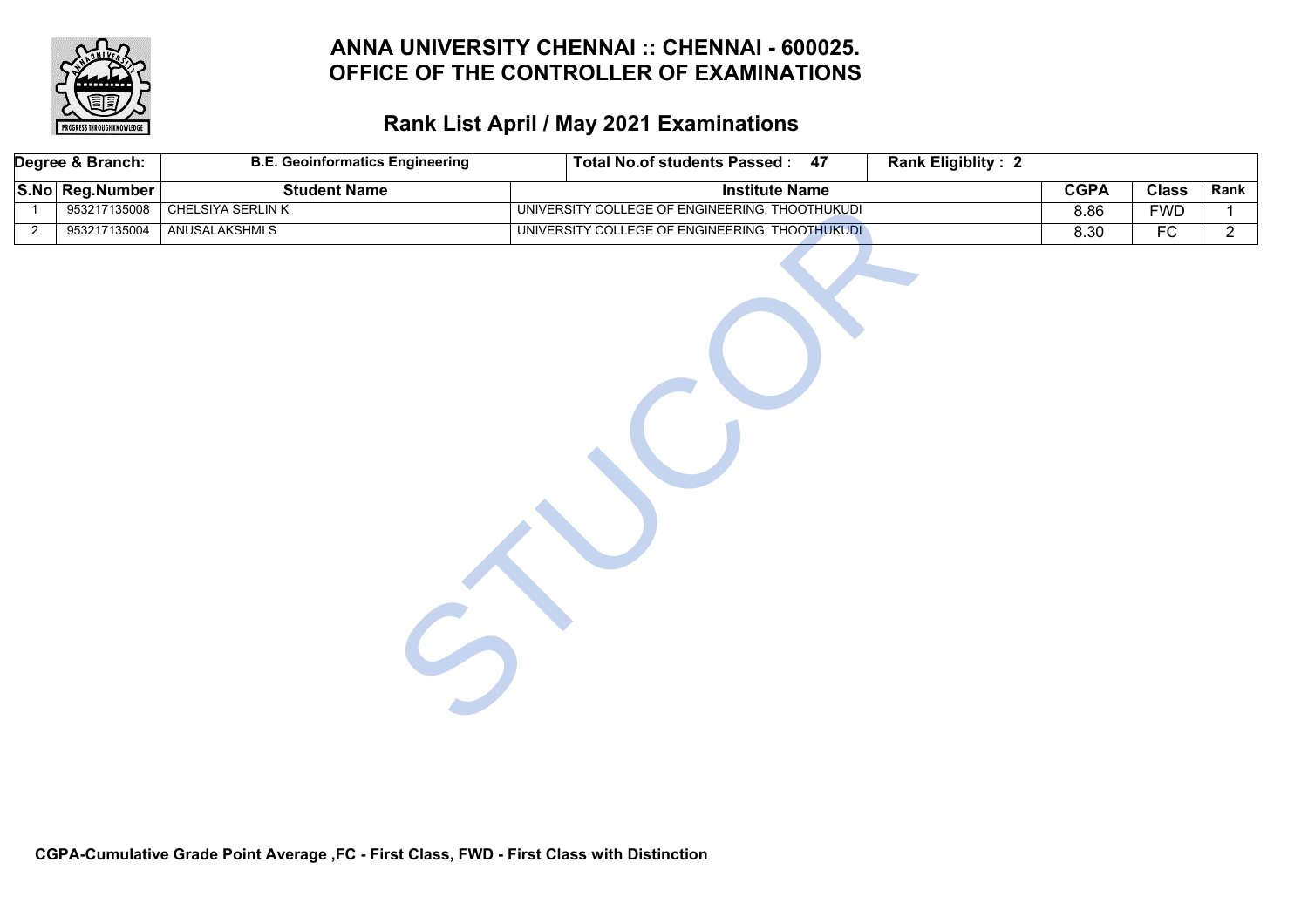# ANNA UNIVERSITY CHENNAI :: CHENNAI - 600025.
# OFFICE OF THE CONTROLLER OF EXAMINATIONS

## Rank List April / May 2021 Examinations

| Degree & Branch: | B.E. Geoinformatics Engineering | Total No.of students Passed : 47 | | Rank Eligiblity : 2 | | |
|---|---|---|---|---|---|---|
| S.No | Reg.Number | Student Name | Institute Name | CGPA | Class | Rank |
| 1 | 953217135008 | CHELSIYA SERLIN K | UNIVERSITY COLLEGE OF ENGINEERING, THOOTHUKUDI | 8.86 | FWD | 1 |
| 2 | 953217135004 | ANUSALAKSHMI S | UNIVERSITY COLLEGE OF ENGINEERING, THOOTHUKUDI | 8.30 | FC | 2 |

**CGPA-Cumulative Grade Point Average ,FC - First Class, FWD - First Class with Distinction**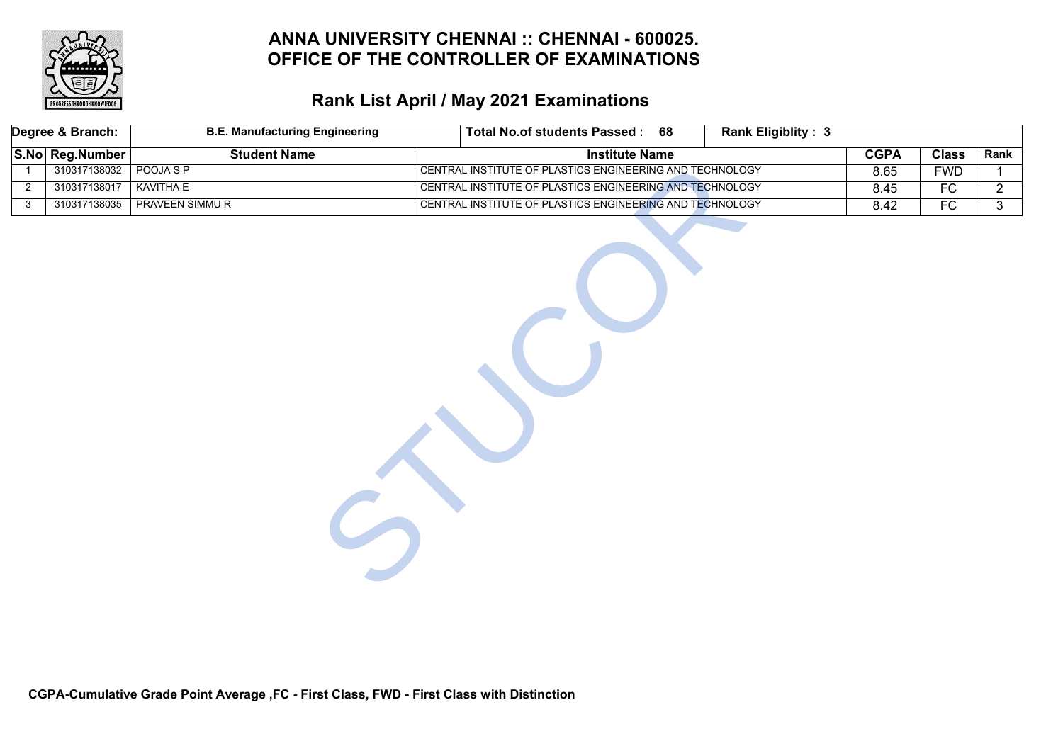# ANNA UNIVERSITY CHENNAI :: CHENNAI - 600025.
# OFFICE OF THE CONTROLLER OF EXAMINATIONS

## Rank List April / May 2021 Examinations

| Degree & Branch: | B.E. Manufacturing Engineering | Total No.of students Passed : 68 | Rank Eligiblity : 3 | | |
|---|---|---|---|---|---|
| **S.No** | **Reg.Number** | **Student Name** | **Institute Name** | **CGPA** | **Class** | **Rank** |

| S.No | Reg.Number | Student Name | Institute Name | CGPA | Class | Rank |
|---|---|---|---|---|---|---|
| 1 | 310317138032 | POOJA S P | CENTRAL INSTITUTE OF PLASTICS ENGINEERING AND TECHNOLOGY | 8.65 | FWD | 1 |
| 2 | 310317138017 | KAVITHA E | CENTRAL INSTITUTE OF PLASTICS ENGINEERING AND TECHNOLOGY | 8.45 | FC | 2 |
| 3 | 310317138035 | PRAVEEN SIMMU R | CENTRAL INSTITUTE OF PLASTICS ENGINEERING AND TECHNOLOGY | 8.42 | FC | 3 |

**CGPA-Cumulative Grade Point Average ,FC - First Class, FWD - First Class with Distinction**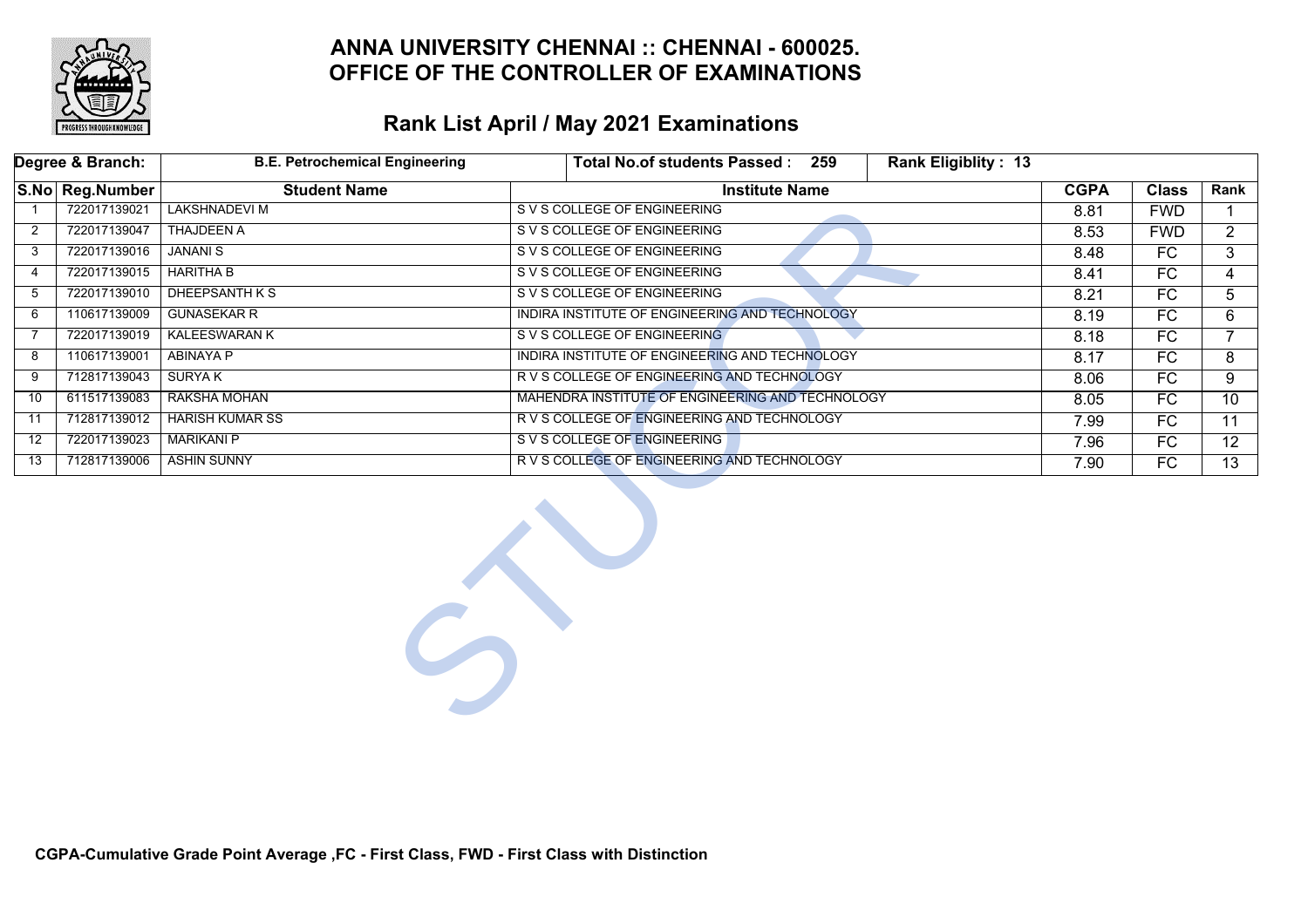# ANNA UNIVERSITY CHENNAI :: CHENNAI - 600025.
# OFFICE OF THE CONTROLLER OF EXAMINATIONS

## Rank List April / May 2021 Examinations

| Degree & Branch: | B.E. Petrochemical Engineering | Total No.of students Passed : 259 | Rank Eligiblity : 13 | | | |
|---|---|---|---|---|---|---|
| **S.No** | **Reg.Number** | **Student Name** | **Institute Name** | **CGPA** | **Class** | **Rank** |
| 1 | 722017139021 | LAKSHNADEVI M | S V S COLLEGE OF ENGINEERING | 8.81 | FWD | 1 |
| 2 | 722017139047 | THAJDEEN A | S V S COLLEGE OF ENGINEERING | 8.53 | FWD | 2 |
| 3 | 722017139016 | JANANI S | S V S COLLEGE OF ENGINEERING | 8.48 | FC | 3 |
| 4 | 722017139015 | HARITHA B | S V S COLLEGE OF ENGINEERING | 8.41 | FC | 4 |
| 5 | 722017139010 | DHEEPSANTH K S | S V S COLLEGE OF ENGINEERING | 8.21 | FC | 5 |
| 6 | 110617139009 | GUNASEKAR R | INDIRA INSTITUTE OF ENGINEERING AND TECHNOLOGY | 8.19 | FC | 6 |
| 7 | 722017139019 | KALEESWARAN K | S V S COLLEGE OF ENGINEERING | 8.18 | FC | 7 |
| 8 | 110617139001 | ABINAYA P | INDIRA INSTITUTE OF ENGINEERING AND TECHNOLOGY | 8.17 | FC | 8 |
| 9 | 712817139043 | SURYA K | R V S COLLEGE OF ENGINEERING AND TECHNOLOGY | 8.06 | FC | 9 |
| 10 | 611517139083 | RAKSHA MOHAN | MAHENDRA INSTITUTE OF ENGINEERING AND TECHNOLOGY | 8.05 | FC | 10 |
| 11 | 712817139012 | HARISH KUMAR SS | R V S COLLEGE OF ENGINEERING AND TECHNOLOGY | 7.99 | FC | 11 |
| 12 | 722017139023 | MARIKANI P | S V S COLLEGE OF ENGINEERING | 7.96 | FC | 12 |
| 13 | 712817139006 | ASHIN SUNNY | R V S COLLEGE OF ENGINEERING AND TECHNOLOGY | 7.90 | FC | 13 |

**CGPA-Cumulative Grade Point Average ,FC - First Class, FWD - First Class with Distinction**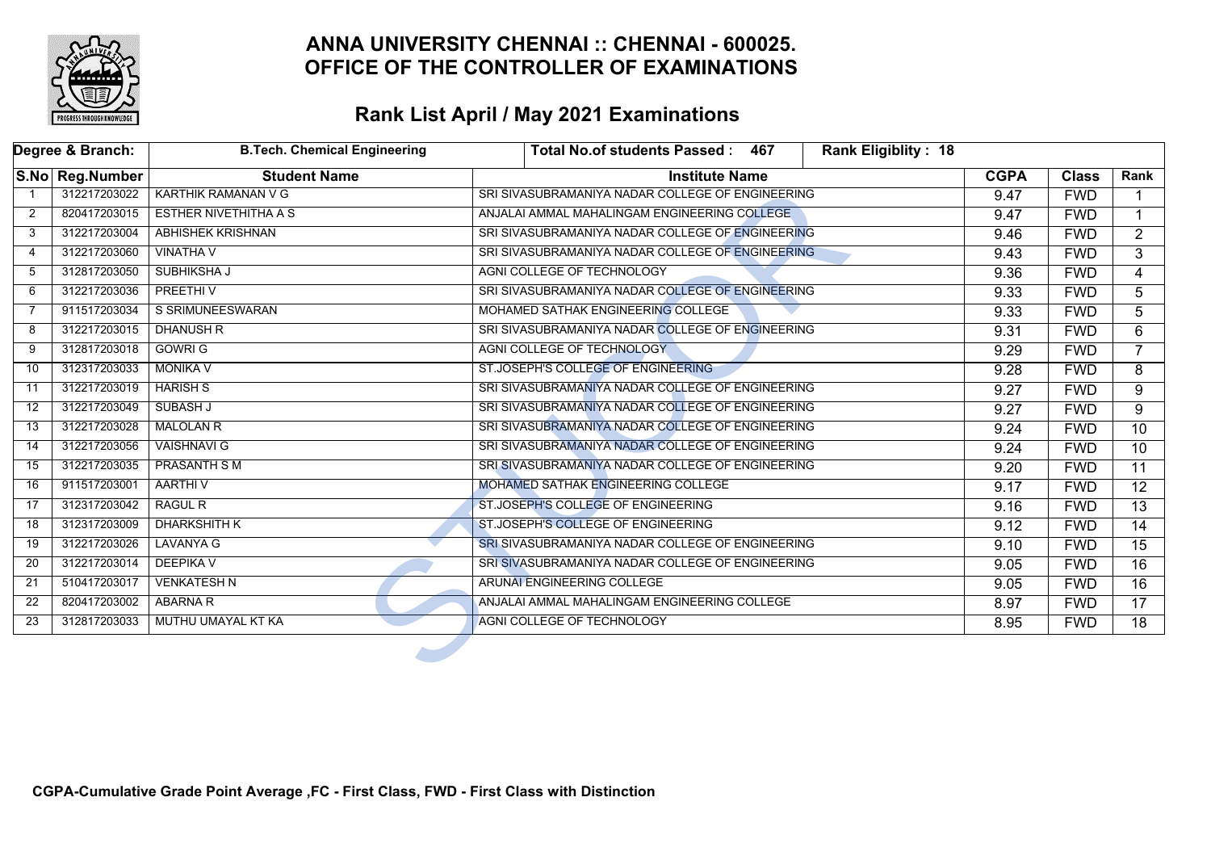# ANNA UNIVERSITY CHENNAI :: CHENNAI - 600025.
# OFFICE OF THE CONTROLLER OF EXAMINATIONS

## Rank List April / May 2021 Examinations

| Degree & Branch: | | B.Tech. Chemical Engineering | Total No.of students Passed : 467 | Rank Eligiblity : 18 | | |
|---|---|---|---|---|---|---|
| **S.No** | **Reg.Number** | **Student Name** | **Institute Name** | **CGPA** | **Class** | **Rank** |
| 1 | 312217203022 | KARTHIK RAMANAN V G | SRI SIVASUBRAMANIYA NADAR COLLEGE OF ENGINEERING | 9.47 | FWD | 1 |
| 2 | 820417203015 | ESTHER NIVETHITHA A S | ANJALAI AMMAL MAHALINGAM ENGINEERING COLLEGE | 9.47 | FWD | 1 |
| 3 | 312217203004 | ABHISHEK KRISHNAN | SRI SIVASUBRAMANIYA NADAR COLLEGE OF ENGINEERING | 9.46 | FWD | 2 |
| 4 | 312217203060 | VINATHA V | SRI SIVASUBRAMANIYA NADAR COLLEGE OF ENGINEERING | 9.43 | FWD | 3 |
| 5 | 312817203050 | SUBHIKSHA J | AGNI COLLEGE OF TECHNOLOGY | 9.36 | FWD | 4 |
| 6 | 312217203036 | PREETHI V | SRI SIVASUBRAMANIYA NADAR COLLEGE OF ENGINEERING | 9.33 | FWD | 5 |
| 7 | 911517203034 | S SRIMUNEESWARAN | MOHAMED SATHAK ENGINEERING COLLEGE | 9.33 | FWD | 5 |
| 8 | 312217203015 | DHANUSH R | SRI SIVASUBRAMANIYA NADAR COLLEGE OF ENGINEERING | 9.31 | FWD | 6 |
| 9 | 312817203018 | GOWRI G | AGNI COLLEGE OF TECHNOLOGY | 9.29 | FWD | 7 |
| 10 | 312317203033 | MONIKA V | ST.JOSEPH'S COLLEGE OF ENGINEERING | 9.28 | FWD | 8 |
| 11 | 312217203019 | HARISH S | SRI SIVASUBRAMANIYA NADAR COLLEGE OF ENGINEERING | 9.27 | FWD | 9 |
| 12 | 312217203049 | SUBASH J | SRI SIVASUBRAMANIYA NADAR COLLEGE OF ENGINEERING | 9.27 | FWD | 9 |
| 13 | 312217203028 | MALOLAN R | SRI SIVASUBRAMANIYA NADAR COLLEGE OF ENGINEERING | 9.24 | FWD | 10 |
| 14 | 312217203056 | VAISHNAVI G | SRI SIVASUBRAMANIYA NADAR COLLEGE OF ENGINEERING | 9.24 | FWD | 10 |
| 15 | 312217203035 | PRASANTH S M | SRI SIVASUBRAMANIYA NADAR COLLEGE OF ENGINEERING | 9.20 | FWD | 11 |
| 16 | 911517203001 | AARTHI V | MOHAMED SATHAK ENGINEERING COLLEGE | 9.17 | FWD | 12 |
| 17 | 312317203042 | RAGUL R | ST.JOSEPH'S COLLEGE OF ENGINEERING | 9.16 | FWD | 13 |
| 18 | 312317203009 | DHARKSHITH K | ST.JOSEPH'S COLLEGE OF ENGINEERING | 9.12 | FWD | 14 |
| 19 | 312217203026 | LAVANYA G | SRI SIVASUBRAMANIYA NADAR COLLEGE OF ENGINEERING | 9.10 | FWD | 15 |
| 20 | 312217203014 | DEEPIKA V | SRI SIVASUBRAMANIYA NADAR COLLEGE OF ENGINEERING | 9.05 | FWD | 16 |
| 21 | 510417203017 | VENKATESH N | ARUNAI ENGINEERING COLLEGE | 9.05 | FWD | 16 |
| 22 | 820417203002 | ABARNA R | ANJALAI AMMAL MAHALINGAM ENGINEERING COLLEGE | 8.97 | FWD | 17 |
| 23 | 312817203033 | MUTHU UMAYAL KT KA | AGNI COLLEGE OF TECHNOLOGY | 8.95 | FWD | 18 |

**CGPA-Cumulative Grade Point Average ,FC - First Class, FWD - First Class with Distinction**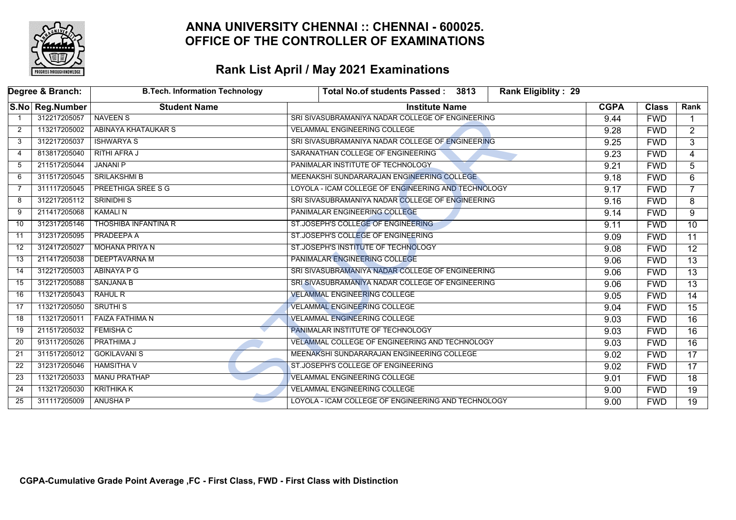# ANNA UNIVERSITY CHENNAI :: CHENNAI - 600025.
# OFFICE OF THE CONTROLLER OF EXAMINATIONS

## Rank List April / May 2021 Examinations

| Degree & Branch: | B.Tech. Information Technology | Total No.of students Passed : 3813 | Rank Eligiblity : 29 | | | |
|---|---|---|---|---|---|---|
| **S.No** | **Reg.Number** | **Student Name** | **Institute Name** | **CGPA** | **Class** | **Rank** |
| 1 | 312217205057 | NAVEEN S | SRI SIVASUBRAMANIYA NADAR COLLEGE OF ENGINEERING | 9.44 | FWD | 1 |
| 2 | 113217205002 | ABINAYA KHATAUKAR S | VELAMMAL ENGINEERING COLLEGE | 9.28 | FWD | 2 |
| 3 | 312217205037 | ISHWARYA S | SRI SIVASUBRAMANIYA NADAR COLLEGE OF ENGINEERING | 9.25 | FWD | 3 |
| 4 | 813817205040 | RITHI AFRA J | SARANATHAN COLLEGE OF ENGINEERING | 9.23 | FWD | 4 |
| 5 | 211517205044 | JANANI P | PANIMALAR INSTITUTE OF TECHNOLOGY | 9.21 | FWD | 5 |
| 6 | 311517205045 | SRILAKSHMI B | MEENAKSHI SUNDARARAJAN ENGINEERING COLLEGE | 9.18 | FWD | 6 |
| 7 | 311117205045 | PREETHIGA SREE S G | LOYOLA - ICAM COLLEGE OF ENGINEERING AND TECHNOLOGY | 9.17 | FWD | 7 |
| 8 | 312217205112 | SRINIDHI S | SRI SIVASUBRAMANIYA NADAR COLLEGE OF ENGINEERING | 9.16 | FWD | 8 |
| 9 | 211417205068 | KAMALI N | PANIMALAR ENGINEERING COLLEGE | 9.14 | FWD | 9 |
| 10 | 312317205146 | THOSHIBA INFANTINA R | ST.JOSEPH'S COLLEGE OF ENGINEERING | 9.11 | FWD | 10 |
| 11 | 312317205095 | PRADEEPA A | ST.JOSEPH'S COLLEGE OF ENGINEERING | 9.09 | FWD | 11 |
| 12 | 312417205027 | MOHANA PRIYA N | ST.JOSEPH'S INSTITUTE OF TECHNOLOGY | 9.08 | FWD | 12 |
| 13 | 211417205038 | DEEPTAVARNA M | PANIMALAR ENGINEERING COLLEGE | 9.06 | FWD | 13 |
| 14 | 312217205003 | ABINAYA P G | SRI SIVASUBRAMANIYA NADAR COLLEGE OF ENGINEERING | 9.06 | FWD | 13 |
| 15 | 312217205088 | SANJANA B | SRI SIVASUBRAMANIYA NADAR COLLEGE OF ENGINEERING | 9.06 | FWD | 13 |
| 16 | 113217205043 | RAHUL R | VELAMMAL ENGINEERING COLLEGE | 9.05 | FWD | 14 |
| 17 | 113217205050 | SRUTHI S | VELAMMAL ENGINEERING COLLEGE | 9.04 | FWD | 15 |
| 18 | 113217205011 | FAIZA FATHIMA N | VELAMMAL ENGINEERING COLLEGE | 9.03 | FWD | 16 |
| 19 | 211517205032 | FEMISHA C | PANIMALAR INSTITUTE OF TECHNOLOGY | 9.03 | FWD | 16 |
| 20 | 913117205026 | PRATHIMA J | VELAMMAL COLLEGE OF ENGINEERING AND TECHNOLOGY | 9.03 | FWD | 16 |
| 21 | 311517205012 | GOKILAVANI S | MEENAKSHI SUNDARARAJAN ENGINEERING COLLEGE | 9.02 | FWD | 17 |
| 22 | 312317205046 | HAMSITHA V | ST.JOSEPH'S COLLEGE OF ENGINEERING | 9.02 | FWD | 17 |
| 23 | 113217205033 | MANU PRATHAP | VELAMMAL ENGINEERING COLLEGE | 9.01 | FWD | 18 |
| 24 | 113217205030 | KRITHIKA K | VELAMMAL ENGINEERING COLLEGE | 9.00 | FWD | 19 |
| 25 | 311117205009 | ANUSHA P | LOYOLA - ICAM COLLEGE OF ENGINEERING AND TECHNOLOGY | 9.00 | FWD | 19 |

**CGPA-Cumulative Grade Point Average ,FC - First Class, FWD - First Class with Distinction**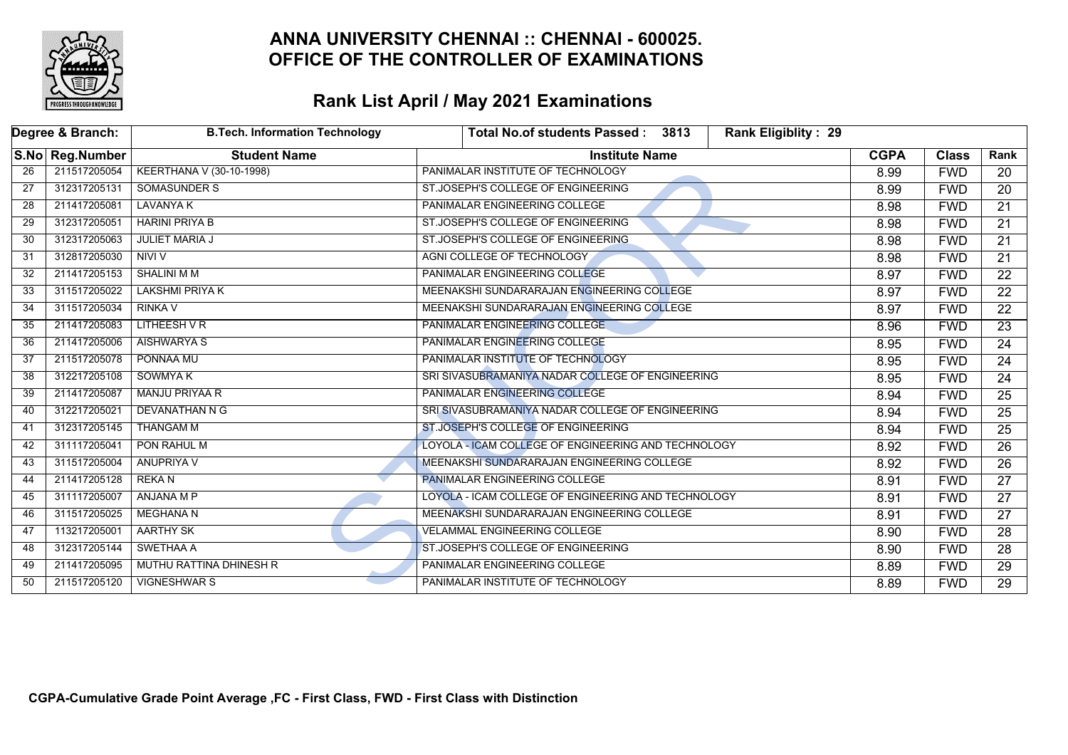# ANNA UNIVERSITY CHENNAI :: CHENNAI - 600025.
# OFFICE OF THE CONTROLLER OF EXAMINATIONS

## Rank List April / May 2021 Examinations

| Degree & Branch: | | B.Tech. Information Technology | Total No.of students Passed : 3813 | Rank Eligiblity : 29 | | |
|---|---|---|---|---|---|---|
| S.No | Reg.Number | Student Name | Institute Name | CGPA | Class | Rank |
| 26 | 211517205054 | KEERTHANA V (30-10-1998) | PANIMALAR INSTITUTE OF TECHNOLOGY | 8.99 | FWD | 20 |
| 27 | 312317205131 | SOMASUNDER S | ST.JOSEPH'S COLLEGE OF ENGINEERING | 8.99 | FWD | 20 |
| 28 | 211417205081 | LAVANYA K | PANIMALAR ENGINEERING COLLEGE | 8.98 | FWD | 21 |
| 29 | 312317205051 | HARINI PRIYA B | ST.JOSEPH'S COLLEGE OF ENGINEERING | 8.98 | FWD | 21 |
| 30 | 312317205063 | JULIET MARIA J | ST.JOSEPH'S COLLEGE OF ENGINEERING | 8.98 | FWD | 21 |
| 31 | 312817205030 | NIVI V | AGNI COLLEGE OF TECHNOLOGY | 8.98 | FWD | 21 |
| 32 | 211417205153 | SHALINI M M | PANIMALAR ENGINEERING COLLEGE | 8.97 | FWD | 22 |
| 33 | 311517205022 | LAKSHMI PRIYA K | MEENAKSHI SUNDARARAJAN ENGINEERING COLLEGE | 8.97 | FWD | 22 |
| 34 | 311517205034 | RINKA V | MEENAKSHI SUNDARARAJAN ENGINEERING COLLEGE | 8.97 | FWD | 22 |
| 35 | 211417205083 | LITHEESH V R | PANIMALAR ENGINEERING COLLEGE | 8.96 | FWD | 23 |
| 36 | 211417205006 | AISHWARYA S | PANIMALAR ENGINEERING COLLEGE | 8.95 | FWD | 24 |
| 37 | 211517205078 | PONNAA MU | PANIMALAR INSTITUTE OF TECHNOLOGY | 8.95 | FWD | 24 |
| 38 | 312217205108 | SOWMYA K | SRI SIVASUBRAMANIYA NADAR COLLEGE OF ENGINEERING | 8.95 | FWD | 24 |
| 39 | 211417205087 | MANJU PRIYAA R | PANIMALAR ENGINEERING COLLEGE | 8.94 | FWD | 25 |
| 40 | 312217205021 | DEVANATHAN N G | SRI SIVASUBRAMANIYA NADAR COLLEGE OF ENGINEERING | 8.94 | FWD | 25 |
| 41 | 312317205145 | THANGAM M | ST.JOSEPH'S COLLEGE OF ENGINEERING | 8.94 | FWD | 25 |
| 42 | 311117205041 | PON RAHUL M | LOYOLA - ICAM COLLEGE OF ENGINEERING AND TECHNOLOGY | 8.92 | FWD | 26 |
| 43 | 311517205004 | ANUPRIYA V | MEENAKSHI SUNDARARAJAN ENGINEERING COLLEGE | 8.92 | FWD | 26 |
| 44 | 211417205128 | REKA N | PANIMALAR ENGINEERING COLLEGE | 8.91 | FWD | 27 |
| 45 | 311117205007 | ANJANA M P | LOYOLA - ICAM COLLEGE OF ENGINEERING AND TECHNOLOGY | 8.91 | FWD | 27 |
| 46 | 311517205025 | MEGHANA N | MEENAKSHI SUNDARARAJAN ENGINEERING COLLEGE | 8.91 | FWD | 27 |
| 47 | 113217205001 | AARTHY SK | VELAMMAL ENGINEERING COLLEGE | 8.90 | FWD | 28 |
| 48 | 312317205144 | SWETHAA A | ST.JOSEPH'S COLLEGE OF ENGINEERING | 8.90 | FWD | 28 |
| 49 | 211417205095 | MUTHU RATTINA DHINESH R | PANIMALAR ENGINEERING COLLEGE | 8.89 | FWD | 29 |
| 50 | 211517205120 | VIGNESHWAR S | PANIMALAR INSTITUTE OF TECHNOLOGY | 8.89 | FWD | 29 |

**CGPA-Cumulative Grade Point Average ,FC - First Class, FWD - First Class with Distinction**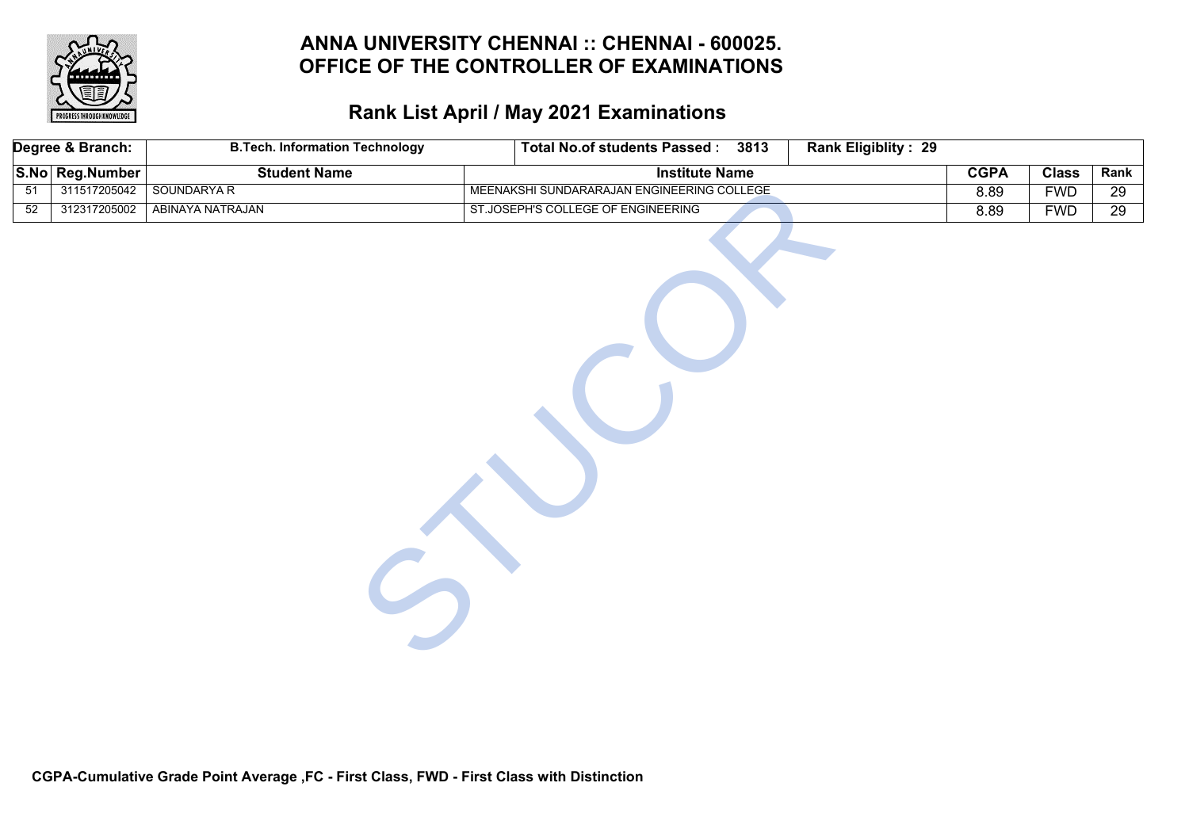# ANNA UNIVERSITY CHENNAI :: CHENNAI - 600025.
# OFFICE OF THE CONTROLLER OF EXAMINATIONS

## Rank List April / May 2021 Examinations

| Degree & Branch: | B.Tech. Information Technology | Total No.of students Passed : 3813 | Rank Eligiblity : 29 | | | |
|---|---|---|---|---|---|---|
| **S.No** | **Reg.Number** | **Student Name** | **Institute Name** | **CGPA** | **Class** | **Rank** |
| 51 | 311517205042 | SOUNDARYA R | MEENAKSHI SUNDARARAJAN ENGINEERING COLLEGE | 8.89 | FWD | 29 |
| 52 | 312317205002 | ABINAYA NATRAJAN | ST.JOSEPH'S COLLEGE OF ENGINEERING | 8.89 | FWD | 29 |

**CGPA-Cumulative Grade Point Average ,FC - First Class, FWD - First Class with Distinction**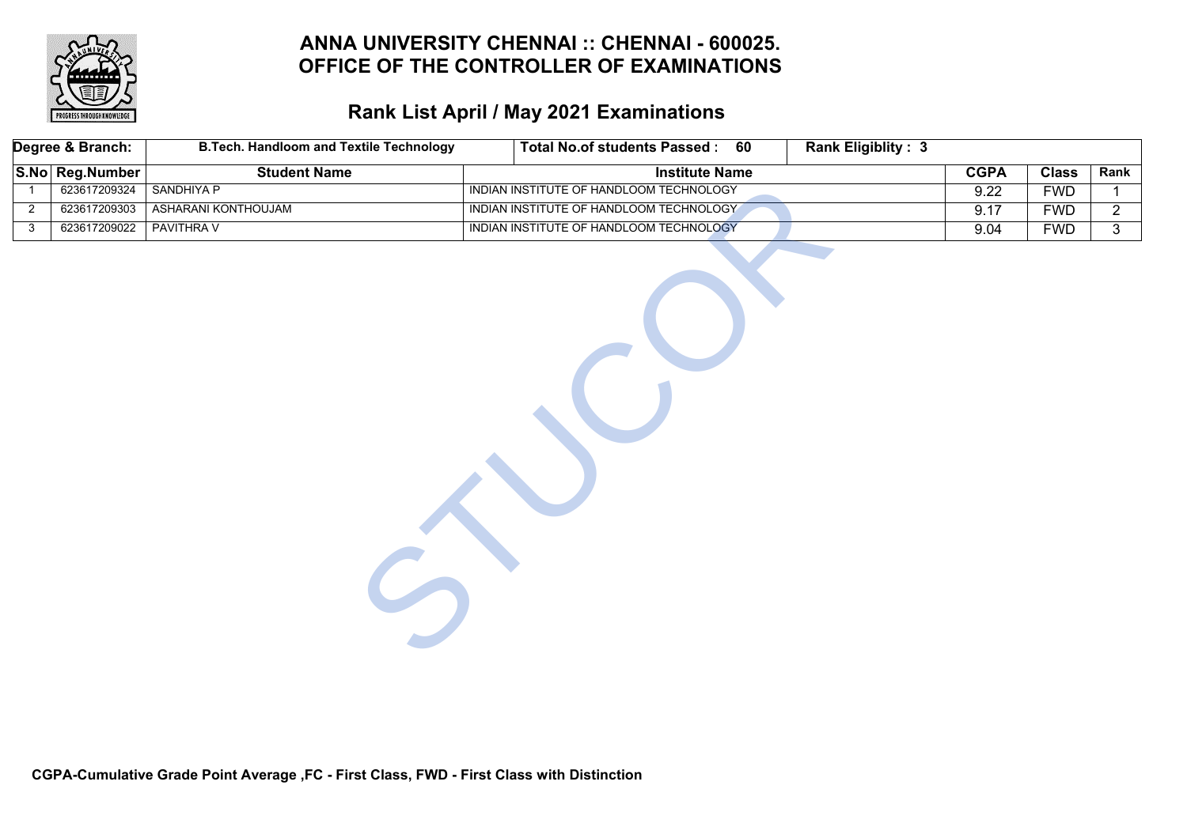# ANNA UNIVERSITY CHENNAI :: CHENNAI - 600025.
# OFFICE OF THE CONTROLLER OF EXAMINATIONS

## Rank List April / May 2021 Examinations

| Degree & Branch: | B.Tech. Handloom and Textile Technology | Total No.of students Passed : 60 | Rank Eligiblity : 3 | | | |
|---|---|---|---|---|---|---|
| **S.No** | **Reg.Number** | **Student Name** | **Institute Name** | **CGPA** | **Class** | **Rank** |
| 1 | 623617209324 | SANDHIYA P | INDIAN INSTITUTE OF HANDLOOM TECHNOLOGY | 9.22 | FWD | 1 |
| 2 | 623617209303 | ASHARANI KONTHOUJAM | INDIAN INSTITUTE OF HANDLOOM TECHNOLOGY | 9.17 | FWD | 2 |
| 3 | 623617209022 | PAVITHRA V | INDIAN INSTITUTE OF HANDLOOM TECHNOLOGY | 9.04 | FWD | 3 |

**CGPA-Cumulative Grade Point Average ,FC - First Class, FWD - First Class with Distinction**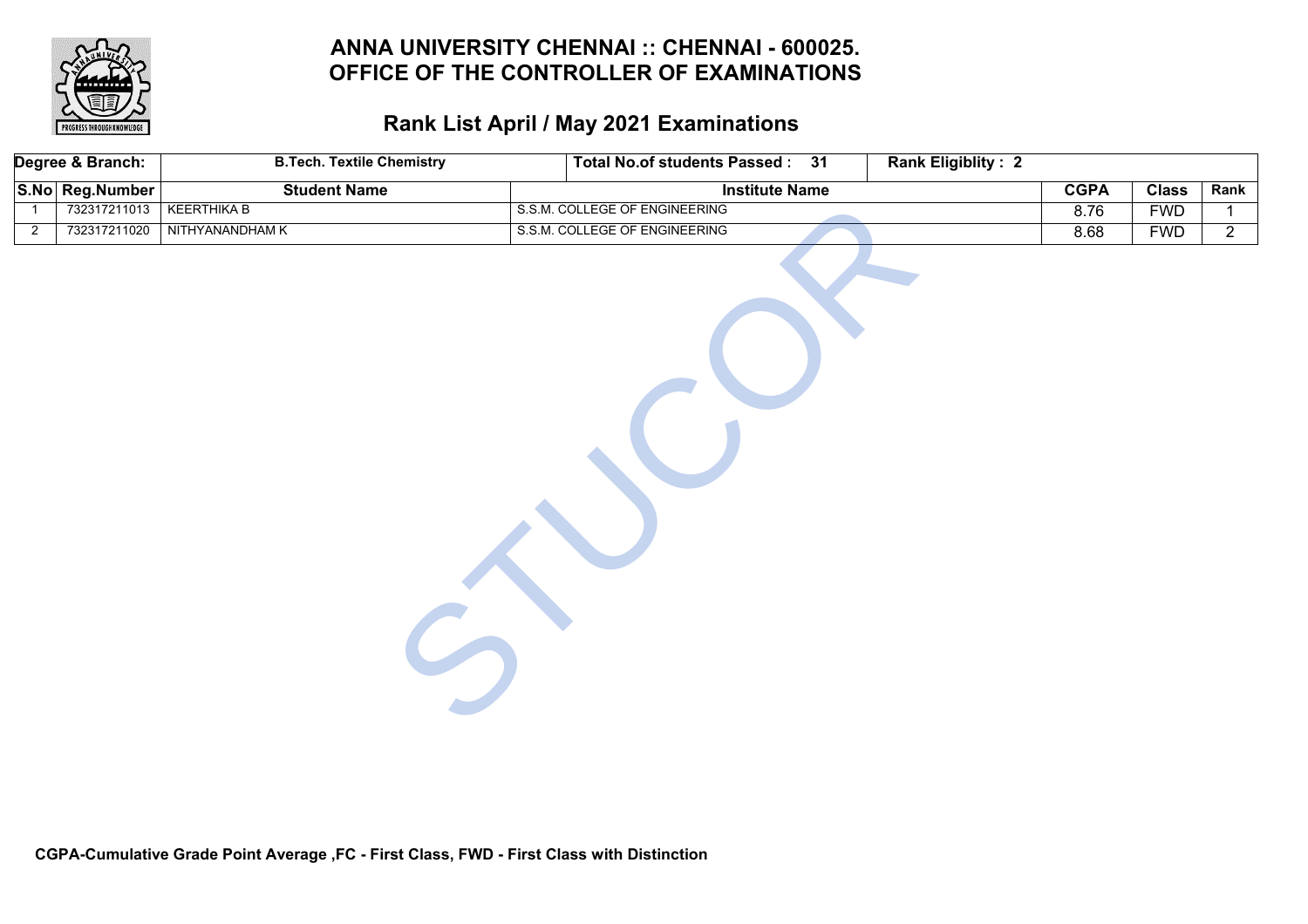# ANNA UNIVERSITY CHENNAI :: CHENNAI - 600025.
# OFFICE OF THE CONTROLLER OF EXAMINATIONS

## Rank List April / May 2021 Examinations

| Degree & Branch: | B.Tech. Textile Chemistry | Total No.of students Passed : 31 | Rank Eligiblity : 2 | | | |
|---|---|---|---|---|---|---|
| **S.No** | **Reg.Number** | **Student Name** | **Institute Name** | **CGPA** | **Class** | **Rank** |
| 1 | 732317211013 | KEERTHIKA B | S.S.M. COLLEGE OF ENGINEERING | 8.76 | FWD | 1 |
| 2 | 732317211020 | NITHYANANDHAM K | S.S.M. COLLEGE OF ENGINEERING | 8.68 | FWD | 2 |

**CGPA-Cumulative Grade Point Average ,FC - First Class, FWD - First Class with Distinction**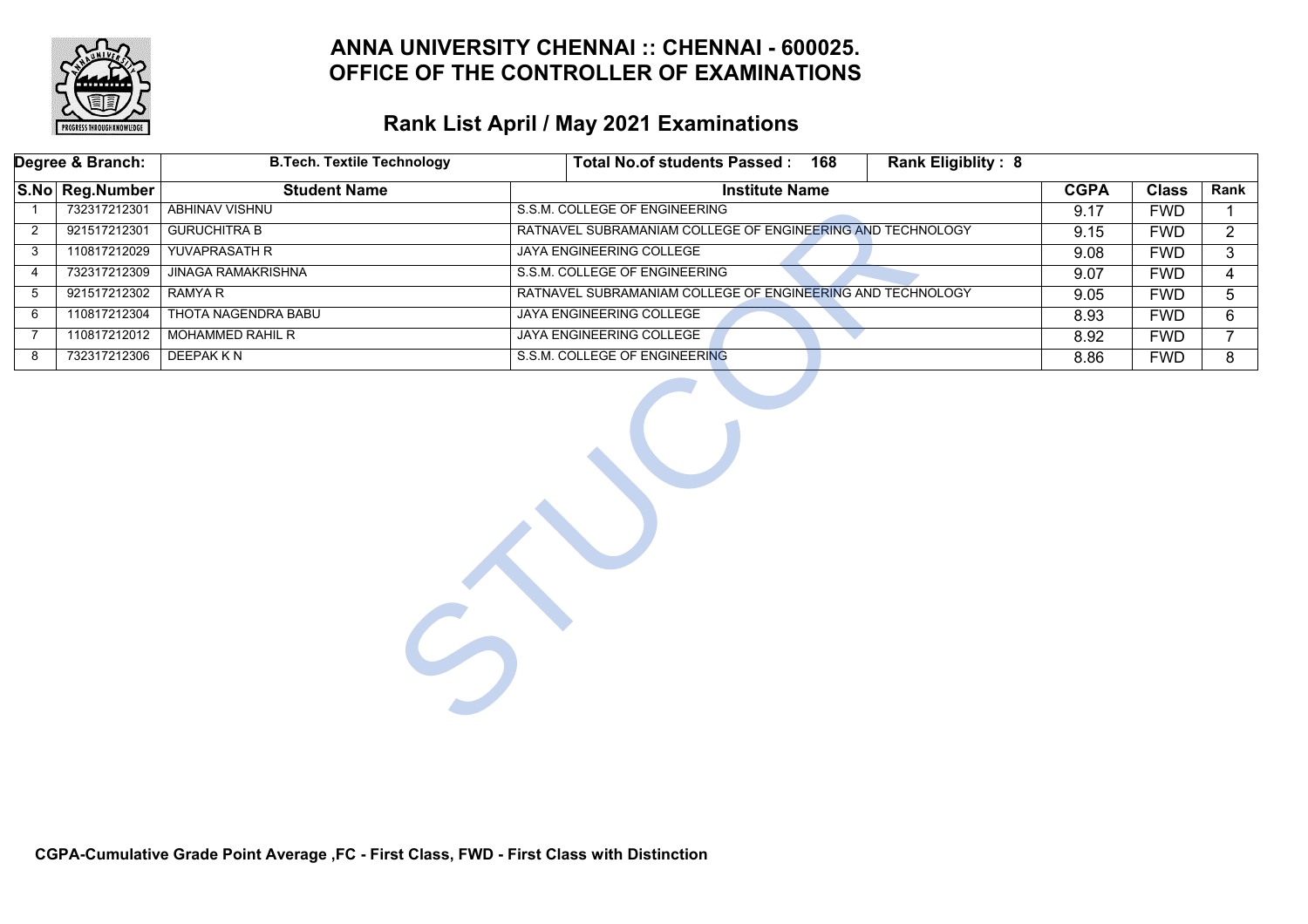# ANNA UNIVERSITY CHENNAI :: CHENNAI - 600025.
# OFFICE OF THE CONTROLLER OF EXAMINATIONS

## Rank List April / May 2021 Examinations

| Degree & Branch: | B.Tech. Textile Technology | Total No.of students Passed : 168 | Rank Eligiblity : 8 | | | |
|---|---|---|---|---|---|---|
| **S.No** | **Reg.Number** | **Student Name** | **Institute Name** | **CGPA** | **Class** | **Rank** |
| 1 | 732317212301 | ABHINAV VISHNU | S.S.M. COLLEGE OF ENGINEERING | 9.17 | FWD | 1 |
| 2 | 921517212301 | GURUCHITRA B | RATNAVEL SUBRAMANIAM COLLEGE OF ENGINEERING AND TECHNOLOGY | 9.15 | FWD | 2 |
| 3 | 110817212029 | YUVAPRASATH R | JAYA ENGINEERING COLLEGE | 9.08 | FWD | 3 |
| 4 | 732317212309 | JINAGA RAMAKRISHNA | S.S.M. COLLEGE OF ENGINEERING | 9.07 | FWD | 4 |
| 5 | 921517212302 | RAMYA R | RATNAVEL SUBRAMANIAM COLLEGE OF ENGINEERING AND TECHNOLOGY | 9.05 | FWD | 5 |
| 6 | 110817212304 | THOTA NAGENDRA BABU | JAYA ENGINEERING COLLEGE | 8.93 | FWD | 6 |
| 7 | 110817212012 | MOHAMMED RAHIL R | JAYA ENGINEERING COLLEGE | 8.92 | FWD | 7 |
| 8 | 732317212306 | DEEPAK K N | S.S.M. COLLEGE OF ENGINEERING | 8.86 | FWD | 8 |

**CGPA-Cumulative Grade Point Average ,FC - First Class, FWD - First Class with Distinction**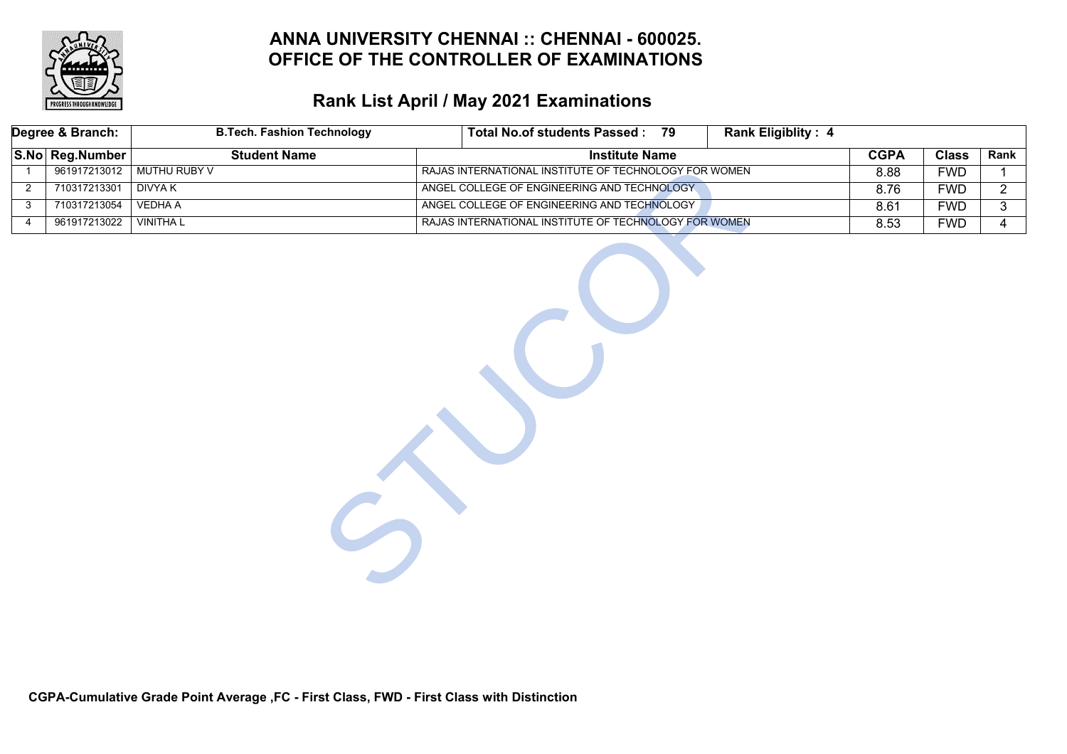# ANNA UNIVERSITY CHENNAI :: CHENNAI - 600025.
# OFFICE OF THE CONTROLLER OF EXAMINATIONS

## Rank List April / May 2021 Examinations

| Degree & Branch: | B.Tech. Fashion Technology | | Total No.of students Passed : 79 | Rank Eligiblity : 4 | | |
|---|---|---|---|---|---|---|
| **S.No** | **Reg.Number** | **Student Name** | **Institute Name** | **CGPA** | **Class** | **Rank** |
| 1 | 961917213012 | MUTHU RUBY V | RAJAS INTERNATIONAL INSTITUTE OF TECHNOLOGY FOR WOMEN | 8.88 | FWD | 1 |
| 2 | 710317213301 | DIVYA K | ANGEL COLLEGE OF ENGINEERING AND TECHNOLOGY | 8.76 | FWD | 2 |
| 3 | 710317213054 | VEDHA A | ANGEL COLLEGE OF ENGINEERING AND TECHNOLOGY | 8.61 | FWD | 3 |
| 4 | 961917213022 | VINITHA L | RAJAS INTERNATIONAL INSTITUTE OF TECHNOLOGY FOR WOMEN | 8.53 | FWD | 4 |

**CGPA-Cumulative Grade Point Average ,FC - First Class, FWD - First Class with Distinction**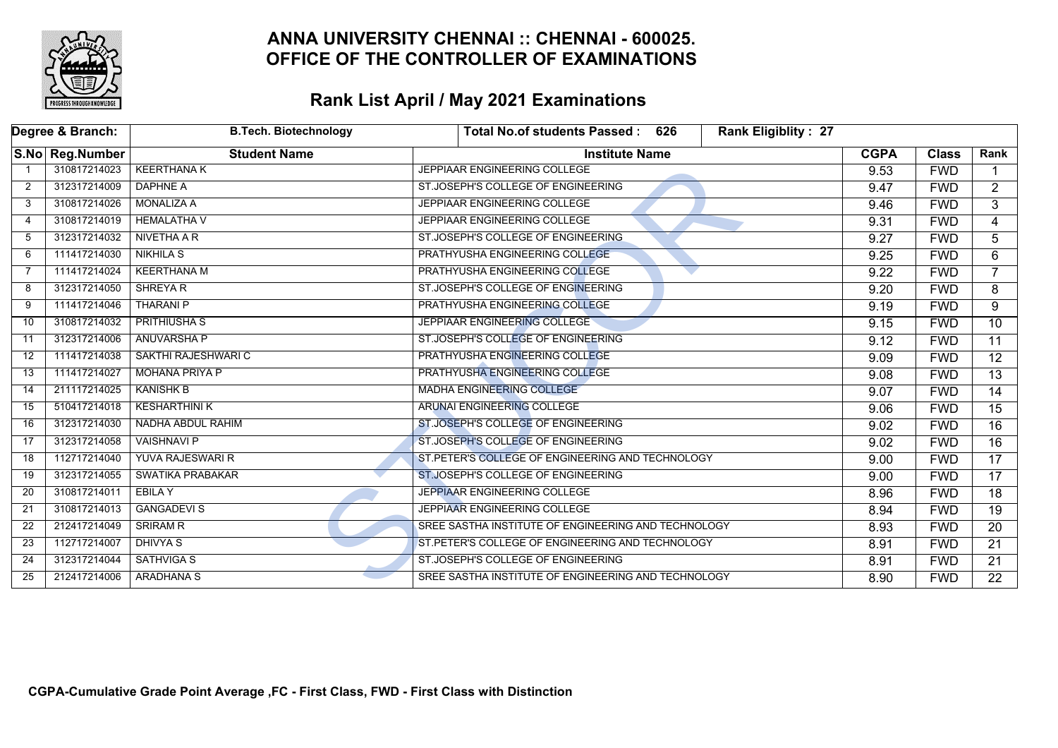# ANNA UNIVERSITY CHENNAI :: CHENNAI - 600025.
# OFFICE OF THE CONTROLLER OF EXAMINATIONS

## Rank List April / May 2021 Examinations

| Degree & Branch: | B.Tech. Biotechnology | Total No.of students Passed : 626 | Rank Eligiblity : 27 | | | |
|---|---|---|---|---|---|---|

| S.No | Reg.Number | Student Name | Institute Name | CGPA | Class | Rank |
|---|---|---|---|---|---|---|
| 1 | 310817214023 | KEERTHANA K | JEPPIAAR ENGINEERING COLLEGE | 9.53 | FWD | 1 |
| 2 | 312317214009 | DAPHNE A | ST.JOSEPH'S COLLEGE OF ENGINEERING | 9.47 | FWD | 2 |
| 3 | 310817214026 | MONALIZA A | JEPPIAAR ENGINEERING COLLEGE | 9.46 | FWD | 3 |
| 4 | 310817214019 | HEMALATHA V | JEPPIAAR ENGINEERING COLLEGE | 9.31 | FWD | 4 |
| 5 | 312317214032 | NIVETHA A R | ST.JOSEPH'S COLLEGE OF ENGINEERING | 9.27 | FWD | 5 |
| 6 | 111417214030 | NIKHILA S | PRATHYUSHA ENGINEERING COLLEGE | 9.25 | FWD | 6 |
| 7 | 111417214024 | KEERTHANA M | PRATHYUSHA ENGINEERING COLLEGE | 9.22 | FWD | 7 |
| 8 | 312317214050 | SHREYA R | ST.JOSEPH'S COLLEGE OF ENGINEERING | 9.20 | FWD | 8 |
| 9 | 111417214046 | THARANI P | PRATHYUSHA ENGINEERING COLLEGE | 9.19 | FWD | 9 |
| 10 | 310817214032 | PRITHIUSHA S | JEPPIAAR ENGINEERING COLLEGE | 9.15 | FWD | 10 |
| 11 | 312317214006 | ANUVARSHA P | ST.JOSEPH'S COLLEGE OF ENGINEERING | 9.12 | FWD | 11 |
| 12 | 111417214038 | SAKTHI RAJESHWARI C | PRATHYUSHA ENGINEERING COLLEGE | 9.09 | FWD | 12 |
| 13 | 111417214027 | MOHANA PRIYA P | PRATHYUSHA ENGINEERING COLLEGE | 9.08 | FWD | 13 |
| 14 | 211117214025 | KANISHK B | MADHA ENGINEERING COLLEGE | 9.07 | FWD | 14 |
| 15 | 510417214018 | KESHARTHINI K | ARUNAI ENGINEERING COLLEGE | 9.06 | FWD | 15 |
| 16 | 312317214030 | NADHA ABDUL RAHIM | ST.JOSEPH'S COLLEGE OF ENGINEERING | 9.02 | FWD | 16 |
| 17 | 312317214058 | VAISHNAVI P | ST.JOSEPH'S COLLEGE OF ENGINEERING | 9.02 | FWD | 16 |
| 18 | 112717214040 | YUVA RAJESWARI R | ST.PETER'S COLLEGE OF ENGINEERING AND TECHNOLOGY | 9.00 | FWD | 17 |
| 19 | 312317214055 | SWATIKA PRABAKAR | ST.JOSEPH'S COLLEGE OF ENGINEERING | 9.00 | FWD | 17 |
| 20 | 310817214011 | EBILA Y | JEPPIAAR ENGINEERING COLLEGE | 8.96 | FWD | 18 |
| 21 | 310817214013 | GANGADEVI S | JEPPIAAR ENGINEERING COLLEGE | 8.94 | FWD | 19 |
| 22 | 212417214049 | SRIRAM R | SREE SASTHA INSTITUTE OF ENGINEERING AND TECHNOLOGY | 8.93 | FWD | 20 |
| 23 | 112717214007 | DHIVYA S | ST.PETER'S COLLEGE OF ENGINEERING AND TECHNOLOGY | 8.91 | FWD | 21 |
| 24 | 312317214044 | SATHVIGA S | ST.JOSEPH'S COLLEGE OF ENGINEERING | 8.91 | FWD | 21 |
| 25 | 212417214006 | ARADHANA S | SREE SASTHA INSTITUTE OF ENGINEERING AND TECHNOLOGY | 8.90 | FWD | 22 |

**CGPA-Cumulative Grade Point Average ,FC - First Class, FWD - First Class with Distinction**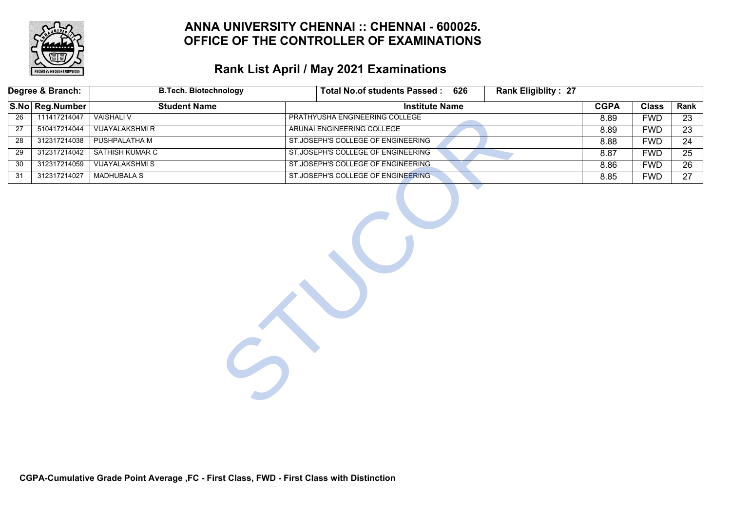# ANNA UNIVERSITY CHENNAI :: CHENNAI - 600025.
# OFFICE OF THE CONTROLLER OF EXAMINATIONS

## Rank List April / May 2021 Examinations

| Degree & Branch: | | B.Tech. Biotechnology | Total No.of students Passed : 626 | | Rank Eligiblity : 27 | | |
|---|---|---|---|---|---|---|---|
| **S.No** | **Reg.Number** | **Student Name** | **Institute Name** | | **CGPA** | **Class** | **Rank** |
| 26 | 111417214047 | VAISHALI V | PRATHYUSHA ENGINEERING COLLEGE | | 8.89 | FWD | 23 |
| 27 | 510417214044 | VIJAYALAKSHMI R | ARUNAI ENGINEERING COLLEGE | | 8.89 | FWD | 23 |
| 28 | 312317214038 | PUSHPALATHA M | ST.JOSEPH'S COLLEGE OF ENGINEERING | | 8.88 | FWD | 24 |
| 29 | 312317214042 | SATHISH KUMAR C | ST.JOSEPH'S COLLEGE OF ENGINEERING | | 8.87 | FWD | 25 |
| 30 | 312317214059 | VIJAYALAKSHMI S | ST.JOSEPH'S COLLEGE OF ENGINEERING | | 8.86 | FWD | 26 |
| 31 | 312317214027 | MADHUBALA S | ST.JOSEPH'S COLLEGE OF ENGINEERING | | 8.85 | FWD | 27 |

**CGPA-Cumulative Grade Point Average ,FC - First Class, FWD - First Class with Distinction**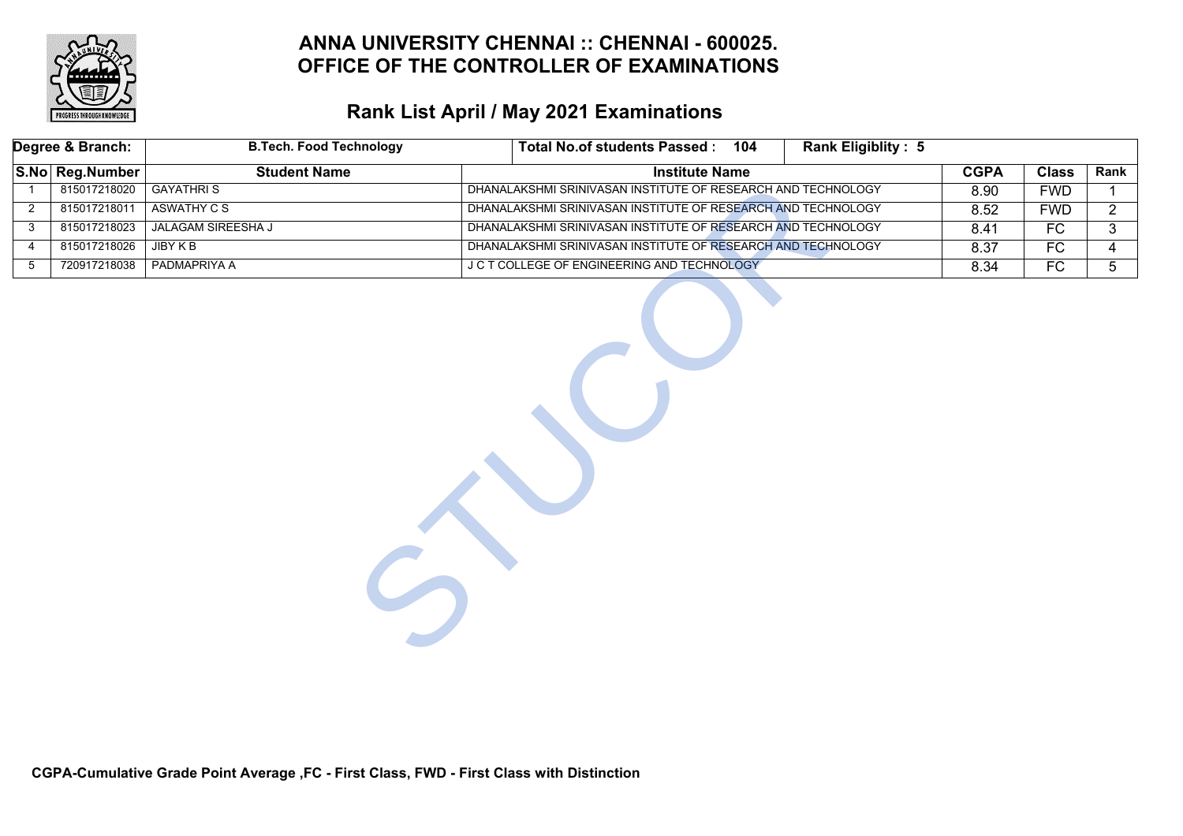# ANNA UNIVERSITY CHENNAI :: CHENNAI - 600025.
# OFFICE OF THE CONTROLLER OF EXAMINATIONS

## Rank List April / May 2021 Examinations

| Degree & Branch: | B.Tech. Food Technology | Total No.of students Passed : 104 | Rank Eligiblity : 5 | | | |
|---|---|---|---|---|---|---|
| **S.No** | **Reg.Number** | **Student Name** | **Institute Name** | **CGPA** | **Class** | **Rank** |
| 1 | 815017218020 | GAYATHRI S | DHANALAKSHMI SRINIVASAN INSTITUTE OF RESEARCH AND TECHNOLOGY | 8.90 | FWD | 1 |
| 2 | 815017218011 | ASWATHY C S | DHANALAKSHMI SRINIVASAN INSTITUTE OF RESEARCH AND TECHNOLOGY | 8.52 | FWD | 2 |
| 3 | 815017218023 | JALAGAM SIREESHA J | DHANALAKSHMI SRINIVASAN INSTITUTE OF RESEARCH AND TECHNOLOGY | 8.41 | FC | 3 |
| 4 | 815017218026 | JIBY K B | DHANALAKSHMI SRINIVASAN INSTITUTE OF RESEARCH AND TECHNOLOGY | 8.37 | FC | 4 |
| 5 | 720917218038 | PADMAPRIYA A | J C T COLLEGE OF ENGINEERING AND TECHNOLOGY | 8.34 | FC | 5 |

**CGPA-Cumulative Grade Point Average ,FC - First Class, FWD - First Class with Distinction**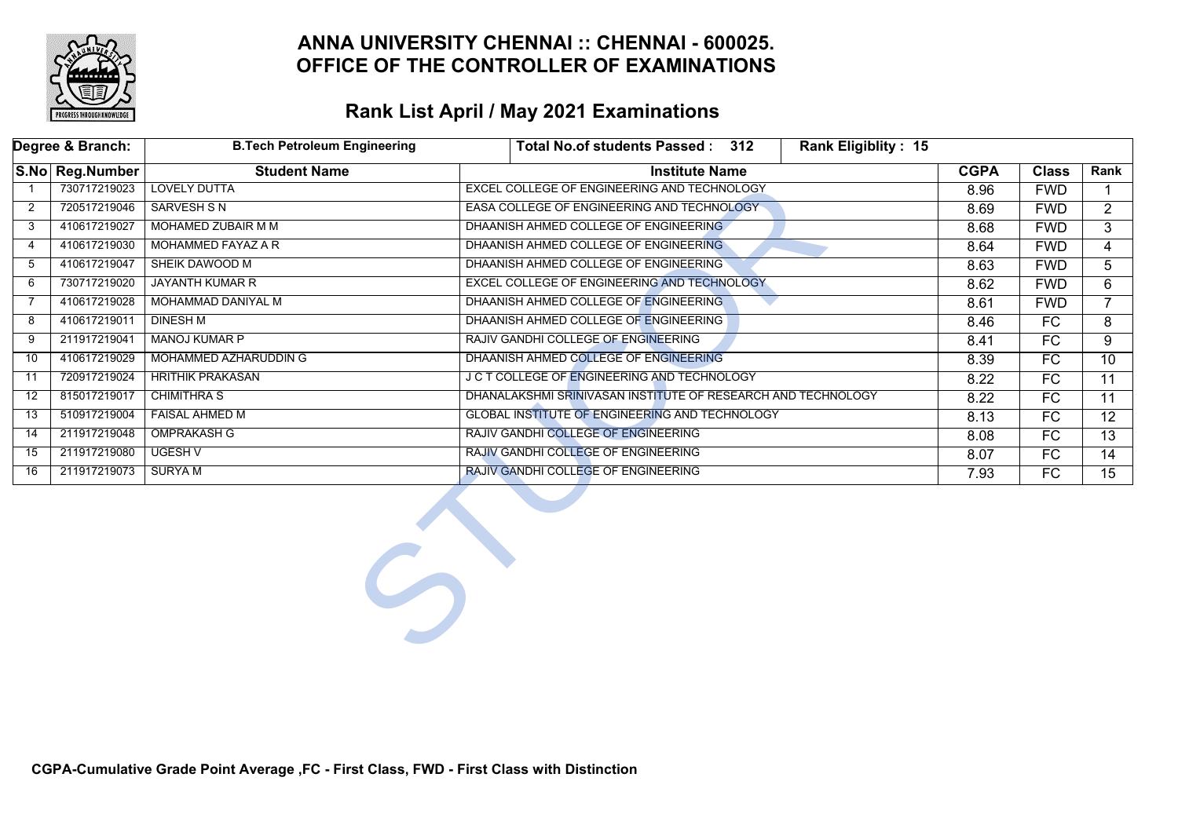# ANNA UNIVERSITY CHENNAI :: CHENNAI - 600025.
# OFFICE OF THE CONTROLLER OF EXAMINATIONS

## Rank List April / May 2021 Examinations

| Degree & Branch: | B.Tech Petroleum Engineering | Total No.of students Passed : 312 | Rank Eligiblity : 15 | | | |
|---|---|---|---|---|---|---|
| **S.No** | **Reg.Number** | **Student Name** | **Institute Name** | **CGPA** | **Class** | **Rank** |
| 1 | 730717219023 | LOVELY DUTTA | EXCEL COLLEGE OF ENGINEERING AND TECHNOLOGY | 8.96 | FWD | 1 |
| 2 | 720517219046 | SARVESH S N | EASA COLLEGE OF ENGINEERING AND TECHNOLOGY | 8.69 | FWD | 2 |
| 3 | 410617219027 | MOHAMED ZUBAIR M M | DHAANISH AHMED COLLEGE OF ENGINEERING | 8.68 | FWD | 3 |
| 4 | 410617219030 | MOHAMMED FAYAZ A R | DHAANISH AHMED COLLEGE OF ENGINEERING | 8.64 | FWD | 4 |
| 5 | 410617219047 | SHEIK DAWOOD M | DHAANISH AHMED COLLEGE OF ENGINEERING | 8.63 | FWD | 5 |
| 6 | 730717219020 | JAYANTH KUMAR R | EXCEL COLLEGE OF ENGINEERING AND TECHNOLOGY | 8.62 | FWD | 6 |
| 7 | 410617219028 | MOHAMMAD DANIYAL M | DHAANISH AHMED COLLEGE OF ENGINEERING | 8.61 | FWD | 7 |
| 8 | 410617219011 | DINESH M | DHAANISH AHMED COLLEGE OF ENGINEERING | 8.46 | FC | 8 |
| 9 | 211917219041 | MANOJ KUMAR P | RAJIV GANDHI COLLEGE OF ENGINEERING | 8.41 | FC | 9 |
| 10 | 410617219029 | MOHAMMED AZHARUDDIN G | DHAANISH AHMED COLLEGE OF ENGINEERING | 8.39 | FC | 10 |
| 11 | 720917219024 | HRITHIK PRAKASAN | J C T COLLEGE OF ENGINEERING AND TECHNOLOGY | 8.22 | FC | 11 |
| 12 | 815017219017 | CHIMITHRA S | DHANALAKSHMI SRINIVASAN INSTITUTE OF RESEARCH AND TECHNOLOGY | 8.22 | FC | 11 |
| 13 | 510917219004 | FAISAL AHMED M | GLOBAL INSTITUTE OF ENGINEERING AND TECHNOLOGY | 8.13 | FC | 12 |
| 14 | 211917219048 | OMPRAKASH G | RAJIV GANDHI COLLEGE OF ENGINEERING | 8.08 | FC | 13 |
| 15 | 211917219080 | UGESH V | RAJIV GANDHI COLLEGE OF ENGINEERING | 8.07 | FC | 14 |
| 16 | 211917219073 | SURYA M | RAJIV GANDHI COLLEGE OF ENGINEERING | 7.93 | FC | 15 |

**CGPA-Cumulative Grade Point Average ,FC - First Class, FWD - First Class with Distinction**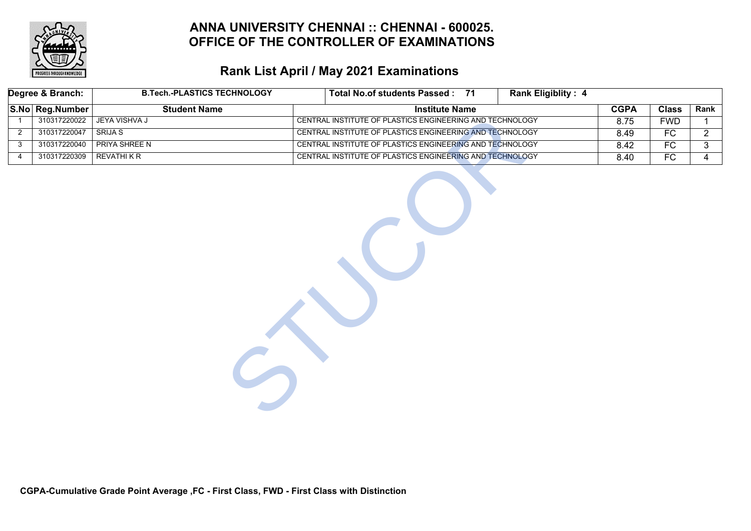# ANNA UNIVERSITY CHENNAI :: CHENNAI - 600025.
# OFFICE OF THE CONTROLLER OF EXAMINATIONS

## Rank List April / May 2021 Examinations

| Degree & Branch: | B.Tech.-PLASTICS TECHNOLOGY | Total No.of students Passed : 71 | Rank Eligiblity : 4 | | | |
|---|---|---|---|---|---|---|
| **S.No** | **Reg.Number** | **Student Name** | **Institute Name** | **CGPA** | **Class** | **Rank** |
| 1 | 310317220022 | JEYA VISHVA J | CENTRAL INSTITUTE OF PLASTICS ENGINEERING AND TECHNOLOGY | 8.75 | FWD | 1 |
| 2 | 310317220047 | SRIJA S | CENTRAL INSTITUTE OF PLASTICS ENGINEERING AND TECHNOLOGY | 8.49 | FC | 2 |
| 3 | 310317220040 | PRIYA SHREE N | CENTRAL INSTITUTE OF PLASTICS ENGINEERING AND TECHNOLOGY | 8.42 | FC | 3 |
| 4 | 310317220309 | REVATHI K R | CENTRAL INSTITUTE OF PLASTICS ENGINEERING AND TECHNOLOGY | 8.40 | FC | 4 |

**CGPA-Cumulative Grade Point Average ,FC - First Class, FWD - First Class with Distinction**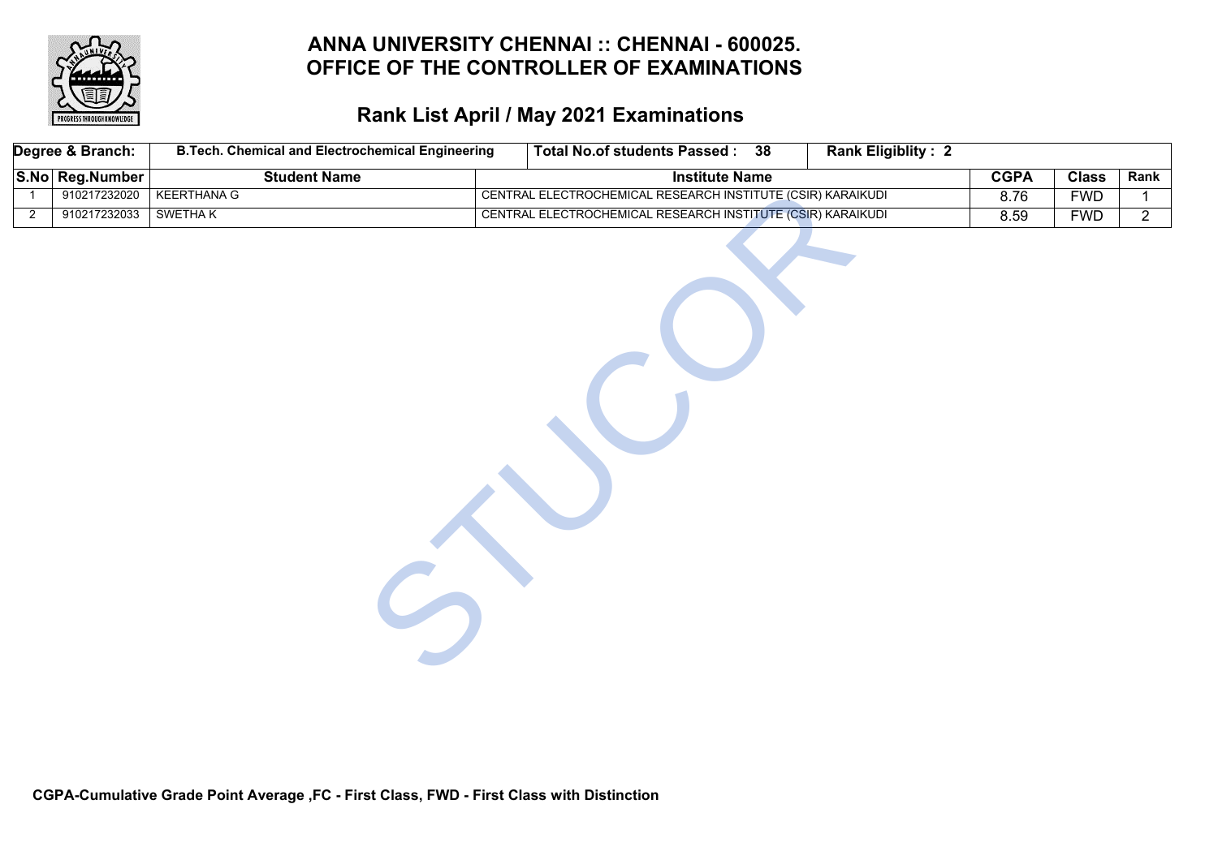# ANNA UNIVERSITY CHENNAI :: CHENNAI - 600025.
# OFFICE OF THE CONTROLLER OF EXAMINATIONS

## Rank List April / May 2021 Examinations

| Degree & Branch: | B.Tech. Chemical and Electrochemical Engineering | Total No.of students Passed : 38 | Rank Eligiblity : 2 | | | |
|---|---|---|---|---|---|---|
| **S.No** | **Reg.Number** | **Student Name** | **Institute Name** | **CGPA** | **Class** | **Rank** |
| 1 | 910217232020 | KEERTHANA G | CENTRAL ELECTROCHEMICAL RESEARCH INSTITUTE (CSIR) KARAIKUDI | 8.76 | FWD | 1 |
| 2 | 910217232033 | SWETHA K | CENTRAL ELECTROCHEMICAL RESEARCH INSTITUTE (CSIR) KARAIKUDI | 8.59 | FWD | 2 |

**CGPA-Cumulative Grade Point Average ,FC - First Class, FWD - First Class with Distinction**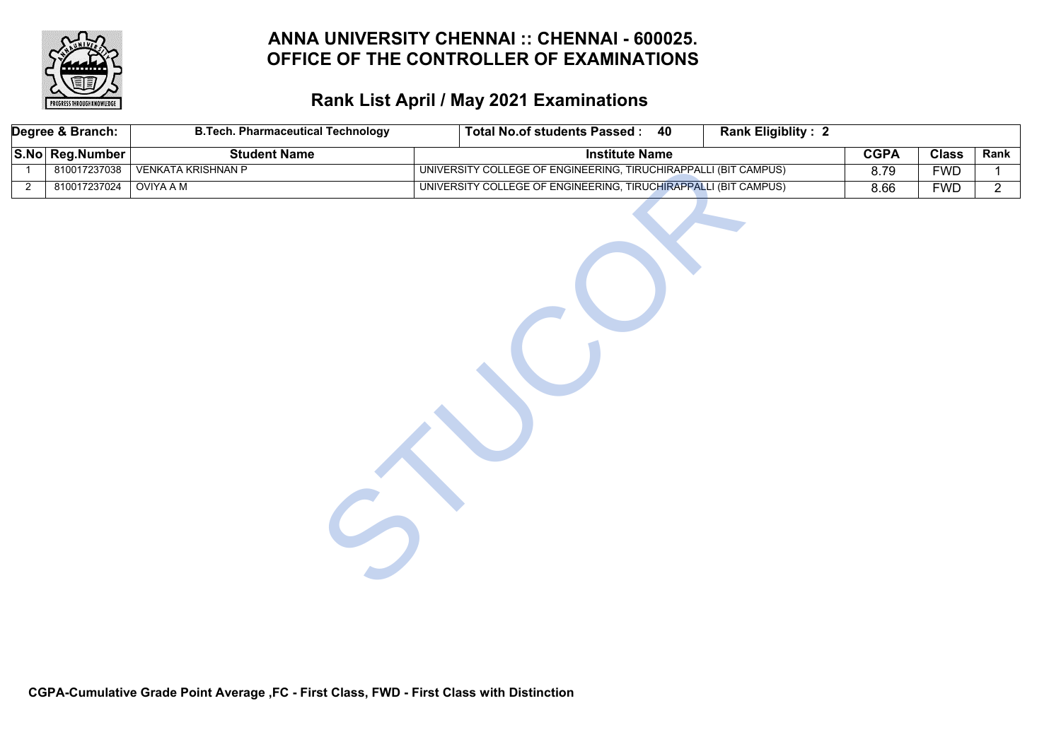# ANNA UNIVERSITY CHENNAI :: CHENNAI - 600025.
# OFFICE OF THE CONTROLLER OF EXAMINATIONS

## Rank List April / May 2021 Examinations

| Degree & Branch: | B.Tech. Pharmaceutical Technology | Total No.of students Passed : 40 | Rank Eligiblity : 2 | | | |
|---|---|---|---|---|---|---|
| **S.No** | **Reg.Number** | **Student Name** | **Institute Name** | **CGPA** | **Class** | **Rank** |
| 1 | 810017237038 | VENKATA KRISHNAN P | UNIVERSITY COLLEGE OF ENGINEERING, TIRUCHIRAPPALLI (BIT CAMPUS) | 8.79 | FWD | 1 |
| 2 | 810017237024 | OVIYA A M | UNIVERSITY COLLEGE OF ENGINEERING, TIRUCHIRAPPALLI (BIT CAMPUS) | 8.66 | FWD | 2 |

**CGPA-Cumulative Grade Point Average ,FC - First Class, FWD - First Class with Distinction**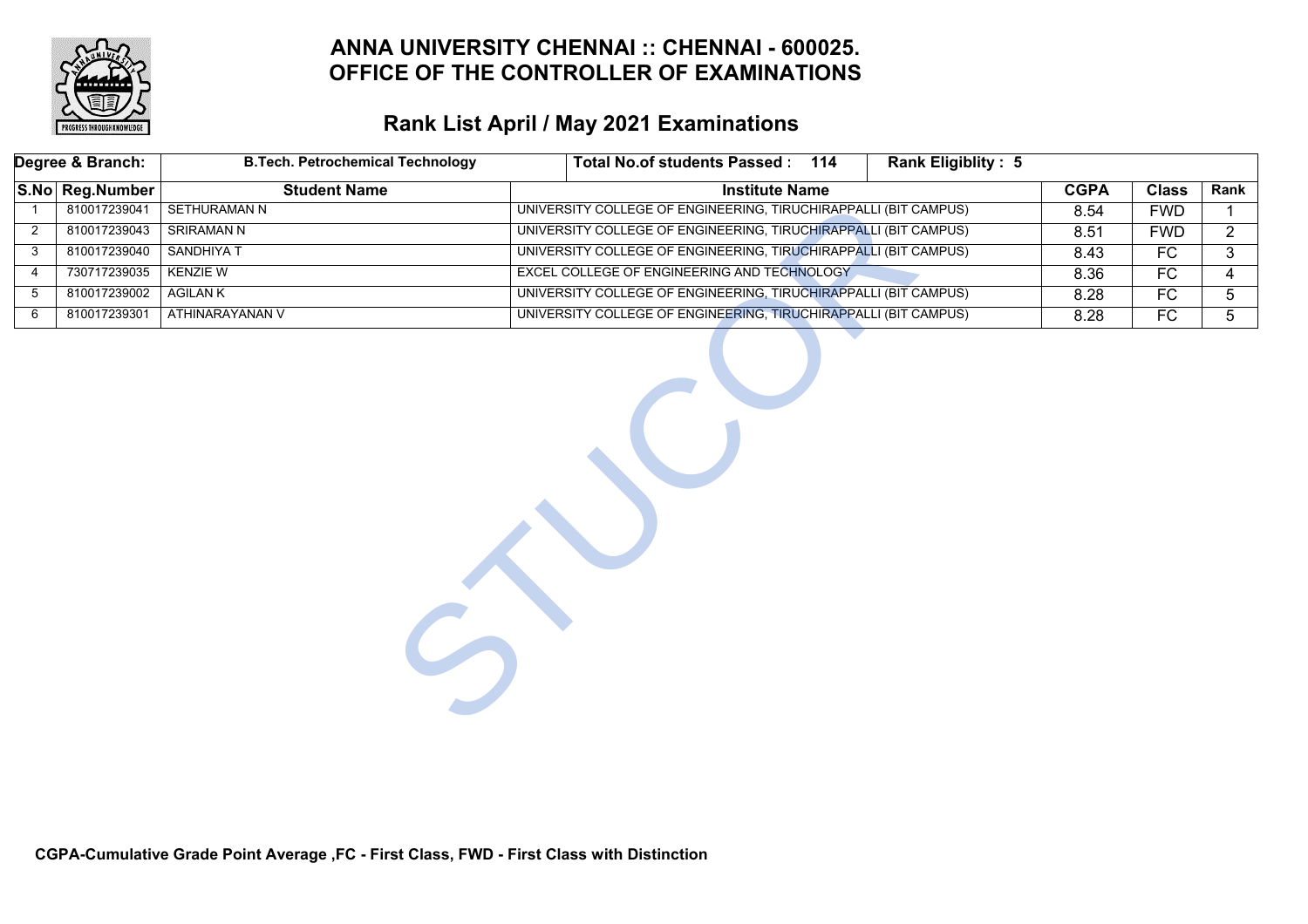# ANNA UNIVERSITY CHENNAI :: CHENNAI - 600025.
# OFFICE OF THE CONTROLLER OF EXAMINATIONS

## Rank List April / May 2021 Examinations

| Degree & Branch: | B.Tech. Petrochemical Technology | Total No.of students Passed : 114 | Rank Eligiblity : 5 | | |
|---|---|---|---|---|---|

| S.No | Reg.Number | Student Name | Institute Name | CGPA | Class | Rank |
|---|---|---|---|---|---|---|
| 1 | 810017239041 | SETHURAMAN N | UNIVERSITY COLLEGE OF ENGINEERING, TIRUCHIRAPPALLI (BIT CAMPUS) | 8.54 | FWD | 1 |
| 2 | 810017239043 | SRIRAMAN N | UNIVERSITY COLLEGE OF ENGINEERING, TIRUCHIRAPPALLI (BIT CAMPUS) | 8.51 | FWD | 2 |
| 3 | 810017239040 | SANDHIYA T | UNIVERSITY COLLEGE OF ENGINEERING, TIRUCHIRAPPALLI (BIT CAMPUS) | 8.43 | FC | 3 |
| 4 | 730717239035 | KENZIE W | EXCEL COLLEGE OF ENGINEERING AND TECHNOLOGY | 8.36 | FC | 4 |
| 5 | 810017239002 | AGILAN K | UNIVERSITY COLLEGE OF ENGINEERING, TIRUCHIRAPPALLI (BIT CAMPUS) | 8.28 | FC | 5 |
| 6 | 810017239301 | ATHINARAYANAN V | UNIVERSITY COLLEGE OF ENGINEERING, TIRUCHIRAPPALLI (BIT CAMPUS) | 8.28 | FC | 5 |

**CGPA-Cumulative Grade Point Average ,FC - First Class, FWD - First Class with Distinction**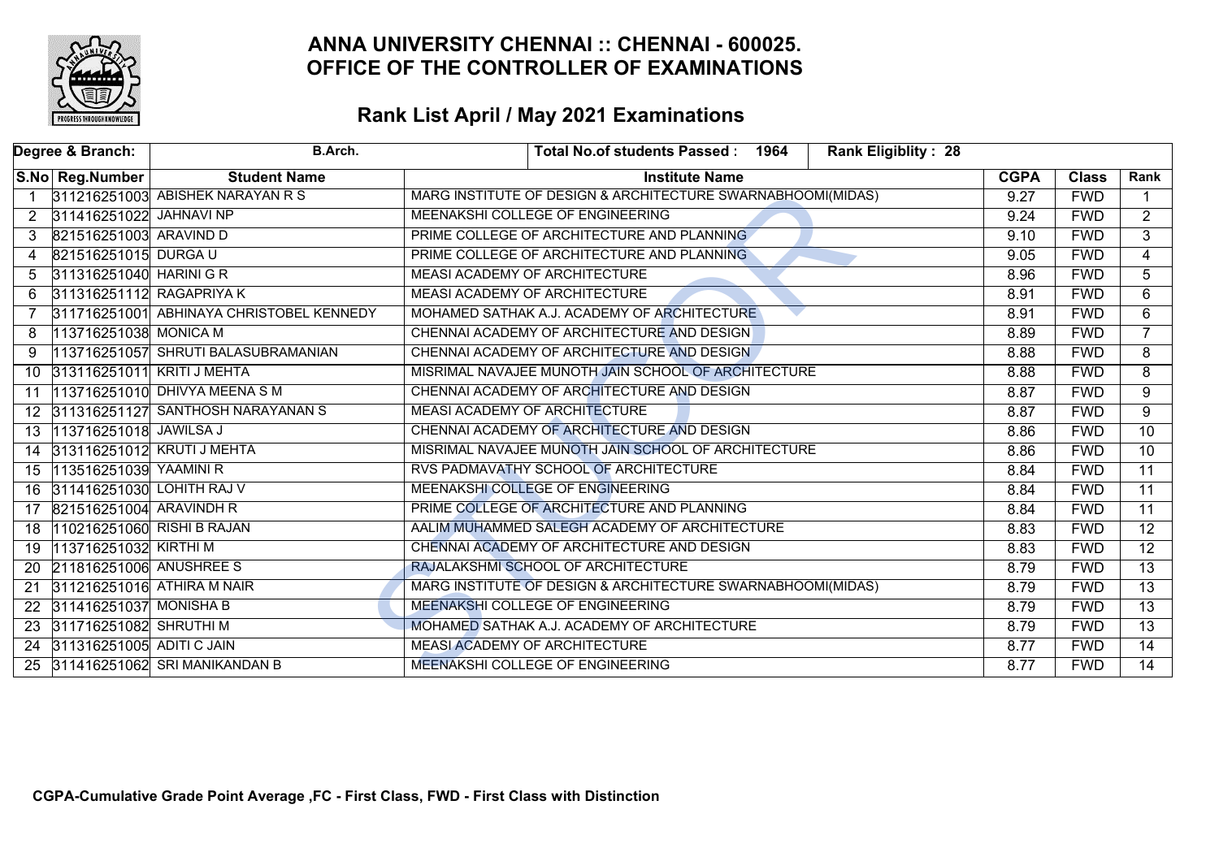# ANNA UNIVERSITY CHENNAI :: CHENNAI - 600025.
# OFFICE OF THE CONTROLLER OF EXAMINATIONS

## Rank List April / May 2021 Examinations

| Degree & Branch: | B.Arch. | Total No.of students Passed : 1964 | Rank Eligiblity : 28 | | | |
|---|---|---|---|---|---|---|

| S.No | Reg.Number | Student Name | Institute Name | CGPA | Class | Rank |
|---|---|---|---|---|---|---|
| 1 | 311216251003 | ABISHEK NARAYAN R S | MARG INSTITUTE OF DESIGN & ARCHITECTURE SWARNABHOOMI(MIDAS) | 9.27 | FWD | 1 |
| 2 | 311416251022 | JAHNAVI NP | MEENAKSHI COLLEGE OF ENGINEERING | 9.24 | FWD | 2 |
| 3 | 821516251003 | ARAVIND D | PRIME COLLEGE OF ARCHITECTURE AND PLANNING | 9.10 | FWD | 3 |
| 4 | 821516251015 | DURGA U | PRIME COLLEGE OF ARCHITECTURE AND PLANNING | 9.05 | FWD | 4 |
| 5 | 311316251040 | HARINI G R | MEASI ACADEMY OF ARCHITECTURE | 8.96 | FWD | 5 |
| 6 | 311316251112 | RAGAPRIYA K | MEASI ACADEMY OF ARCHITECTURE | 8.91 | FWD | 6 |
| 7 | 311716251001 | ABHINAYA CHRISTOBEL KENNEDY | MOHAMED SATHAK A.J. ACADEMY OF ARCHITECTURE | 8.91 | FWD | 6 |
| 8 | 113716251038 | MONICA M | CHENNAI ACADEMY OF ARCHITECTURE AND DESIGN | 8.89 | FWD | 7 |
| 9 | 113716251057 | SHRUTI BALASUBRAMANIAN | CHENNAI ACADEMY OF ARCHITECTURE AND DESIGN | 8.88 | FWD | 8 |
| 10 | 313116251011 | KRITI J MEHTA | MISRIMAL NAVAJEE MUNOTH JAIN SCHOOL OF ARCHITECTURE | 8.88 | FWD | 8 |
| 11 | 113716251010 | DHIVYA MEENA S M | CHENNAI ACADEMY OF ARCHITECTURE AND DESIGN | 8.87 | FWD | 9 |
| 12 | 311316251127 | SANTHOSH NARAYANAN S | MEASI ACADEMY OF ARCHITECTURE | 8.87 | FWD | 9 |
| 13 | 113716251018 | JAWILSA J | CHENNAI ACADEMY OF ARCHITECTURE AND DESIGN | 8.86 | FWD | 10 |
| 14 | 313116251012 | KRUTI J MEHTA | MISRIMAL NAVAJEE MUNOTH JAIN SCHOOL OF ARCHITECTURE | 8.86 | FWD | 10 |
| 15 | 113516251039 | YAAMINI R | RVS PADMAVATHY SCHOOL OF ARCHITECTURE | 8.84 | FWD | 11 |
| 16 | 311416251030 | LOHITH RAJ V | MEENAKSHI COLLEGE OF ENGINEERING | 8.84 | FWD | 11 |
| 17 | 821516251004 | ARAVINDH R | PRIME COLLEGE OF ARCHITECTURE AND PLANNING | 8.84 | FWD | 11 |
| 18 | 110216251060 | RISHI B RAJAN | AALIM MUHAMMED SALEGH ACADEMY OF ARCHITECTURE | 8.83 | FWD | 12 |
| 19 | 113716251032 | KIRTHI M | CHENNAI ACADEMY OF ARCHITECTURE AND DESIGN | 8.83 | FWD | 12 |
| 20 | 211816251006 | ANUSHREE S | RAJALAKSHMI SCHOOL OF ARCHITECTURE | 8.79 | FWD | 13 |
| 21 | 311216251016 | ATHIRA M NAIR | MARG INSTITUTE OF DESIGN & ARCHITECTURE SWARNABHOOMI(MIDAS) | 8.79 | FWD | 13 |
| 22 | 311416251037 | MONISHA B | MEENAKSHI COLLEGE OF ENGINEERING | 8.79 | FWD | 13 |
| 23 | 311716251082 | SHRUTHI M | MOHAMED SATHAK A.J. ACADEMY OF ARCHITECTURE | 8.79 | FWD | 13 |
| 24 | 311316251005 | ADITI C JAIN | MEASI ACADEMY OF ARCHITECTURE | 8.77 | FWD | 14 |
| 25 | 311416251062 | SRI MANIKANDAN B | MEENAKSHI COLLEGE OF ENGINEERING | 8.77 | FWD | 14 |

**CGPA-Cumulative Grade Point Average ,FC - First Class, FWD - First Class with Distinction**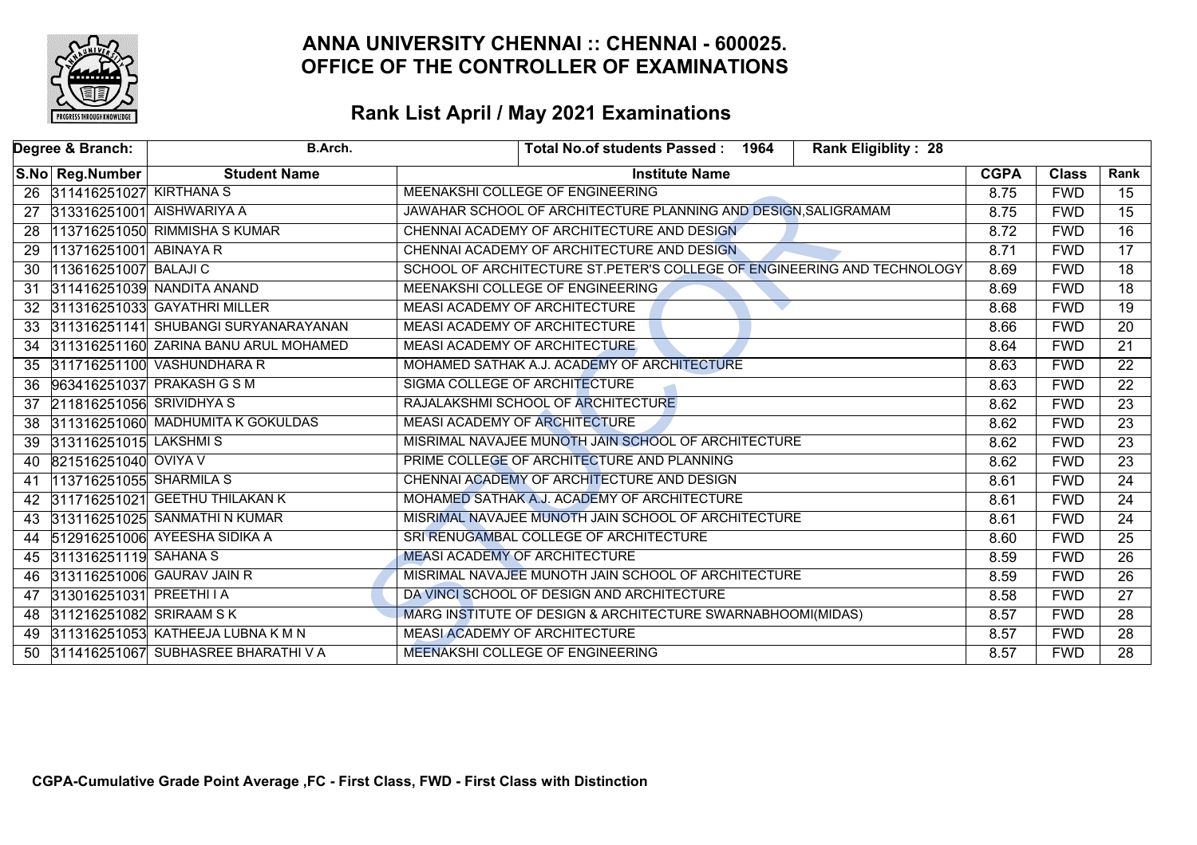# ANNA UNIVERSITY CHENNAI :: CHENNAI - 600025.
# OFFICE OF THE CONTROLLER OF EXAMINATIONS

## Rank List April / May 2021 Examinations

| Degree & Branch: | | B.Arch. | Total No.of students Passed : 1964 | Rank Eligiblity : 28 | | |
|---|---|---|---|---|---|---|
| **S.No** | **Reg.Number** | **Student Name** | **Institute Name** | **CGPA** | **Class** | **Rank** |
| 26 | 311416251027 | KIRTHANA S | MEENAKSHI COLLEGE OF ENGINEERING | 8.75 | FWD | 15 |
| 27 | 313316251001 | AISHWARIYA A | JAWAHAR SCHOOL OF ARCHITECTURE PLANNING AND DESIGN,SALIGRAMAM | 8.75 | FWD | 15 |
| 28 | 113716251050 | RIMMISHA S KUMAR | CHENNAI ACADEMY OF ARCHITECTURE AND DESIGN | 8.72 | FWD | 16 |
| 29 | 113716251001 | ABINAYA R | CHENNAI ACADEMY OF ARCHITECTURE AND DESIGN | 8.71 | FWD | 17 |
| 30 | 113616251007 | BALAJI C | SCHOOL OF ARCHITECTURE ST.PETER'S COLLEGE OF ENGINEERING AND TECHNOLOGY | 8.69 | FWD | 18 |
| 31 | 311416251039 | NANDITA ANAND | MEENAKSHI COLLEGE OF ENGINEERING | 8.69 | FWD | 18 |
| 32 | 311316251033 | GAYATHRI MILLER | MEASI ACADEMY OF ARCHITECTURE | 8.68 | FWD | 19 |
| 33 | 311316251141 | SHUBANGI SURYANARAYANAN | MEASI ACADEMY OF ARCHITECTURE | 8.66 | FWD | 20 |
| 34 | 311316251160 | ZARINA BANU ARUL MOHAMED | MEASI ACADEMY OF ARCHITECTURE | 8.64 | FWD | 21 |
| 35 | 311716251100 | VASHUNDHARA R | MOHAMED SATHAK A.J. ACADEMY OF ARCHITECTURE | 8.63 | FWD | 22 |
| 36 | 963416251037 | PRAKASH G S M | SIGMA COLLEGE OF ARCHITECTURE | 8.63 | FWD | 22 |
| 37 | 211816251056 | SRIVIDHYA S | RAJALAKSHMI SCHOOL OF ARCHITECTURE | 8.62 | FWD | 23 |
| 38 | 311316251060 | MADHUMITA K GOKULDAS | MEASI ACADEMY OF ARCHITECTURE | 8.62 | FWD | 23 |
| 39 | 313116251015 | LAKSHMI S | MISRIMAL NAVAJEE MUNOTH JAIN SCHOOL OF ARCHITECTURE | 8.62 | FWD | 23 |
| 40 | 821516251040 | OVIYA V | PRIME COLLEGE OF ARCHITECTURE AND PLANNING | 8.62 | FWD | 23 |
| 41 | 113716251055 | SHARMILA S | CHENNAI ACADEMY OF ARCHITECTURE AND DESIGN | 8.61 | FWD | 24 |
| 42 | 311716251021 | GEETHU THILAKAN K | MOHAMED SATHAK A.J. ACADEMY OF ARCHITECTURE | 8.61 | FWD | 24 |
| 43 | 313116251025 | SANMATHI N KUMAR | MISRIMAL NAVAJEE MUNOTH JAIN SCHOOL OF ARCHITECTURE | 8.61 | FWD | 24 |
| 44 | 512916251006 | AYEESHA SIDIKA A | SRI RENUGAMBAL COLLEGE OF ARCHITECTURE | 8.60 | FWD | 25 |
| 45 | 311316251119 | SAHANA S | MEASI ACADEMY OF ARCHITECTURE | 8.59 | FWD | 26 |
| 46 | 313116251006 | GAURAV JAIN R | MISRIMAL NAVAJEE MUNOTH JAIN SCHOOL OF ARCHITECTURE | 8.59 | FWD | 26 |
| 47 | 313016251031 | PREETHI I A | DA VINCI SCHOOL OF DESIGN AND ARCHITECTURE | 8.58 | FWD | 27 |
| 48 | 311216251082 | SRIRAAM S K | MARG INSTITUTE OF DESIGN & ARCHITECTURE SWARNABHOOMI(MIDAS) | 8.57 | FWD | 28 |
| 49 | 311316251053 | KATHEEJA LUBNA K M N | MEASI ACADEMY OF ARCHITECTURE | 8.57 | FWD | 28 |
| 50 | 311416251067 | SUBHASREE BHARATHI V A | MEENAKSHI COLLEGE OF ENGINEERING | 8.57 | FWD | 28 |

**CGPA-Cumulative Grade Point Average ,FC - First Class, FWD - First Class with Distinction**